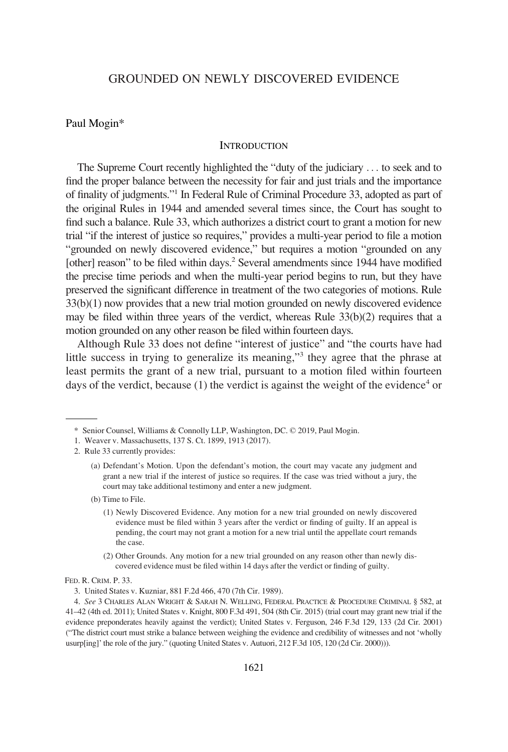# GROUNDED ON NEWLY DISCOVERED EVIDENCE

Paul Mogin*

## INTRODUCTION

The Supreme Court recently highlighted the "duty of the judiciary . . . to seek and to find the proper balance between the necessity for fair and just trials and the importance of finality of judgments."[1] In Federal Rule of Criminal Procedure 33, adopted as part of the original Rules in 1944 and amended several times since, the Court has sought to find such a balance. Rule 33, which authorizes a district court to grant a motion for new trial "if the interest of justice so requires," provides a multi-year period to file a motion "grounded on newly discovered evidence," but requires a motion "grounded on any [other] reason" to be filed within days.[2] Several amendments since 1944 have modified the precise time periods and when the multi-year period begins to run, but they have preserved the significant difference in treatment of the two categories of motions. Rule 33(b)(1) now provides that a new trial motion grounded on newly discovered evidence may be filed within three years of the verdict, whereas Rule 33(b)(2) requires that a motion grounded on any other reason be filed within fourteen days.

Although Rule 33 does not define "interest of justice" and "the courts have had little success in trying to generalize its meaning,"[3] they agree that the phrase at least permits the grant of a new trial, pursuant to a motion filed within fourteen days of the verdict, because (1) the verdict is against the weight of the evidence[4] or

---

\* Senior Counsel, Williams & Connolly LLP, Washington, DC. © 2019, Paul Mogin.

1. Weaver v. Massachusetts, 137 S. Ct. 1899, 1913 (2017).

2. Rule 33 currently provides:

> (a) Defendant's Motion. Upon the defendant's motion, the court may vacate any judgment and grant a new trial if the interest of justice so requires. If the case was tried without a jury, the court may take additional testimony and enter a new judgment.
>
> (b) Time to File.
>
> (1) Newly Discovered Evidence. Any motion for a new trial grounded on newly discovered evidence must be filed within 3 years after the verdict or finding of guilty. If an appeal is pending, the court may not grant a motion for a new trial until the appellate court remands the case.
>
> (2) Other Grounds. Any motion for a new trial grounded on any reason other than newly discovered evidence must be filed within 14 days after the verdict or finding of guilty.

FED. R. CRIM. P. 33.

3. United States v. Kuzniar, 881 F.2d 466, 470 (7th Cir. 1989).

4. *See* 3 CHARLES ALAN WRIGHT & SARAH N. WELLING, FEDERAL PRACTICE & PROCEDURE CRIMINAL § 582, at 41–42 (4th ed. 2011); United States v. Knight, 800 F.3d 491, 504 (8th Cir. 2015) (trial court may grant new trial if the evidence preponderates heavily against the verdict); United States v. Ferguson, 246 F.3d 129, 133 (2d Cir. 2001) ("The district court must strike a balance between weighing the evidence and credibility of witnesses and not 'wholly usurp[ing]' the role of the jury." (quoting United States v. Autuori, 212 F.3d 105, 120 (2d Cir. 2000))).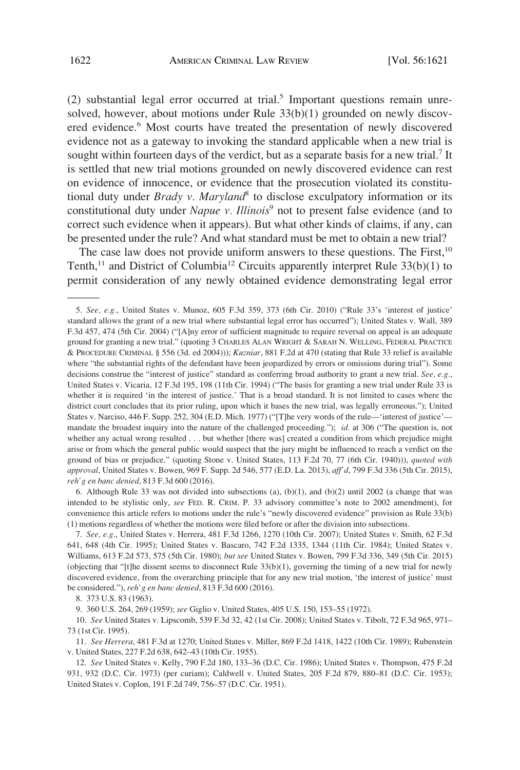(2) substantial legal error occurred at trial.[5] Important questions remain unresolved, however, about motions under Rule 33(b)(1) grounded on newly discovered evidence.[6] Most courts have treated the presentation of newly discovered evidence not as a gateway to invoking the standard applicable when a new trial is sought within fourteen days of the verdict, but as a separate basis for a new trial.[7] It is settled that new trial motions grounded on newly discovered evidence can rest on evidence of innocence, or evidence that the prosecution violated its constitutional duty under *Brady v. Maryland*[8] to disclose exculpatory information or its constitutional duty under *Napue v. Illinois*[9] not to present false evidence (and to correct such evidence when it appears). But what other kinds of claims, if any, can be presented under the rule? And what standard must be met to obtain a new trial?

The case law does not provide uniform answers to these questions. The First,[10] Tenth,[11] and District of Columbia[12] Circuits apparently interpret Rule 33(b)(1) to permit consideration of any newly obtained evidence demonstrating legal error

---

5. *See, e.g.*, United States v. Munoz, 605 F.3d 359, 373 (6th Cir. 2010) ("Rule 33's 'interest of justice' standard allows the grant of a new trial where substantial legal error has occurred"); United States v. Wall, 389 F.3d 457, 474 (5th Cir. 2004) ("[A]ny error of sufficient magnitude to require reversal on appeal is an adequate ground for granting a new trial." (quoting 3 CHARLES ALAN WRIGHT & SARAH N. WELLING, FEDERAL PRACTICE & PROCEDURE CRIMINAL § 556 (3d. ed 2004))); *Kuzniar*, 881 F.2d at 470 (stating that Rule 33 relief is available where "the substantial rights of the defendant have been jeopardized by errors or omissions during trial"). Some decisions construe the "interest of justice" standard as conferring broad authority to grant a new trial. *See, e.g.*, United States v. Vicaria, 12 F.3d 195, 198 (11th Cir. 1994) ("The basis for granting a new trial under Rule 33 is whether it is required 'in the interest of justice.' That is a broad standard. It is not limited to cases where the district court concludes that its prior ruling, upon which it bases the new trial, was legally erroneous."); United States v. Narciso, 446 F. Supp. 252, 304 (E.D. Mich. 1977) ("[T]he very words of the rule—'interest of justice'—mandate the broadest inquiry into the nature of the challenged proceeding."); *id.* at 306 ("The question is, not whether any actual wrong resulted . . . but whether [there was] created a condition from which prejudice might arise or from which the general public would suspect that the jury might be influenced to reach a verdict on the ground of bias or prejudice." (quoting Stone v. United States, 113 F.2d 70, 77 (6th Cir. 1940))), *quoted with approval*, United States v. Bowen, 969 F. Supp. 2d 546, 577 (E.D. La. 2013), *aff'd*, 799 F.3d 336 (5th Cir. 2015), *reh'g en banc denied*, 813 F.3d 600 (2016).

6. Although Rule 33 was not divided into subsections (a), (b)(1), and (b)(2) until 2002 (a change that was intended to be stylistic only, *see* FED. R. CRIM. P. 33 advisory committee's note to 2002 amendment), for convenience this article refers to motions under the rule's "newly discovered evidence" provision as Rule 33(b)(1) motions regardless of whether the motions were filed before or after the division into subsections.

7. *See, e.g.*, United States v. Herrera, 481 F.3d 1266, 1270 (10th Cir. 2007); United States v. Smith, 62 F.3d 641, 648 (4th Cir. 1995); United States v. Bascaro, 742 F.2d 1335, 1344 (11th Cir. 1984); United States v. Williams, 613 F.2d 573, 575 (5th Cir. 1980); *but see* United States v. Bowen, 799 F.3d 336, 349 (5th Cir. 2015) (objecting that "[t]he dissent seems to disconnect Rule 33(b)(1), governing the timing of a new trial for newly discovered evidence, from the overarching principle that for any new trial motion, 'the interest of justice' must be considered."), *reh'g en banc denied*, 813 F.3d 600 (2016).

8. 373 U.S. 83 (1963).

9. 360 U.S. 264, 269 (1959); *see* Giglio v. United States, 405 U.S. 150, 153–55 (1972).

10. *See* United States v. Lipscomb, 539 F.3d 32, 42 (1st Cir. 2008); United States v. Tibolt, 72 F.3d 965, 971–73 (1st Cir. 1995).

11. *See Herrera*, 481 F.3d at 1270; United States v. Miller, 869 F.2d 1418, 1422 (10th Cir. 1989); Rubenstein v. United States, 227 F.2d 638, 642–43 (10th Cir. 1955).

12. *See* United States v. Kelly, 790 F.2d 180, 133–36 (D.C. Cir. 1986); United States v. Thompson, 475 F.2d 931, 932 (D.C. Cir. 1973) (per curiam); Caldwell v. United States, 205 F.2d 879, 880–81 (D.C. Cir. 1953); United States v. Coplon, 191 F.2d 749, 756–57 (D.C. Cir. 1951).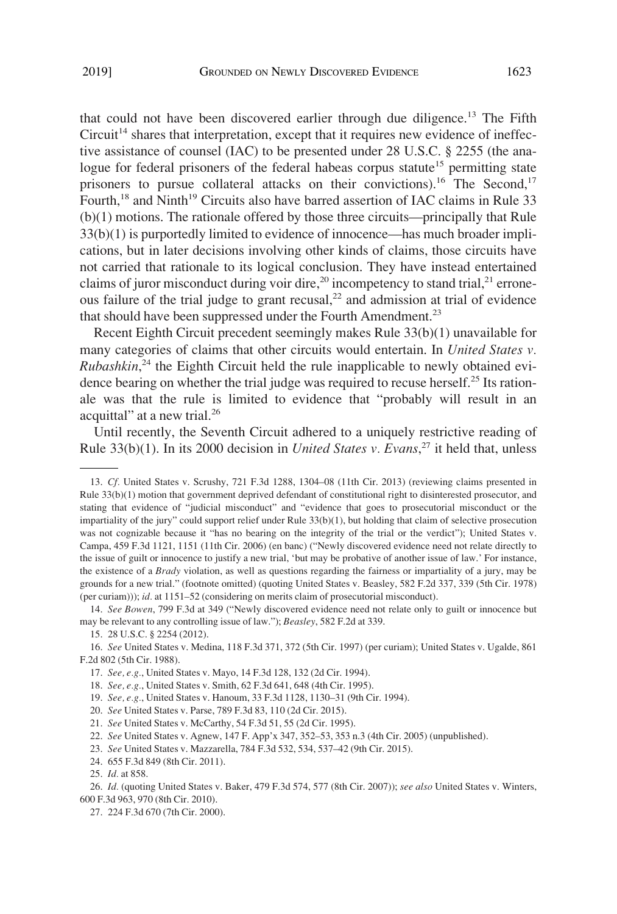that could not have been discovered earlier through due diligence.[13] The Fifth Circuit[14] shares that interpretation, except that it requires new evidence of ineffective assistance of counsel (IAC) to be presented under 28 U.S.C. § 2255 (the analogue for federal prisoners of the federal habeas corpus statute[15] permitting state prisoners to pursue collateral attacks on their convictions).[16] The Second,[17] Fourth,[18] and Ninth[19] Circuits also have barred assertion of IAC claims in Rule 33(b)(1) motions. The rationale offered by those three circuits—principally that Rule 33(b)(1) is purportedly limited to evidence of innocence—has much broader implications, but in later decisions involving other kinds of claims, those circuits have not carried that rationale to its logical conclusion. They have instead entertained claims of juror misconduct during voir dire,[20] incompetency to stand trial,[21] erroneous failure of the trial judge to grant recusal,[22] and admission at trial of evidence that should have been suppressed under the Fourth Amendment.[23]

Recent Eighth Circuit precedent seemingly makes Rule 33(b)(1) unavailable for many categories of claims that other circuits would entertain. In *United States v. Rubashkin*,[24] the Eighth Circuit held the rule inapplicable to newly obtained evidence bearing on whether the trial judge was required to recuse herself.[25] Its rationale was that the rule is limited to evidence that "probably will result in an acquittal" at a new trial.[26]

Until recently, the Seventh Circuit adhered to a uniquely restrictive reading of Rule 33(b)(1). In its 2000 decision in *United States v. Evans*,[27] it held that, unless

---

13. *Cf.* United States v. Scrushy, 721 F.3d 1288, 1304–08 (11th Cir. 2013) (reviewing claims presented in Rule 33(b)(1) motion that government deprived defendant of constitutional right to disinterested prosecutor, and stating that evidence of "judicial misconduct" and "evidence that goes to prosecutorial misconduct or the impartiality of the jury" could support relief under Rule 33(b)(1), but holding that claim of selective prosecution was not cognizable because it "has no bearing on the integrity of the trial or the verdict"); United States v. Campa, 459 F.3d 1121, 1151 (11th Cir. 2006) (en banc) ("Newly discovered evidence need not relate directly to the issue of guilt or innocence to justify a new trial, 'but may be probative of another issue of law.' For instance, the existence of a *Brady* violation, as well as questions regarding the fairness or impartiality of a jury, may be grounds for a new trial." (footnote omitted) (quoting United States v. Beasley, 582 F.2d 337, 339 (5th Cir. 1978) (per curiam))); *id.* at 1151–52 (considering on merits claim of prosecutorial misconduct).

14. *See Bowen*, 799 F.3d at 349 ("Newly discovered evidence need not relate only to guilt or innocence but may be relevant to any controlling issue of law."); *Beasley*, 582 F.2d at 339.

15. 28 U.S.C. § 2254 (2012).

16. *See* United States v. Medina, 118 F.3d 371, 372 (5th Cir. 1997) (per curiam); United States v. Ugalde, 861 F.2d 802 (5th Cir. 1988).

17. *See, e.g.*, United States v. Mayo, 14 F.3d 128, 132 (2d Cir. 1994).

18. *See, e.g.*, United States v. Smith, 62 F.3d 641, 648 (4th Cir. 1995).

19. *See, e.g.*, United States v. Hanoum, 33 F.3d 1128, 1130–31 (9th Cir. 1994).

20. *See* United States v. Parse, 789 F.3d 83, 110 (2d Cir. 2015).

21. *See* United States v. McCarthy, 54 F.3d 51, 55 (2d Cir. 1995).

22. *See* United States v. Agnew, 147 F. App'x 347, 352–53, 353 n.3 (4th Cir. 2005) (unpublished).

23. *See* United States v. Mazzarella, 784 F.3d 532, 534, 537–42 (9th Cir. 2015).

24. 655 F.3d 849 (8th Cir. 2011).

25. *Id.* at 858.

26. *Id.* (quoting United States v. Baker, 479 F.3d 574, 577 (8th Cir. 2007)); *see also* United States v. Winters, 600 F.3d 963, 970 (8th Cir. 2010).

27. 224 F.3d 670 (7th Cir. 2000).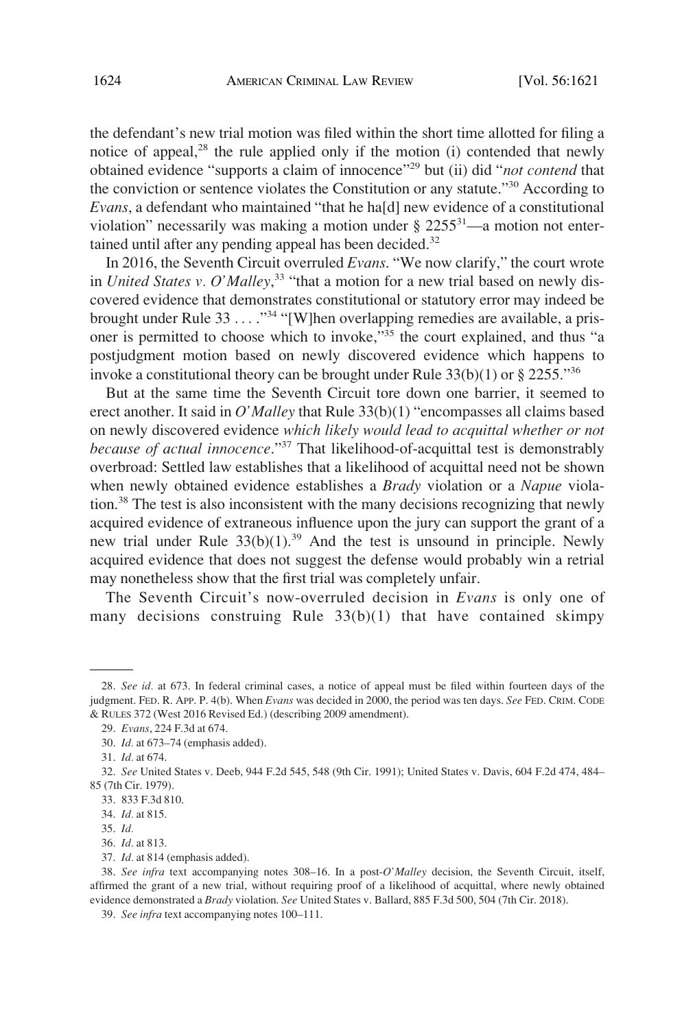the defendant's new trial motion was filed within the short time allotted for filing a notice of appeal,[28] the rule applied only if the motion (i) contended that newly obtained evidence "supports a claim of innocence"[29] but (ii) did "*not contend* that the conviction or sentence violates the Constitution or any statute."[30] According to *Evans*, a defendant who maintained "that he ha[d] new evidence of a constitutional violation" necessarily was making a motion under § 2255[31]—a motion not entertained until after any pending appeal has been decided.[32]

In 2016, the Seventh Circuit overruled *Evans*. "We now clarify," the court wrote in *United States v. O'Malley*,[33] "that a motion for a new trial based on newly discovered evidence that demonstrates constitutional or statutory error may indeed be brought under Rule 33 . . . ."[34] "[W]hen overlapping remedies are available, a prisoner is permitted to choose which to invoke,"[35] the court explained, and thus "a postjudgment motion based on newly discovered evidence which happens to invoke a constitutional theory can be brought under Rule 33(b)(1) or § 2255."[36]

But at the same time the Seventh Circuit tore down one barrier, it seemed to erect another. It said in *O'Malley* that Rule 33(b)(1) "encompasses all claims based on newly discovered evidence *which likely would lead to acquittal whether or not because of actual innocence*."[37] That likelihood-of-acquittal test is demonstrably overbroad: Settled law establishes that a likelihood of acquittal need not be shown when newly obtained evidence establishes a *Brady* violation or a *Napue* violation.[38] The test is also inconsistent with the many decisions recognizing that newly acquired evidence of extraneous influence upon the jury can support the grant of a new trial under Rule 33(b)(1).[39] And the test is unsound in principle. Newly acquired evidence that does not suggest the defense would probably win a retrial may nonetheless show that the first trial was completely unfair.

The Seventh Circuit's now-overruled decision in *Evans* is only one of many decisions construing Rule 33(b)(1) that have contained skimpy

---

28. *See id.* at 673. In federal criminal cases, a notice of appeal must be filed within fourteen days of the judgment. FED. R. APP. P. 4(b). When *Evans* was decided in 2000, the period was ten days. *See* FED. CRIM. CODE & RULES 372 (West 2016 Revised Ed.) (describing 2009 amendment).

29. *Evans*, 224 F.3d at 674.

30. *Id.* at 673–74 (emphasis added).

31. *Id.* at 674.

32. *See* United States v. Deeb, 944 F.2d 545, 548 (9th Cir. 1991); United States v. Davis, 604 F.2d 474, 484–85 (7th Cir. 1979).

33. 833 F.3d 810.

34. *Id.* at 815.

35. *Id.*

36. *Id.* at 813.

37. *Id.* at 814 (emphasis added).

38. *See infra* text accompanying notes 308–16. In a post-*O'Malley* decision, the Seventh Circuit, itself, affirmed the grant of a new trial, without requiring proof of a likelihood of acquittal, where newly obtained evidence demonstrated a *Brady* violation. *See* United States v. Ballard, 885 F.3d 500, 504 (7th Cir. 2018).

39. *See infra* text accompanying notes 100–111.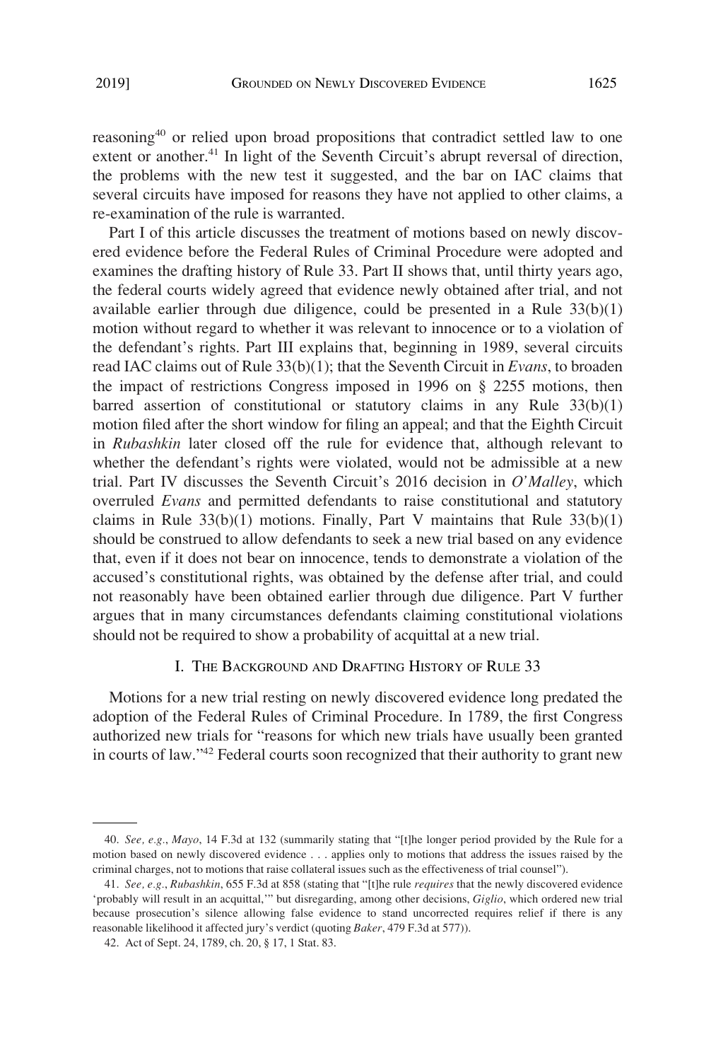reasoning[40] or relied upon broad propositions that contradict settled law to one extent or another.[41] In light of the Seventh Circuit's abrupt reversal of direction, the problems with the new test it suggested, and the bar on IAC claims that several circuits have imposed for reasons they have not applied to other claims, a re-examination of the rule is warranted.

Part I of this article discusses the treatment of motions based on newly discovered evidence before the Federal Rules of Criminal Procedure were adopted and examines the drafting history of Rule 33. Part II shows that, until thirty years ago, the federal courts widely agreed that evidence newly obtained after trial, and not available earlier through due diligence, could be presented in a Rule 33(b)(1) motion without regard to whether it was relevant to innocence or to a violation of the defendant's rights. Part III explains that, beginning in 1989, several circuits read IAC claims out of Rule 33(b)(1); that the Seventh Circuit in *Evans*, to broaden the impact of restrictions Congress imposed in 1996 on § 2255 motions, then barred assertion of constitutional or statutory claims in any Rule 33(b)(1) motion filed after the short window for filing an appeal; and that the Eighth Circuit in *Rubashkin* later closed off the rule for evidence that, although relevant to whether the defendant's rights were violated, would not be admissible at a new trial. Part IV discusses the Seventh Circuit's 2016 decision in *O'Malley*, which overruled *Evans* and permitted defendants to raise constitutional and statutory claims in Rule 33(b)(1) motions. Finally, Part V maintains that Rule 33(b)(1) should be construed to allow defendants to seek a new trial based on any evidence that, even if it does not bear on innocence, tends to demonstrate a violation of the accused's constitutional rights, was obtained by the defense after trial, and could not reasonably have been obtained earlier through due diligence. Part V further argues that in many circumstances defendants claiming constitutional violations should not be required to show a probability of acquittal at a new trial.

## I. The Background and Drafting History of Rule 33

Motions for a new trial resting on newly discovered evidence long predated the adoption of the Federal Rules of Criminal Procedure. In 1789, the first Congress authorized new trials for "reasons for which new trials have usually been granted in courts of law."[42] Federal courts soon recognized that their authority to grant new

---

40. *See, e.g.*, *Mayo*, 14 F.3d at 132 (summarily stating that "[t]he longer period provided by the Rule for a motion based on newly discovered evidence . . . applies only to motions that address the issues raised by the criminal charges, not to motions that raise collateral issues such as the effectiveness of trial counsel").

41. *See, e.g.*, *Rubashkin*, 655 F.3d at 858 (stating that "[t]he rule *requires* that the newly discovered evidence 'probably will result in an acquittal,'" but disregarding, among other decisions, *Giglio*, which ordered new trial because prosecution's silence allowing false evidence to stand uncorrected requires relief if there is any reasonable likelihood it affected jury's verdict (quoting *Baker*, 479 F.3d at 577)).

42. Act of Sept. 24, 1789, ch. 20, § 17, 1 Stat. 83.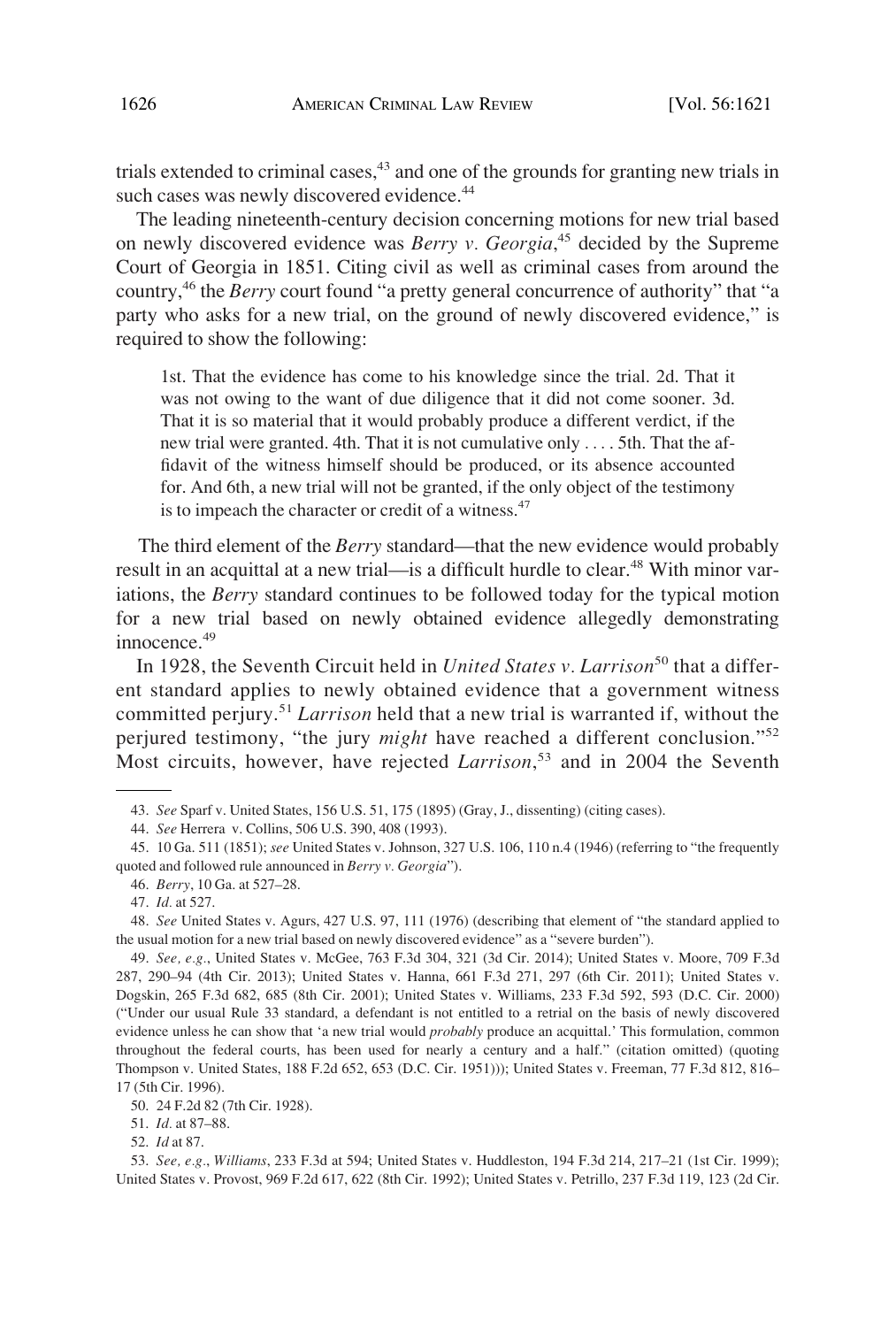trials extended to criminal cases,[43] and one of the grounds for granting new trials in such cases was newly discovered evidence.[44]

The leading nineteenth-century decision concerning motions for new trial based on newly discovered evidence was *Berry v. Georgia*,[45] decided by the Supreme Court of Georgia in 1851. Citing civil as well as criminal cases from around the country,[46] the *Berry* court found "a pretty general concurrence of authority" that "a party who asks for a new trial, on the ground of newly discovered evidence," is required to show the following:

> 1st. That the evidence has come to his knowledge since the trial. 2d. That it was not owing to the want of due diligence that it did not come sooner. 3d. That it is so material that it would probably produce a different verdict, if the new trial were granted. 4th. That it is not cumulative only . . . . 5th. That the affidavit of the witness himself should be produced, or its absence accounted for. And 6th, a new trial will not be granted, if the only object of the testimony is to impeach the character or credit of a witness.[47]

The third element of the *Berry* standard—that the new evidence would probably result in an acquittal at a new trial—is a difficult hurdle to clear.[48] With minor variations, the *Berry* standard continues to be followed today for the typical motion for a new trial based on newly obtained evidence allegedly demonstrating innocence.[49]

In 1928, the Seventh Circuit held in *United States v. Larrison*[50] that a different standard applies to newly obtained evidence that a government witness committed perjury.[51] *Larrison* held that a new trial is warranted if, without the perjured testimony, "the jury *might* have reached a different conclusion."[52] Most circuits, however, have rejected *Larrison*,[53] and in 2004 the Seventh

---

43. *See* Sparf v. United States, 156 U.S. 51, 175 (1895) (Gray, J., dissenting) (citing cases).

44. *See* Herrera v. Collins, 506 U.S. 390, 408 (1993).

45. 10 Ga. 511 (1851); *see* United States v. Johnson, 327 U.S. 106, 110 n.4 (1946) (referring to "the frequently quoted and followed rule announced in *Berry v. Georgia*").

46. *Berry*, 10 Ga. at 527–28.

47. *Id.* at 527.

48. *See* United States v. Agurs, 427 U.S. 97, 111 (1976) (describing that element of "the standard applied to the usual motion for a new trial based on newly discovered evidence" as a "severe burden").

49. *See, e.g.*, United States v. McGee, 763 F.3d 304, 321 (3d Cir. 2014); United States v. Moore, 709 F.3d 287, 290–94 (4th Cir. 2013); United States v. Hanna, 661 F.3d 271, 297 (6th Cir. 2011); United States v. Dogskin, 265 F.3d 682, 685 (8th Cir. 2001); United States v. Williams, 233 F.3d 592, 593 (D.C. Cir. 2000) ("Under our usual Rule 33 standard, a defendant is not entitled to a retrial on the basis of newly discovered evidence unless he can show that 'a new trial would *probably* produce an acquittal.' This formulation, common throughout the federal courts, has been used for nearly a century and a half." (citation omitted) (quoting Thompson v. United States, 188 F.2d 652, 653 (D.C. Cir. 1951))); United States v. Freeman, 77 F.3d 812, 816–17 (5th Cir. 1996).

50. 24 F.2d 82 (7th Cir. 1928).

51. *Id.* at 87–88.

52. *Id* at 87.

53. *See, e.g.*, *Williams*, 233 F.3d at 594; United States v. Huddleston, 194 F.3d 214, 217–21 (1st Cir. 1999); United States v. Provost, 969 F.2d 617, 622 (8th Cir. 1992); United States v. Petrillo, 237 F.3d 119, 123 (2d Cir.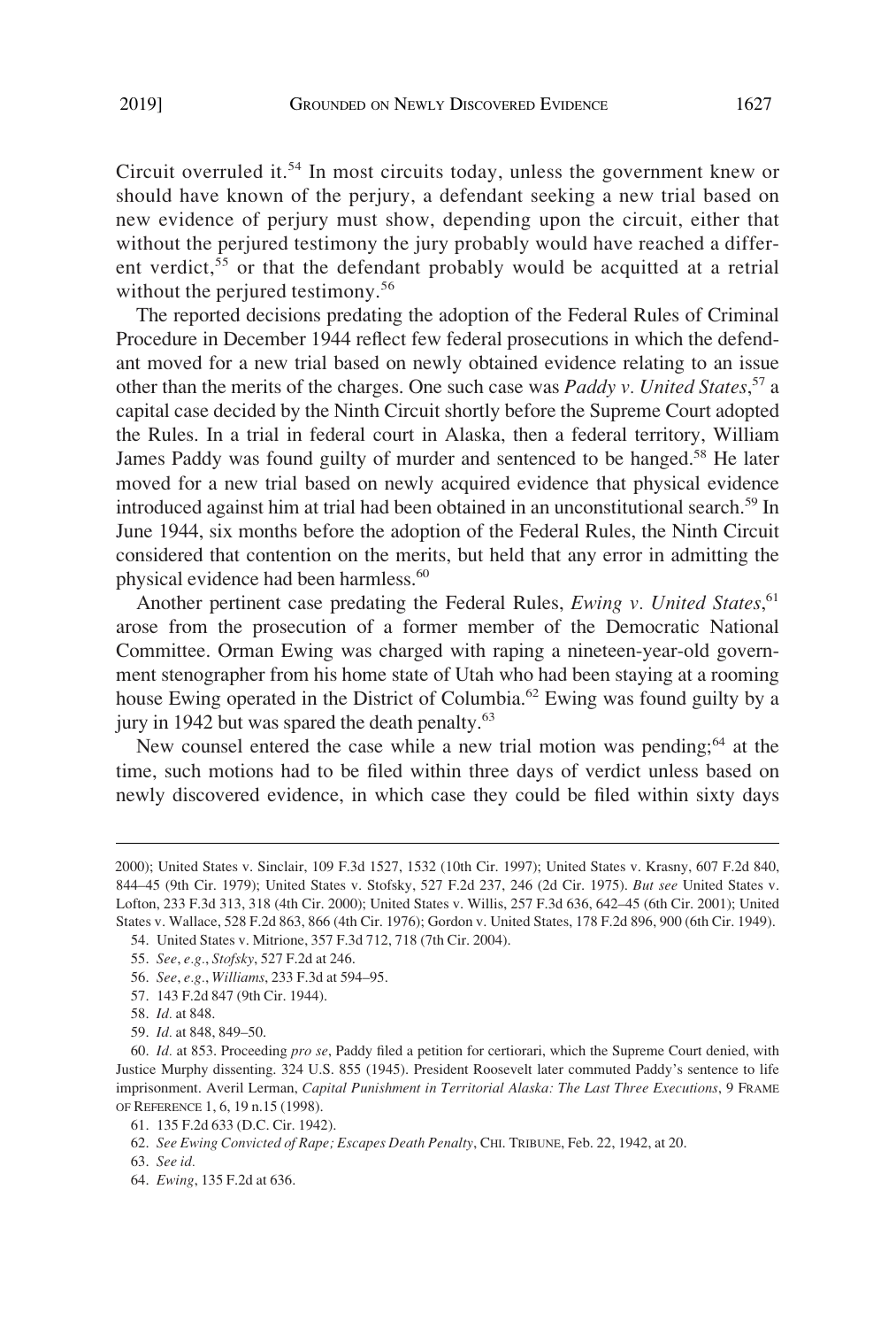Circuit overruled it.[54] In most circuits today, unless the government knew or should have known of the perjury, a defendant seeking a new trial based on new evidence of perjury must show, depending upon the circuit, either that without the perjured testimony the jury probably would have reached a different verdict,[55] or that the defendant probably would be acquitted at a retrial without the perjured testimony.[56]

The reported decisions predating the adoption of the Federal Rules of Criminal Procedure in December 1944 reflect few federal prosecutions in which the defendant moved for a new trial based on newly obtained evidence relating to an issue other than the merits of the charges. One such case was *Paddy v. United States*,[57] a capital case decided by the Ninth Circuit shortly before the Supreme Court adopted the Rules. In a trial in federal court in Alaska, then a federal territory, William James Paddy was found guilty of murder and sentenced to be hanged.[58] He later moved for a new trial based on newly acquired evidence that physical evidence introduced against him at trial had been obtained in an unconstitutional search.[59] In June 1944, six months before the adoption of the Federal Rules, the Ninth Circuit considered that contention on the merits, but held that any error in admitting the physical evidence had been harmless.[60]

Another pertinent case predating the Federal Rules, *Ewing v. United States*,[61] arose from the prosecution of a former member of the Democratic National Committee. Orman Ewing was charged with raping a nineteen-year-old government stenographer from his home state of Utah who had been staying at a rooming house Ewing operated in the District of Columbia.[62] Ewing was found guilty by a jury in 1942 but was spared the death penalty.[63]

New counsel entered the case while a new trial motion was pending;[64] at the time, such motions had to be filed within three days of verdict unless based on newly discovered evidence, in which case they could be filed within sixty days

---

2000); United States v. Sinclair, 109 F.3d 1527, 1532 (10th Cir. 1997); United States v. Krasny, 607 F.2d 840, 844–45 (9th Cir. 1979); United States v. Stofsky, 527 F.2d 237, 246 (2d Cir. 1975). *But see* United States v. Lofton, 233 F.3d 313, 318 (4th Cir. 2000); United States v. Willis, 257 F.3d 636, 642–45 (6th Cir. 2001); United States v. Wallace, 528 F.2d 863, 866 (4th Cir. 1976); Gordon v. United States, 178 F.2d 896, 900 (6th Cir. 1949).

54. United States v. Mitrione, 357 F.3d 712, 718 (7th Cir. 2004).

55. *See*, *e.g.*, *Stofsky*, 527 F.2d at 246.

56. *See*, *e.g.*, *Williams*, 233 F.3d at 594–95.

57. 143 F.2d 847 (9th Cir. 1944).

58. *Id.* at 848.

59. *Id.* at 848, 849–50.

60. *Id.* at 853. Proceeding *pro se*, Paddy filed a petition for certiorari, which the Supreme Court denied, with Justice Murphy dissenting. 324 U.S. 855 (1945). President Roosevelt later commuted Paddy's sentence to life imprisonment. Averil Lerman, *Capital Punishment in Territorial Alaska: The Last Three Executions*, 9 FRAME OF REFERENCE 1, 6, 19 n.15 (1998).

61. 135 F.2d 633 (D.C. Cir. 1942).

62. *See Ewing Convicted of Rape; Escapes Death Penalty*, CHI. TRIBUNE, Feb. 22, 1942, at 20.

63. *See id.*

64. *Ewing*, 135 F.2d at 636.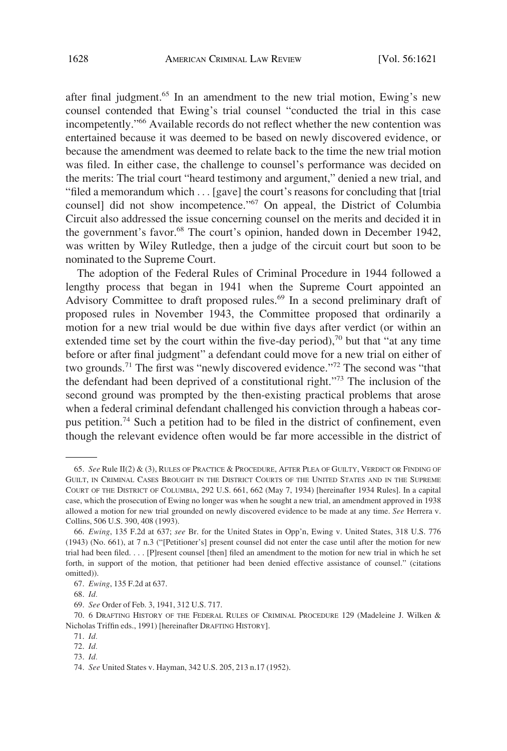after final judgment.[65] In an amendment to the new trial motion, Ewing's new counsel contended that Ewing's trial counsel "conducted the trial in this case incompetently."[66] Available records do not reflect whether the new contention was entertained because it was deemed to be based on newly discovered evidence, or because the amendment was deemed to relate back to the time the new trial motion was filed. In either case, the challenge to counsel's performance was decided on the merits: The trial court "heard testimony and argument," denied a new trial, and "filed a memorandum which . . . [gave] the court's reasons for concluding that [trial counsel] did not show incompetence."[67] On appeal, the District of Columbia Circuit also addressed the issue concerning counsel on the merits and decided it in the government's favor.[68] The court's opinion, handed down in December 1942, was written by Wiley Rutledge, then a judge of the circuit court but soon to be nominated to the Supreme Court.

The adoption of the Federal Rules of Criminal Procedure in 1944 followed a lengthy process that began in 1941 when the Supreme Court appointed an Advisory Committee to draft proposed rules.[69] In a second preliminary draft of proposed rules in November 1943, the Committee proposed that ordinarily a motion for a new trial would be due within five days after verdict (or within an extended time set by the court within the five-day period),[70] but that "at any time before or after final judgment" a defendant could move for a new trial on either of two grounds.[71] The first was "newly discovered evidence."[72] The second was "that the defendant had been deprived of a constitutional right."[73] The inclusion of the second ground was prompted by the then-existing practical problems that arose when a federal criminal defendant challenged his conviction through a habeas corpus petition.[74] Such a petition had to be filed in the district of confinement, even though the relevant evidence often would be far more accessible in the district of

---

65. *See* Rule II(2) & (3), RULES OF PRACTICE & PROCEDURE, AFTER PLEA OF GUILTY, VERDICT OR FINDING OF GUILT, IN CRIMINAL CASES BROUGHT IN THE DISTRICT COURTS OF THE UNITED STATES AND IN THE SUPREME COURT OF THE DISTRICT OF COLUMBIA, 292 U.S. 661, 662 (May 7, 1934) [hereinafter 1934 Rules]. In a capital case, which the prosecution of Ewing no longer was when he sought a new trial, an amendment approved in 1938 allowed a motion for new trial grounded on newly discovered evidence to be made at any time. *See* Herrera v. Collins, 506 U.S. 390, 408 (1993).

66. *Ewing*, 135 F.2d at 637; *see* Br. for the United States in Opp'n, Ewing v. United States, 318 U.S. 776 (1943) (No. 661), at 7 n.3 ("[Petitioner's] present counsel did not enter the case until after the motion for new trial had been filed. . . . [P]resent counsel [then] filed an amendment to the motion for new trial in which he set forth, in support of the motion, that petitioner had been denied effective assistance of counsel." (citations omitted)).

67. *Ewing*, 135 F.2d at 637.

68. *Id.*

69. *See* Order of Feb. 3, 1941, 312 U.S. 717.

70. 6 DRAFTING HISTORY OF THE FEDERAL RULES OF CRIMINAL PROCEDURE 129 (Madeleine J. Wilken & Nicholas Triffin eds., 1991) [hereinafter DRAFTING HISTORY].

71. *Id.*

72. *Id.*

73. *Id.*

74. *See* United States v. Hayman, 342 U.S. 205, 213 n.17 (1952).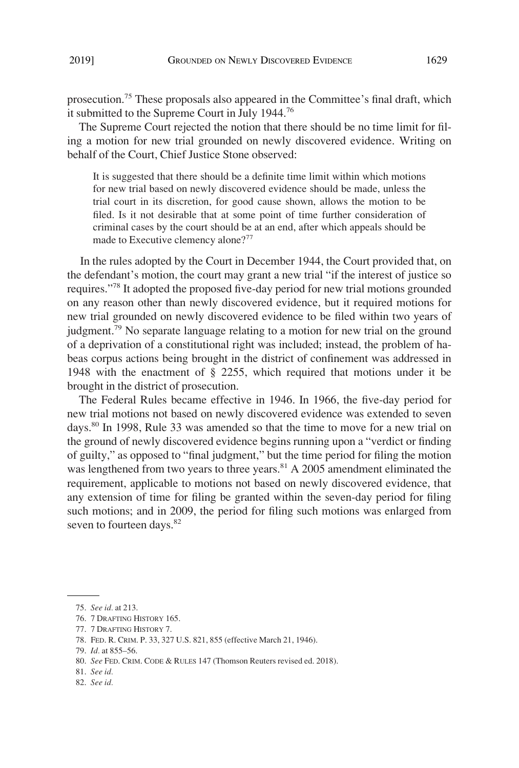prosecution.[75] These proposals also appeared in the Committee's final draft, which it submitted to the Supreme Court in July 1944.[76]

The Supreme Court rejected the notion that there should be no time limit for filing a motion for new trial grounded on newly discovered evidence. Writing on behalf of the Court, Chief Justice Stone observed:

> It is suggested that there should be a definite time limit within which motions for new trial based on newly discovered evidence should be made, unless the trial court in its discretion, for good cause shown, allows the motion to be filed. Is it not desirable that at some point of time further consideration of criminal cases by the court should be at an end, after which appeals should be made to Executive clemency alone?[77]

In the rules adopted by the Court in December 1944, the Court provided that, on the defendant's motion, the court may grant a new trial "if the interest of justice so requires."[78] It adopted the proposed five-day period for new trial motions grounded on any reason other than newly discovered evidence, but it required motions for new trial grounded on newly discovered evidence to be filed within two years of judgment.[79] No separate language relating to a motion for new trial on the ground of a deprivation of a constitutional right was included; instead, the problem of habeas corpus actions being brought in the district of confinement was addressed in 1948 with the enactment of § 2255, which required that motions under it be brought in the district of prosecution.

The Federal Rules became effective in 1946. In 1966, the five-day period for new trial motions not based on newly discovered evidence was extended to seven days.[80] In 1998, Rule 33 was amended so that the time to move for a new trial on the ground of newly discovered evidence begins running upon a "verdict or finding of guilty," as opposed to "final judgment," but the time period for filing the motion was lengthened from two years to three years.[81] A 2005 amendment eliminated the requirement, applicable to motions not based on newly discovered evidence, that any extension of time for filing be granted within the seven-day period for filing such motions; and in 2009, the period for filing such motions was enlarged from seven to fourteen days.[82]

---

75. *See id.* at 213.
76. 7 DRAFTING HISTORY 165.
77. 7 DRAFTING HISTORY 7.
78. FED. R. CRIM. P. 33, 327 U.S. 821, 855 (effective March 21, 1946).
79. *Id.* at 855–56.
80. *See* FED. CRIM. CODE & RULES 147 (Thomson Reuters revised ed. 2018).
81. *See id.*
82. *See id.*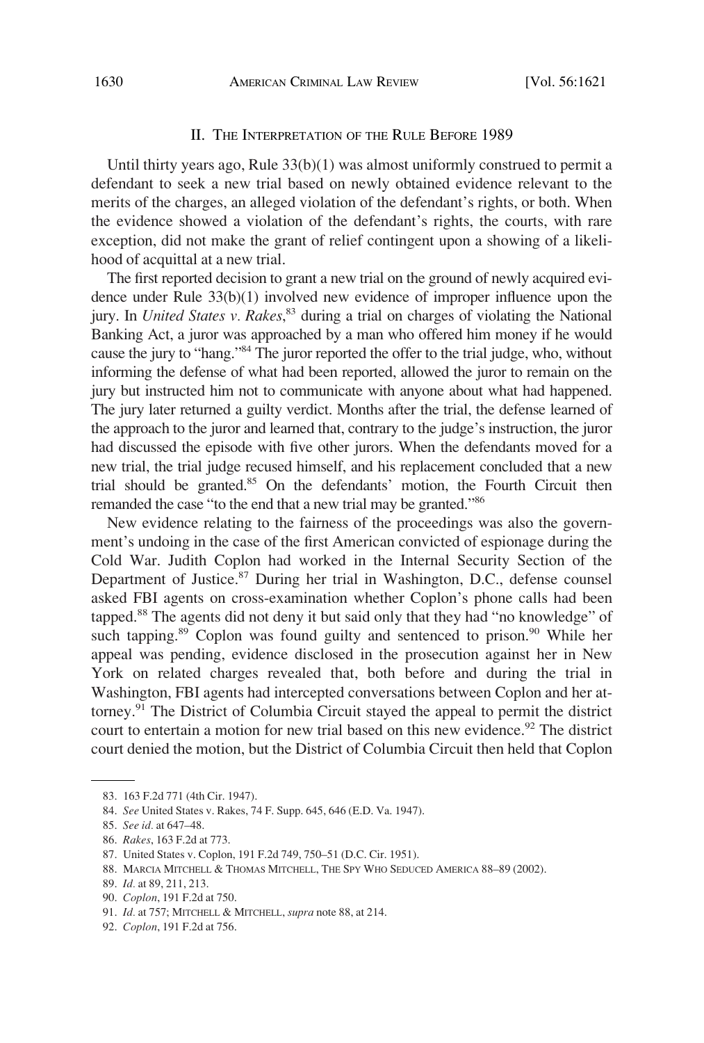## II. The Interpretation of the Rule Before 1989

Until thirty years ago, Rule 33(b)(1) was almost uniformly construed to permit a defendant to seek a new trial based on newly obtained evidence relevant to the merits of the charges, an alleged violation of the defendant's rights, or both. When the evidence showed a violation of the defendant's rights, the courts, with rare exception, did not make the grant of relief contingent upon a showing of a likelihood of acquittal at a new trial.

The first reported decision to grant a new trial on the ground of newly acquired evidence under Rule 33(b)(1) involved new evidence of improper influence upon the jury. In *United States v. Rakes*,[83] during a trial on charges of violating the National Banking Act, a juror was approached by a man who offered him money if he would cause the jury to "hang."[84] The juror reported the offer to the trial judge, who, without informing the defense of what had been reported, allowed the juror to remain on the jury but instructed him not to communicate with anyone about what had happened. The jury later returned a guilty verdict. Months after the trial, the defense learned of the approach to the juror and learned that, contrary to the judge's instruction, the juror had discussed the episode with five other jurors. When the defendants moved for a new trial, the trial judge recused himself, and his replacement concluded that a new trial should be granted.[85] On the defendants' motion, the Fourth Circuit then remanded the case "to the end that a new trial may be granted."[86]

New evidence relating to the fairness of the proceedings was also the government's undoing in the case of the first American convicted of espionage during the Cold War. Judith Coplon had worked in the Internal Security Section of the Department of Justice.[87] During her trial in Washington, D.C., defense counsel asked FBI agents on cross-examination whether Coplon's phone calls had been tapped.[88] The agents did not deny it but said only that they had "no knowledge" of such tapping.[89] Coplon was found guilty and sentenced to prison.[90] While her appeal was pending, evidence disclosed in the prosecution against her in New York on related charges revealed that, both before and during the trial in Washington, FBI agents had intercepted conversations between Coplon and her attorney.[91] The District of Columbia Circuit stayed the appeal to permit the district court to entertain a motion for new trial based on this new evidence.[92] The district court denied the motion, but the District of Columbia Circuit then held that Coplon

---

83. 163 F.2d 771 (4th Cir. 1947).

84. *See* United States v. Rakes, 74 F. Supp. 645, 646 (E.D. Va. 1947).

85. *See id.* at 647–48.

86. *Rakes*, 163 F.2d at 773.

87. United States v. Coplon, 191 F.2d 749, 750–51 (D.C. Cir. 1951).

88. Marcia Mitchell & Thomas Mitchell, The Spy Who Seduced America 88–89 (2002).

89. *Id.* at 89, 211, 213.

90. *Coplon*, 191 F.2d at 750.

91. *Id.* at 757; Mitchell & Mitchell, *supra* note 88, at 214.

92. *Coplon*, 191 F.2d at 756.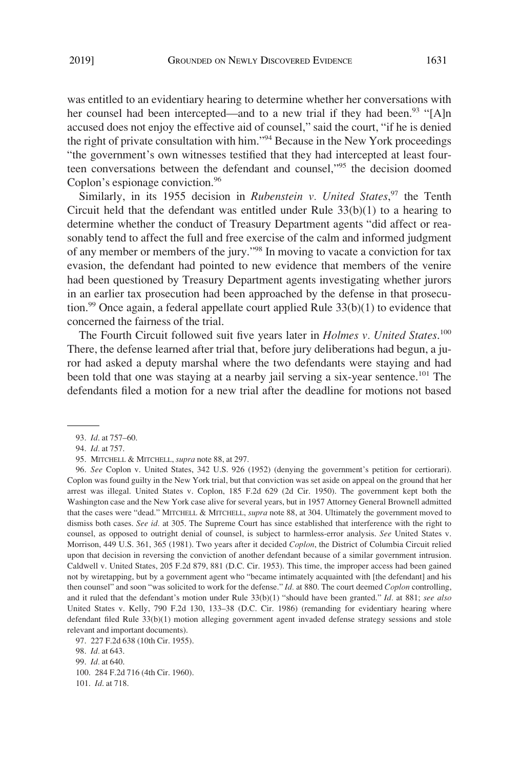was entitled to an evidentiary hearing to determine whether her conversations with her counsel had been intercepted—and to a new trial if they had been.[93] "[A]n accused does not enjoy the effective aid of counsel," said the court, "if he is denied the right of private consultation with him."[94] Because in the New York proceedings "the government's own witnesses testified that they had intercepted at least fourteen conversations between the defendant and counsel,"[95] the decision doomed Coplon's espionage conviction.[96]

Similarly, in its 1955 decision in *Rubenstein v. United States*,[97] the Tenth Circuit held that the defendant was entitled under Rule 33(b)(1) to a hearing to determine whether the conduct of Treasury Department agents "did affect or reasonably tend to affect the full and free exercise of the calm and informed judgment of any member or members of the jury."[98] In moving to vacate a conviction for tax evasion, the defendant had pointed to new evidence that members of the venire had been questioned by Treasury Department agents investigating whether jurors in an earlier tax prosecution had been approached by the defense in that prosecution.[99] Once again, a federal appellate court applied Rule 33(b)(1) to evidence that concerned the fairness of the trial.

The Fourth Circuit followed suit five years later in *Holmes v. United States*.[100] There, the defense learned after trial that, before jury deliberations had begun, a juror had asked a deputy marshal where the two defendants were staying and had been told that one was staying at a nearby jail serving a six-year sentence.[101] The defendants filed a motion for a new trial after the deadline for motions not based

---

93. *Id*. at 757–60.

94. *Id*. at 757.

95. MITCHELL & MITCHELL, *supra* note 88, at 297.

96. *See* Coplon v. United States, 342 U.S. 926 (1952) (denying the government's petition for certiorari). Coplon was found guilty in the New York trial, but that conviction was set aside on appeal on the ground that her arrest was illegal. United States v. Coplon, 185 F.2d 629 (2d Cir. 1950). The government kept both the Washington case and the New York case alive for several years, but in 1957 Attorney General Brownell admitted that the cases were "dead." MITCHELL & MITCHELL, *supra* note 88, at 304. Ultimately the government moved to dismiss both cases. *See id.* at 305. The Supreme Court has since established that interference with the right to counsel, as opposed to outright denial of counsel, is subject to harmless-error analysis. *See* United States v. Morrison, 449 U.S. 361, 365 (1981). Two years after it decided *Coplon*, the District of Columbia Circuit relied upon that decision in reversing the conviction of another defendant because of a similar government intrusion. Caldwell v. United States, 205 F.2d 879, 881 (D.C. Cir. 1953). This time, the improper access had been gained not by wiretapping, but by a government agent who "became intimately acquainted with [the defendant] and his then counsel" and soon "was solicited to work for the defense." *Id.* at 880. The court deemed *Coplon* controlling, and it ruled that the defendant's motion under Rule 33(b)(1) "should have been granted." *Id.* at 881; *see also* United States v. Kelly, 790 F.2d 130, 133–38 (D.C. Cir. 1986) (remanding for evidentiary hearing where defendant filed Rule 33(b)(1) motion alleging government agent invaded defense strategy sessions and stole relevant and important documents).

97. 227 F.2d 638 (10th Cir. 1955).

98. *Id.* at 643.

99. *Id.* at 640.

100. 284 F.2d 716 (4th Cir. 1960).

101. *Id*. at 718.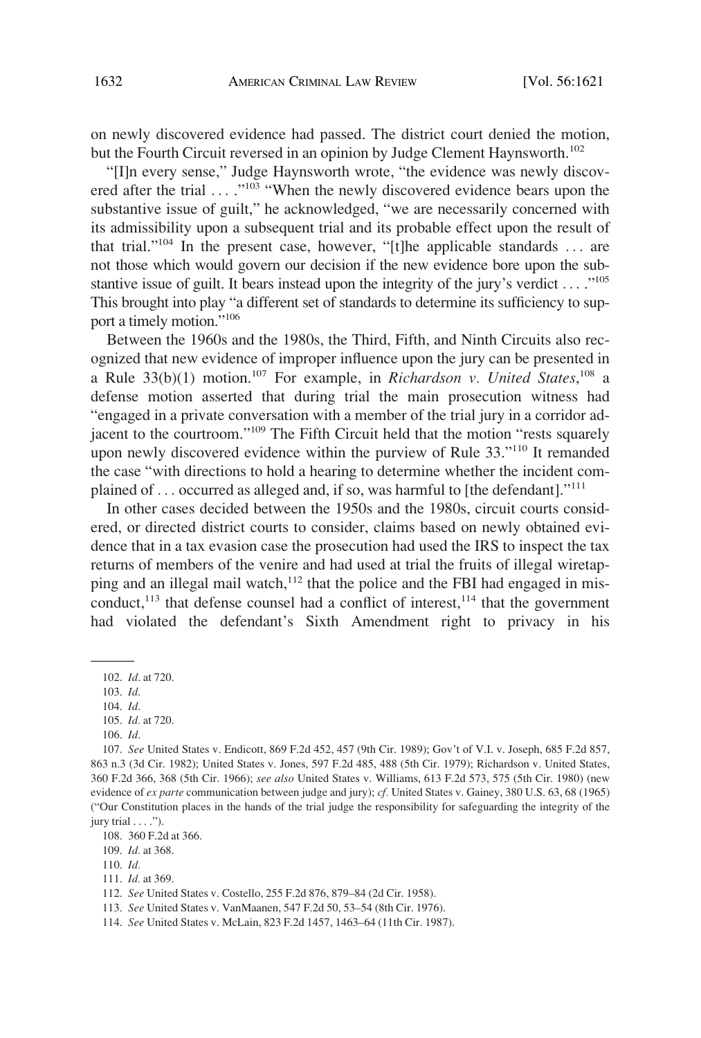on newly discovered evidence had passed. The district court denied the motion, but the Fourth Circuit reversed in an opinion by Judge Clement Haynsworth.[102]

"[I]n every sense," Judge Haynsworth wrote, "the evidence was newly discovered after the trial . . . ."[103] "When the newly discovered evidence bears upon the substantive issue of guilt," he acknowledged, "we are necessarily concerned with its admissibility upon a subsequent trial and its probable effect upon the result of that trial."[104] In the present case, however, "[t]he applicable standards . . . are not those which would govern our decision if the new evidence bore upon the substantive issue of guilt. It bears instead upon the integrity of the jury's verdict . . . ."[105] This brought into play "a different set of standards to determine its sufficiency to support a timely motion."[106]

Between the 1960s and the 1980s, the Third, Fifth, and Ninth Circuits also recognized that new evidence of improper influence upon the jury can be presented in a Rule 33(b)(1) motion.[107] For example, in *Richardson v. United States*,[108] a defense motion asserted that during trial the main prosecution witness had "engaged in a private conversation with a member of the trial jury in a corridor adjacent to the courtroom."[109] The Fifth Circuit held that the motion "rests squarely upon newly discovered evidence within the purview of Rule 33."[110] It remanded the case "with directions to hold a hearing to determine whether the incident complained of . . . occurred as alleged and, if so, was harmful to [the defendant]."[111]

In other cases decided between the 1950s and the 1980s, circuit courts considered, or directed district courts to consider, claims based on newly obtained evidence that in a tax evasion case the prosecution had used the IRS to inspect the tax returns of members of the venire and had used at trial the fruits of illegal wiretapping and an illegal mail watch,[112] that the police and the FBI had engaged in misconduct,[113] that defense counsel had a conflict of interest,[114] that the government had violated the defendant's Sixth Amendment right to privacy in his

---

102. *Id*. at 720.

103. *Id*.

104. *Id*.

105. *Id*. at 720.

106. *Id*.

107. *See* United States v. Endicott, 869 F.2d 452, 457 (9th Cir. 1989); Gov't of V.I. v. Joseph, 685 F.2d 857, 863 n.3 (3d Cir. 1982); United States v. Jones, 597 F.2d 485, 488 (5th Cir. 1979); Richardson v. United States, 360 F.2d 366, 368 (5th Cir. 1966); *see also* United States v. Williams, 613 F.2d 573, 575 (5th Cir. 1980) (new evidence of *ex parte* communication between judge and jury); *cf*. United States v. Gainey, 380 U.S. 63, 68 (1965) ("Our Constitution places in the hands of the trial judge the responsibility for safeguarding the integrity of the jury trial . . . .").

108. 360 F.2d at 366.

109. *Id*. at 368.

110. *Id*.

111. *Id*. at 369.

112. *See* United States v. Costello, 255 F.2d 876, 879–84 (2d Cir. 1958).

113. *See* United States v. VanMaanen, 547 F.2d 50, 53–54 (8th Cir. 1976).

114. *See* United States v. McLain, 823 F.2d 1457, 1463–64 (11th Cir. 1987).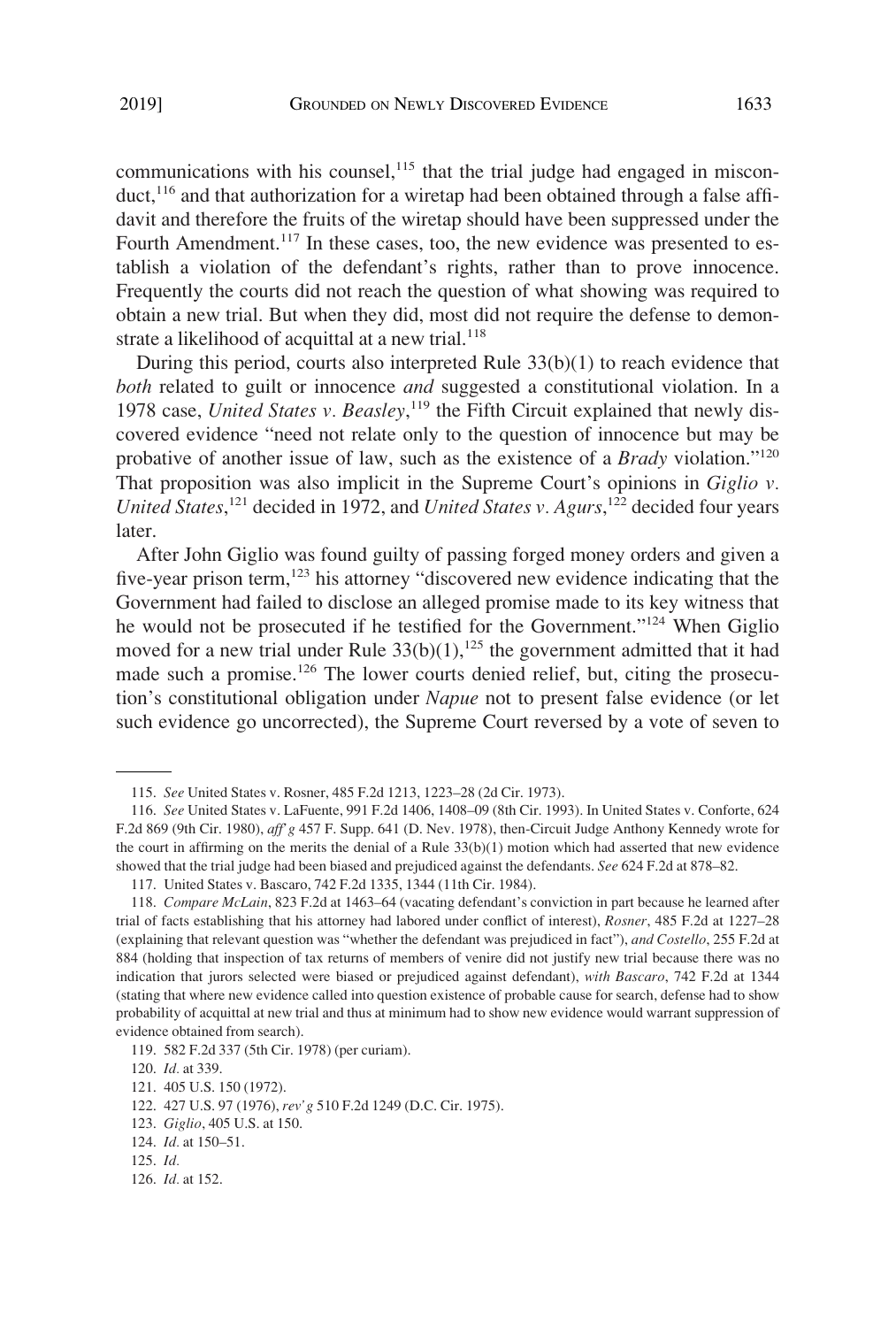communications with his counsel,[115] that the trial judge had engaged in misconduct,[116] and that authorization for a wiretap had been obtained through a false affidavit and therefore the fruits of the wiretap should have been suppressed under the Fourth Amendment.[117] In these cases, too, the new evidence was presented to establish a violation of the defendant's rights, rather than to prove innocence. Frequently the courts did not reach the question of what showing was required to obtain a new trial. But when they did, most did not require the defense to demonstrate a likelihood of acquittal at a new trial.[118]

During this period, courts also interpreted Rule 33(b)(1) to reach evidence that *both* related to guilt or innocence *and* suggested a constitutional violation. In a 1978 case, *United States v. Beasley*,[119] the Fifth Circuit explained that newly discovered evidence "need not relate only to the question of innocence but may be probative of another issue of law, such as the existence of a *Brady* violation."[120] That proposition was also implicit in the Supreme Court's opinions in *Giglio v. United States*,[121] decided in 1972, and *United States v. Agurs*,[122] decided four years later.

After John Giglio was found guilty of passing forged money orders and given a five-year prison term,[123] his attorney "discovered new evidence indicating that the Government had failed to disclose an alleged promise made to its key witness that he would not be prosecuted if he testified for the Government."[124] When Giglio moved for a new trial under Rule 33(b)(1),[125] the government admitted that it had made such a promise.[126] The lower courts denied relief, but, citing the prosecution's constitutional obligation under *Napue* not to present false evidence (or let such evidence go uncorrected), the Supreme Court reversed by a vote of seven to

---

115. *See* United States v. Rosner, 485 F.2d 1213, 1223–28 (2d Cir. 1973).

116. *See* United States v. LaFuente, 991 F.2d 1406, 1408–09 (8th Cir. 1993). In United States v. Conforte, 624 F.2d 869 (9th Cir. 1980), *aff'g* 457 F. Supp. 641 (D. Nev. 1978), then-Circuit Judge Anthony Kennedy wrote for the court in affirming on the merits the denial of a Rule 33(b)(1) motion which had asserted that new evidence showed that the trial judge had been biased and prejudiced against the defendants. *See* 624 F.2d at 878–82.

117. United States v. Bascaro, 742 F.2d 1335, 1344 (11th Cir. 1984).

118. *Compare McLain*, 823 F.2d at 1463–64 (vacating defendant's conviction in part because he learned after trial of facts establishing that his attorney had labored under conflict of interest), *Rosner*, 485 F.2d at 1227–28 (explaining that relevant question was "whether the defendant was prejudiced in fact"), *and Costello*, 255 F.2d at 884 (holding that inspection of tax returns of members of venire did not justify new trial because there was no indication that jurors selected were biased or prejudiced against defendant), *with Bascaro*, 742 F.2d at 1344 (stating that where new evidence called into question existence of probable cause for search, defense had to show probability of acquittal at new trial and thus at minimum had to show new evidence would warrant suppression of evidence obtained from search).

119. 582 F.2d 337 (5th Cir. 1978) (per curiam).

120. *Id.* at 339.

121. 405 U.S. 150 (1972).

122. 427 U.S. 97 (1976), *rev'g* 510 F.2d 1249 (D.C. Cir. 1975).

123. *Giglio*, 405 U.S. at 150.

124. *Id.* at 150–51.

125. *Id.*

126. *Id.* at 152.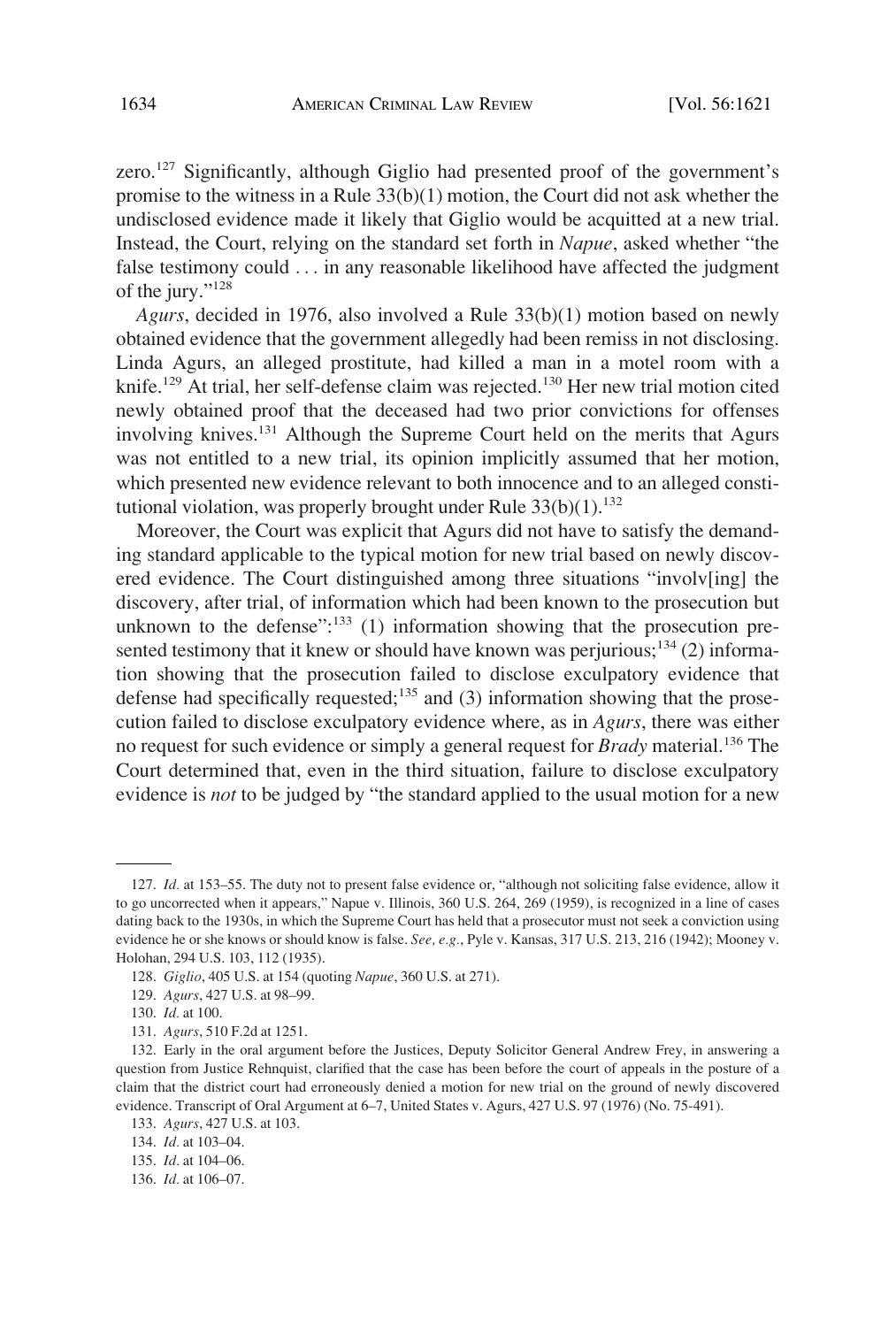zero.[127] Significantly, although Giglio had presented proof of the government's promise to the witness in a Rule 33(b)(1) motion, the Court did not ask whether the undisclosed evidence made it likely that Giglio would be acquitted at a new trial. Instead, the Court, relying on the standard set forth in *Napue*, asked whether "the false testimony could . . . in any reasonable likelihood have affected the judgment of the jury."[128]

*Agurs*, decided in 1976, also involved a Rule 33(b)(1) motion based on newly obtained evidence that the government allegedly had been remiss in not disclosing. Linda Agurs, an alleged prostitute, had killed a man in a motel room with a knife.[129] At trial, her self-defense claim was rejected.[130] Her new trial motion cited newly obtained proof that the deceased had two prior convictions for offenses involving knives.[131] Although the Supreme Court held on the merits that Agurs was not entitled to a new trial, its opinion implicitly assumed that her motion, which presented new evidence relevant to both innocence and to an alleged constitutional violation, was properly brought under Rule 33(b)(1).[132]

Moreover, the Court was explicit that Agurs did not have to satisfy the demanding standard applicable to the typical motion for new trial based on newly discovered evidence. The Court distinguished among three situations "involv[ing] the discovery, after trial, of information which had been known to the prosecution but unknown to the defense":[133] (1) information showing that the prosecution presented testimony that it knew or should have known was perjurious;[134] (2) information showing that the prosecution failed to disclose exculpatory evidence that defense had specifically requested;[135] and (3) information showing that the prosecution failed to disclose exculpatory evidence where, as in *Agurs*, there was either no request for such evidence or simply a general request for *Brady* material.[136] The Court determined that, even in the third situation, failure to disclose exculpatory evidence is *not* to be judged by "the standard applied to the usual motion for a new

---

127. *Id.* at 153–55. The duty not to present false evidence or, "although not soliciting false evidence, allow it to go uncorrected when it appears," Napue v. Illinois, 360 U.S. 264, 269 (1959), is recognized in a line of cases dating back to the 1930s, in which the Supreme Court has held that a prosecutor must not seek a conviction using evidence he or she knows or should know is false. *See, e.g.*, Pyle v. Kansas, 317 U.S. 213, 216 (1942); Mooney v. Holohan, 294 U.S. 103, 112 (1935).

128. *Giglio*, 405 U.S. at 154 (quoting *Napue*, 360 U.S. at 271).

129. *Agurs*, 427 U.S. at 98–99.

130. *Id.* at 100.

131. *Agurs*, 510 F.2d at 1251.

132. Early in the oral argument before the Justices, Deputy Solicitor General Andrew Frey, in answering a question from Justice Rehnquist, clarified that the case has been before the court of appeals in the posture of a claim that the district court had erroneously denied a motion for new trial on the ground of newly discovered evidence. Transcript of Oral Argument at 6–7, United States v. Agurs, 427 U.S. 97 (1976) (No. 75-491).

133. *Agurs*, 427 U.S. at 103.

134. *Id.* at 103–04.

135. *Id.* at 104–06.

136. *Id.* at 106–07.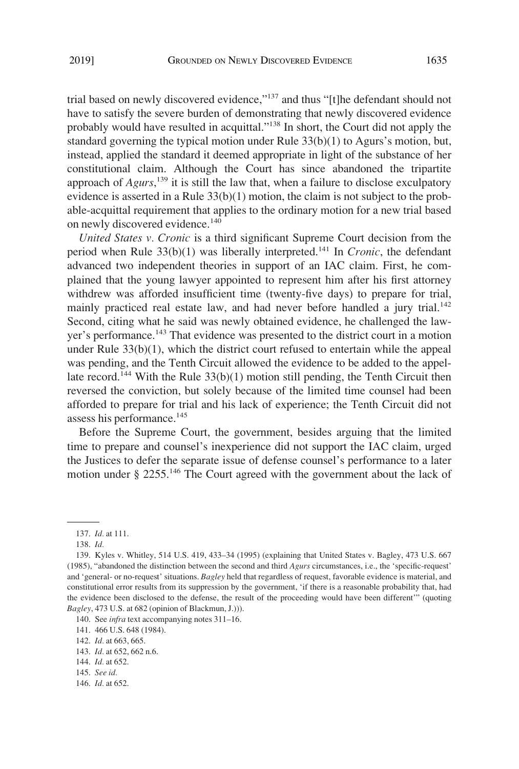trial based on newly discovered evidence,"[137] and thus "[t]he defendant should not have to satisfy the severe burden of demonstrating that newly discovered evidence probably would have resulted in acquittal."[138] In short, the Court did not apply the standard governing the typical motion under Rule 33(b)(1) to Agurs's motion, but, instead, applied the standard it deemed appropriate in light of the substance of her constitutional claim. Although the Court has since abandoned the tripartite approach of *Agurs*,[139] it is still the law that, when a failure to disclose exculpatory evidence is asserted in a Rule 33(b)(1) motion, the claim is not subject to the probable-acquittal requirement that applies to the ordinary motion for a new trial based on newly discovered evidence.[140]

*United States v. Cronic* is a third significant Supreme Court decision from the period when Rule 33(b)(1) was liberally interpreted.[141] In *Cronic*, the defendant advanced two independent theories in support of an IAC claim. First, he complained that the young lawyer appointed to represent him after his first attorney withdrew was afforded insufficient time (twenty-five days) to prepare for trial, mainly practiced real estate law, and had never before handled a jury trial.[142] Second, citing what he said was newly obtained evidence, he challenged the lawyer's performance.[143] That evidence was presented to the district court in a motion under Rule 33(b)(1), which the district court refused to entertain while the appeal was pending, and the Tenth Circuit allowed the evidence to be added to the appellate record.[144] With the Rule 33(b)(1) motion still pending, the Tenth Circuit then reversed the conviction, but solely because of the limited time counsel had been afforded to prepare for trial and his lack of experience; the Tenth Circuit did not assess his performance.[145]

Before the Supreme Court, the government, besides arguing that the limited time to prepare and counsel's inexperience did not support the IAC claim, urged the Justices to defer the separate issue of defense counsel's performance to a later motion under § 2255.[146] The Court agreed with the government about the lack of

---

137. *Id.* at 111.

138. *Id.*

139. Kyles v. Whitley, 514 U.S. 419, 433–34 (1995) (explaining that United States v. Bagley, 473 U.S. 667 (1985), "abandoned the distinction between the second and third *Agurs* circumstances, i.e., the 'specific-request' and 'general- or no-request' situations. *Bagley* held that regardless of request, favorable evidence is material, and constitutional error results from its suppression by the government, 'if there is a reasonable probability that, had the evidence been disclosed to the defense, the result of the proceeding would have been different'" (quoting *Bagley*, 473 U.S. at 682 (opinion of Blackmun, J.))).

140. See *infra* text accompanying notes 311–16.

141. 466 U.S. 648 (1984).

142. *Id.* at 663, 665.

143. *Id.* at 652, 662 n.6.

144. *Id.* at 652.

145. *See id.*

146. *Id.* at 652.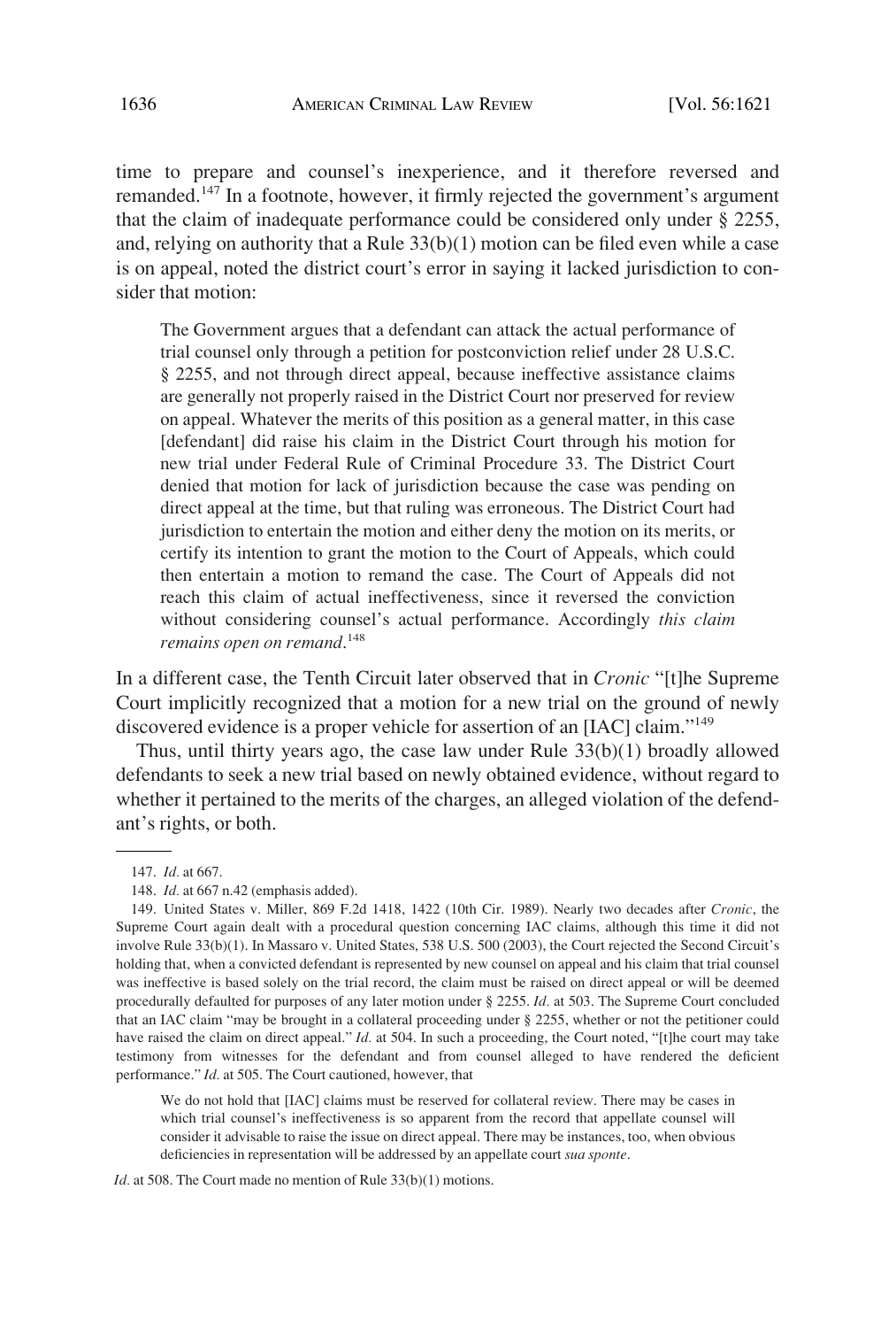time to prepare and counsel's inexperience, and it therefore reversed and remanded.[147] In a footnote, however, it firmly rejected the government's argument that the claim of inadequate performance could be considered only under § 2255, and, relying on authority that a Rule 33(b)(1) motion can be filed even while a case is on appeal, noted the district court's error in saying it lacked jurisdiction to consider that motion:

> The Government argues that a defendant can attack the actual performance of trial counsel only through a petition for postconviction relief under 28 U.S.C. § 2255, and not through direct appeal, because ineffective assistance claims are generally not properly raised in the District Court nor preserved for review on appeal. Whatever the merits of this position as a general matter, in this case [defendant] did raise his claim in the District Court through his motion for new trial under Federal Rule of Criminal Procedure 33. The District Court denied that motion for lack of jurisdiction because the case was pending on direct appeal at the time, but that ruling was erroneous. The District Court had jurisdiction to entertain the motion and either deny the motion on its merits, or certify its intention to grant the motion to the Court of Appeals, which could then entertain a motion to remand the case. The Court of Appeals did not reach this claim of actual ineffectiveness, since it reversed the conviction without considering counsel's actual performance. Accordingly *this claim remains open on remand*.[148]

In a different case, the Tenth Circuit later observed that in *Cronic* "[t]he Supreme Court implicitly recognized that a motion for a new trial on the ground of newly discovered evidence is a proper vehicle for assertion of an [IAC] claim."[149]

Thus, until thirty years ago, the case law under Rule 33(b)(1) broadly allowed defendants to seek a new trial based on newly obtained evidence, without regard to whether it pertained to the merits of the charges, an alleged violation of the defendant's rights, or both.

---

147. *Id.* at 667.

148. *Id.* at 667 n.42 (emphasis added).

149. United States v. Miller, 869 F.2d 1418, 1422 (10th Cir. 1989). Nearly two decades after *Cronic*, the Supreme Court again dealt with a procedural question concerning IAC claims, although this time it did not involve Rule 33(b)(1). In Massaro v. United States, 538 U.S. 500 (2003), the Court rejected the Second Circuit's holding that, when a convicted defendant is represented by new counsel on appeal and his claim that trial counsel was ineffective is based solely on the trial record, the claim must be raised on direct appeal or will be deemed procedurally defaulted for purposes of any later motion under § 2255. *Id.* at 503. The Supreme Court concluded that an IAC claim "may be brought in a collateral proceeding under § 2255, whether or not the petitioner could have raised the claim on direct appeal." *Id.* at 504. In such a proceeding, the Court noted, "[t]he court may take testimony from witnesses for the defendant and from counsel alleged to have rendered the deficient performance." *Id.* at 505. The Court cautioned, however, that

> We do not hold that [IAC] claims must be reserved for collateral review. There may be cases in which trial counsel's ineffectiveness is so apparent from the record that appellate counsel will consider it advisable to raise the issue on direct appeal. There may be instances, too, when obvious deficiencies in representation will be addressed by an appellate court *sua sponte*.

*Id.* at 508. The Court made no mention of Rule 33(b)(1) motions.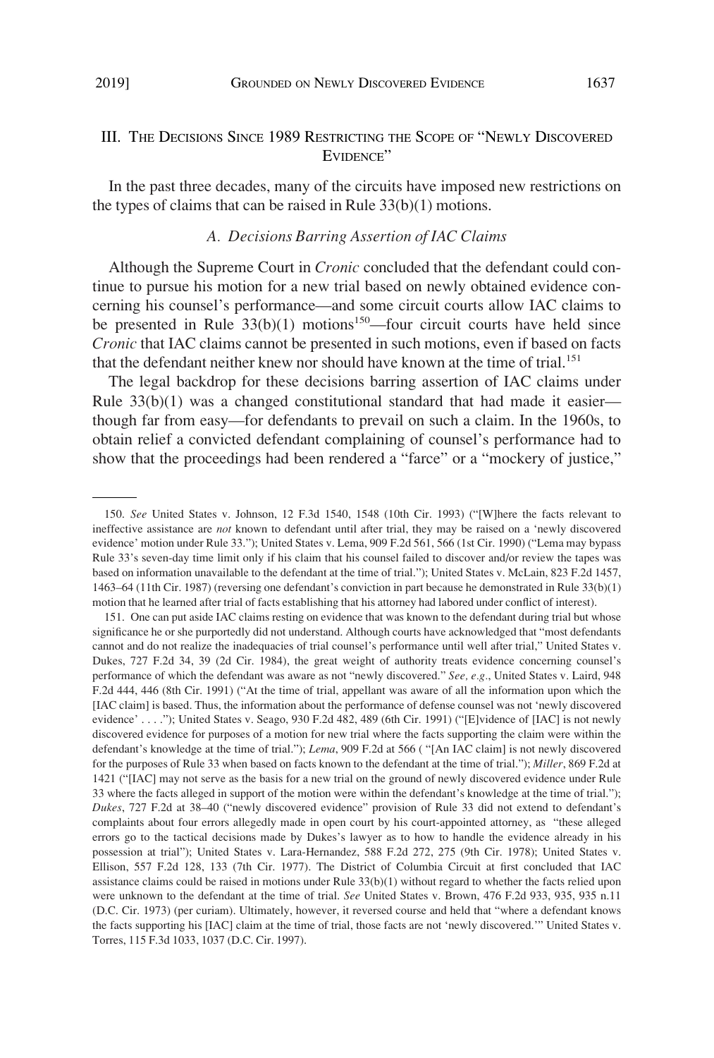## III. The Decisions Since 1989 Restricting the Scope of "Newly Discovered Evidence"

In the past three decades, many of the circuits have imposed new restrictions on the types of claims that can be raised in Rule 33(b)(1) motions.

### *A. Decisions Barring Assertion of IAC Claims*

Although the Supreme Court in *Cronic* concluded that the defendant could continue to pursue his motion for a new trial based on newly obtained evidence concerning his counsel's performance—and some circuit courts allow IAC claims to be presented in Rule 33(b)(1) motions[150]—four circuit courts have held since *Cronic* that IAC claims cannot be presented in such motions, even if based on facts that the defendant neither knew nor should have known at the time of trial.[151]

The legal backdrop for these decisions barring assertion of IAC claims under Rule 33(b)(1) was a changed constitutional standard that had made it easier—though far from easy—for defendants to prevail on such a claim. In the 1960s, to obtain relief a convicted defendant complaining of counsel's performance had to show that the proceedings had been rendered a "farce" or a "mockery of justice,"

---

150. *See* United States v. Johnson, 12 F.3d 1540, 1548 (10th Cir. 1993) ("[W]here the facts relevant to ineffective assistance are *not* known to defendant until after trial, they may be raised on a 'newly discovered evidence' motion under Rule 33."); United States v. Lema, 909 F.2d 561, 566 (1st Cir. 1990) ("Lema may bypass Rule 33's seven-day time limit only if his claim that his counsel failed to discover and/or review the tapes was based on information unavailable to the defendant at the time of trial."); United States v. McLain, 823 F.2d 1457, 1463–64 (11th Cir. 1987) (reversing one defendant's conviction in part because he demonstrated in Rule 33(b)(1) motion that he learned after trial of facts establishing that his attorney had labored under conflict of interest).

151. One can put aside IAC claims resting on evidence that was known to the defendant during trial but whose significance he or she purportedly did not understand. Although courts have acknowledged that "most defendants cannot and do not realize the inadequacies of trial counsel's performance until well after trial," United States v. Dukes, 727 F.2d 34, 39 (2d Cir. 1984), the great weight of authority treats evidence concerning counsel's performance of which the defendant was aware as not "newly discovered." *See, e.g.*, United States v. Laird, 948 F.2d 444, 446 (8th Cir. 1991) ("At the time of trial, appellant was aware of all the information upon which the [IAC claim] is based. Thus, the information about the performance of defense counsel was not 'newly discovered evidence' . . . ."); United States v. Seago, 930 F.2d 482, 489 (6th Cir. 1991) ("[E]vidence of [IAC] is not newly discovered evidence for purposes of a motion for new trial where the facts supporting the claim were within the defendant's knowledge at the time of trial."); *Lema*, 909 F.2d at 566 ( "[An IAC claim] is not newly discovered for the purposes of Rule 33 when based on facts known to the defendant at the time of trial."); *Miller*, 869 F.2d at 1421 ("[IAC] may not serve as the basis for a new trial on the ground of newly discovered evidence under Rule 33 where the facts alleged in support of the motion were within the defendant's knowledge at the time of trial."); *Dukes*, 727 F.2d at 38–40 ("newly discovered evidence" provision of Rule 33 did not extend to defendant's complaints about four errors allegedly made in open court by his court-appointed attorney, as "these alleged errors go to the tactical decisions made by Dukes's lawyer as to how to handle the evidence already in his possession at trial"); United States v. Lara-Hernandez, 588 F.2d 272, 275 (9th Cir. 1978); United States v. Ellison, 557 F.2d 128, 133 (7th Cir. 1977). The District of Columbia Circuit at first concluded that IAC assistance claims could be raised in motions under Rule 33(b)(1) without regard to whether the facts relied upon were unknown to the defendant at the time of trial. *See* United States v. Brown, 476 F.2d 933, 935, 935 n.11 (D.C. Cir. 1973) (per curiam). Ultimately, however, it reversed course and held that "where a defendant knows the facts supporting his [IAC] claim at the time of trial, those facts are not 'newly discovered.'" United States v. Torres, 115 F.3d 1033, 1037 (D.C. Cir. 1997).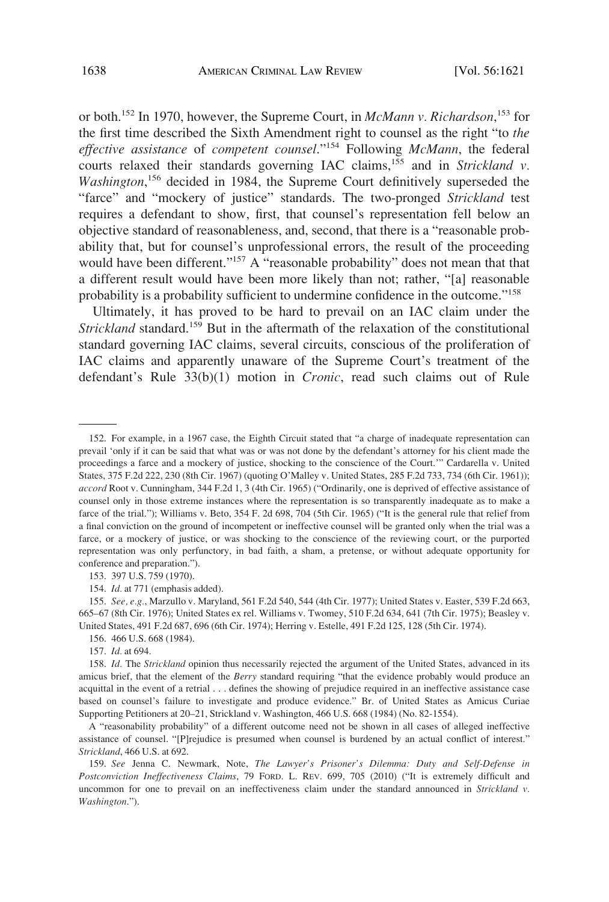or both.[152] In 1970, however, the Supreme Court, in *McMann v. Richardson*,[153] for the first time described the Sixth Amendment right to counsel as the right "to *the effective assistance* of *competent counsel*."[154] Following *McMann*, the federal courts relaxed their standards governing IAC claims,[155] and in *Strickland v. Washington*,[156] decided in 1984, the Supreme Court definitively superseded the "farce" and "mockery of justice" standards. The two-pronged *Strickland* test requires a defendant to show, first, that counsel's representation fell below an objective standard of reasonableness, and, second, that there is a "reasonable probability that, but for counsel's unprofessional errors, the result of the proceeding would have been different."[157] A "reasonable probability" does not mean that that a different result would have been more likely than not; rather, "[a] reasonable probability is a probability sufficient to undermine confidence in the outcome."[158]

Ultimately, it has proved to be hard to prevail on an IAC claim under the *Strickland* standard.[159] But in the aftermath of the relaxation of the constitutional standard governing IAC claims, several circuits, conscious of the proliferation of IAC claims and apparently unaware of the Supreme Court's treatment of the defendant's Rule 33(b)(1) motion in *Cronic*, read such claims out of Rule

---

152. For example, in a 1967 case, the Eighth Circuit stated that "a charge of inadequate representation can prevail 'only if it can be said that what was or was not done by the defendant's attorney for his client made the proceedings a farce and a mockery of justice, shocking to the conscience of the Court.'" Cardarella v. United States, 375 F.2d 222, 230 (8th Cir. 1967) (quoting O'Malley v. United States, 285 F.2d 733, 734 (6th Cir. 1961)); *accord* Root v. Cunningham, 344 F.2d 1, 3 (4th Cir. 1965) ("Ordinarily, one is deprived of effective assistance of counsel only in those extreme instances where the representation is so transparently inadequate as to make a farce of the trial."); Williams v. Beto, 354 F. 2d 698, 704 (5th Cir. 1965) ("It is the general rule that relief from a final conviction on the ground of incompetent or ineffective counsel will be granted only when the trial was a farce, or a mockery of justice, or was shocking to the conscience of the reviewing court, or the purported representation was only perfunctory, in bad faith, a sham, a pretense, or without adequate opportunity for conference and preparation.").

153. 397 U.S. 759 (1970).

154. *Id.* at 771 (emphasis added).

155. *See, e.g.*, Marzullo v. Maryland, 561 F.2d 540, 544 (4th Cir. 1977); United States v. Easter, 539 F.2d 663, 665–67 (8th Cir. 1976); United States ex rel. Williams v. Twomey, 510 F.2d 634, 641 (7th Cir. 1975); Beasley v. United States, 491 F.2d 687, 696 (6th Cir. 1974); Herring v. Estelle, 491 F.2d 125, 128 (5th Cir. 1974).

156. 466 U.S. 668 (1984).

157. *Id.* at 694.

158. *Id.* The *Strickland* opinion thus necessarily rejected the argument of the United States, advanced in its amicus brief, that the element of the *Berry* standard requiring "that the evidence probably would produce an acquittal in the event of a retrial . . . defines the showing of prejudice required in an ineffective assistance case based on counsel's failure to investigate and produce evidence." Br. of United States as Amicus Curiae Supporting Petitioners at 20–21, Strickland v. Washington, 466 U.S. 668 (1984) (No. 82-1554).

A "reasonability probability" of a different outcome need not be shown in all cases of alleged ineffective assistance of counsel. "[P]rejudice is presumed when counsel is burdened by an actual conflict of interest." *Strickland*, 466 U.S. at 692.

159. *See* Jenna C. Newmark, Note, *The Lawyer's Prisoner's Dilemma: Duty and Self-Defense in Postconviction Ineffectiveness Claims*, 79 FORD. L. REV. 699, 705 (2010) ("It is extremely difficult and uncommon for one to prevail on an ineffectiveness claim under the standard announced in *Strickland v. Washington*.").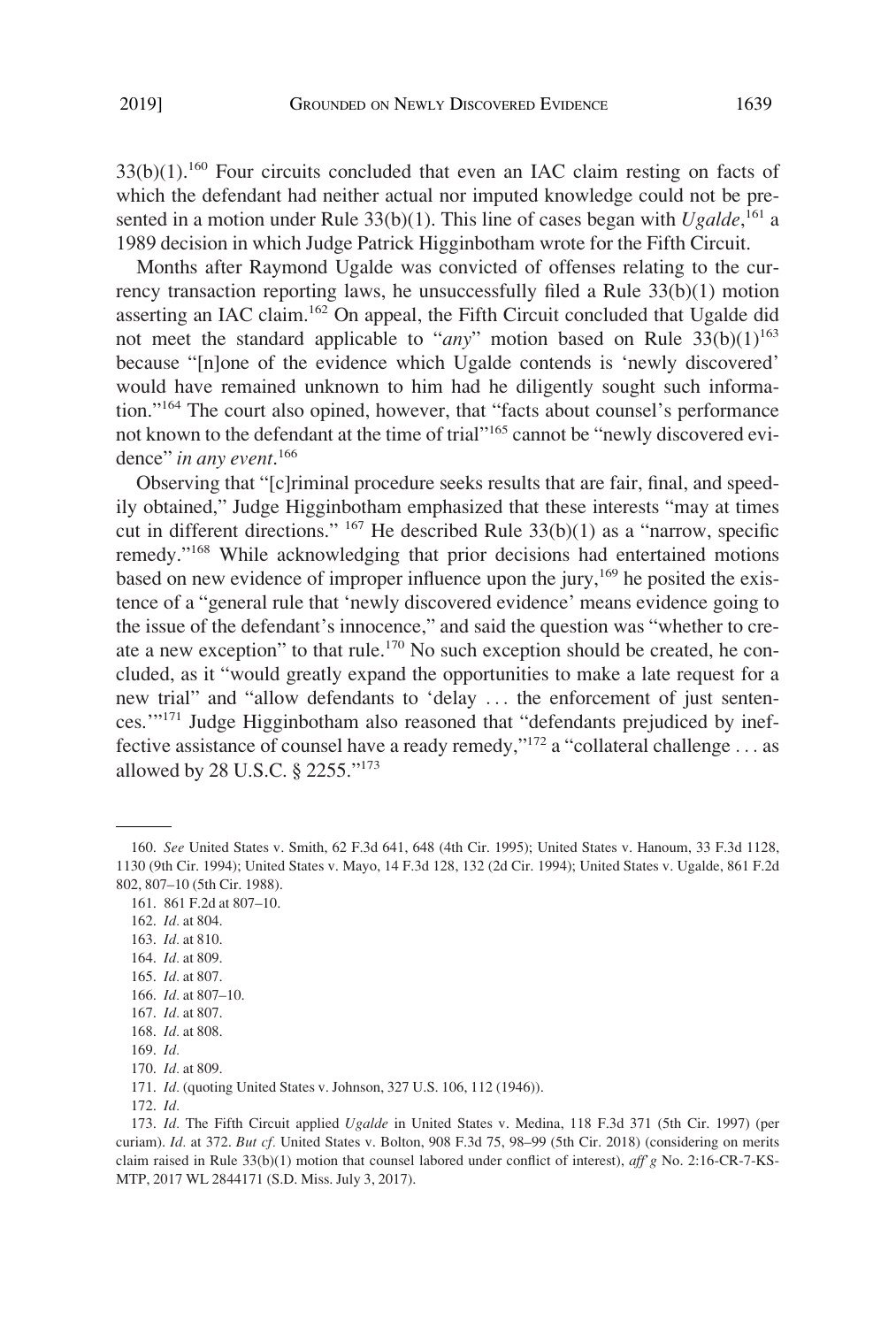33(b)(1).[160] Four circuits concluded that even an IAC claim resting on facts of which the defendant had neither actual nor imputed knowledge could not be presented in a motion under Rule 33(b)(1). This line of cases began with *Ugalde*,[161] a 1989 decision in which Judge Patrick Higginbotham wrote for the Fifth Circuit.

Months after Raymond Ugalde was convicted of offenses relating to the currency transaction reporting laws, he unsuccessfully filed a Rule 33(b)(1) motion asserting an IAC claim.[162] On appeal, the Fifth Circuit concluded that Ugalde did not meet the standard applicable to "*any*" motion based on Rule 33(b)(1)[163] because "[n]one of the evidence which Ugalde contends is 'newly discovered' would have remained unknown to him had he diligently sought such information."[164] The court also opined, however, that "facts about counsel's performance not known to the defendant at the time of trial"[165] cannot be "newly discovered evidence" *in any event*.[166]

Observing that "[c]riminal procedure seeks results that are fair, final, and speedily obtained," Judge Higginbotham emphasized that these interests "may at times cut in different directions." [167] He described Rule 33(b)(1) as a "narrow, specific remedy."[168] While acknowledging that prior decisions had entertained motions based on new evidence of improper influence upon the jury,[169] he posited the existence of a "general rule that 'newly discovered evidence' means evidence going to the issue of the defendant's innocence," and said the question was "whether to create a new exception" to that rule.[170] No such exception should be created, he concluded, as it "would greatly expand the opportunities to make a late request for a new trial" and "allow defendants to 'delay . . . the enforcement of just sentences.'"[171] Judge Higginbotham also reasoned that "defendants prejudiced by ineffective assistance of counsel have a ready remedy,"[172] a "collateral challenge . . . as allowed by 28 U.S.C. § 2255."[173]

---

160. *See* United States v. Smith, 62 F.3d 641, 648 (4th Cir. 1995); United States v. Hanoum, 33 F.3d 1128, 1130 (9th Cir. 1994); United States v. Mayo, 14 F.3d 128, 132 (2d Cir. 1994); United States v. Ugalde, 861 F.2d 802, 807–10 (5th Cir. 1988).

161. 861 F.2d at 807–10.

162. *Id.* at 804.

163. *Id.* at 810.

164. *Id.* at 809.

165. *Id.* at 807.

166. *Id.* at 807–10.

167. *Id.* at 807.

168. *Id.* at 808.

169. *Id.*

170. *Id.* at 809.

171. *Id.* (quoting United States v. Johnson, 327 U.S. 106, 112 (1946)).

172. *Id.*

173. *Id.* The Fifth Circuit applied *Ugalde* in United States v. Medina, 118 F.3d 371 (5th Cir. 1997) (per curiam). *Id.* at 372. *But cf.* United States v. Bolton, 908 F.3d 75, 98–99 (5th Cir. 2018) (considering on merits claim raised in Rule 33(b)(1) motion that counsel labored under conflict of interest), *aff'g* No. 2:16-CR-7-KS-MTP, 2017 WL 2844171 (S.D. Miss. July 3, 2017).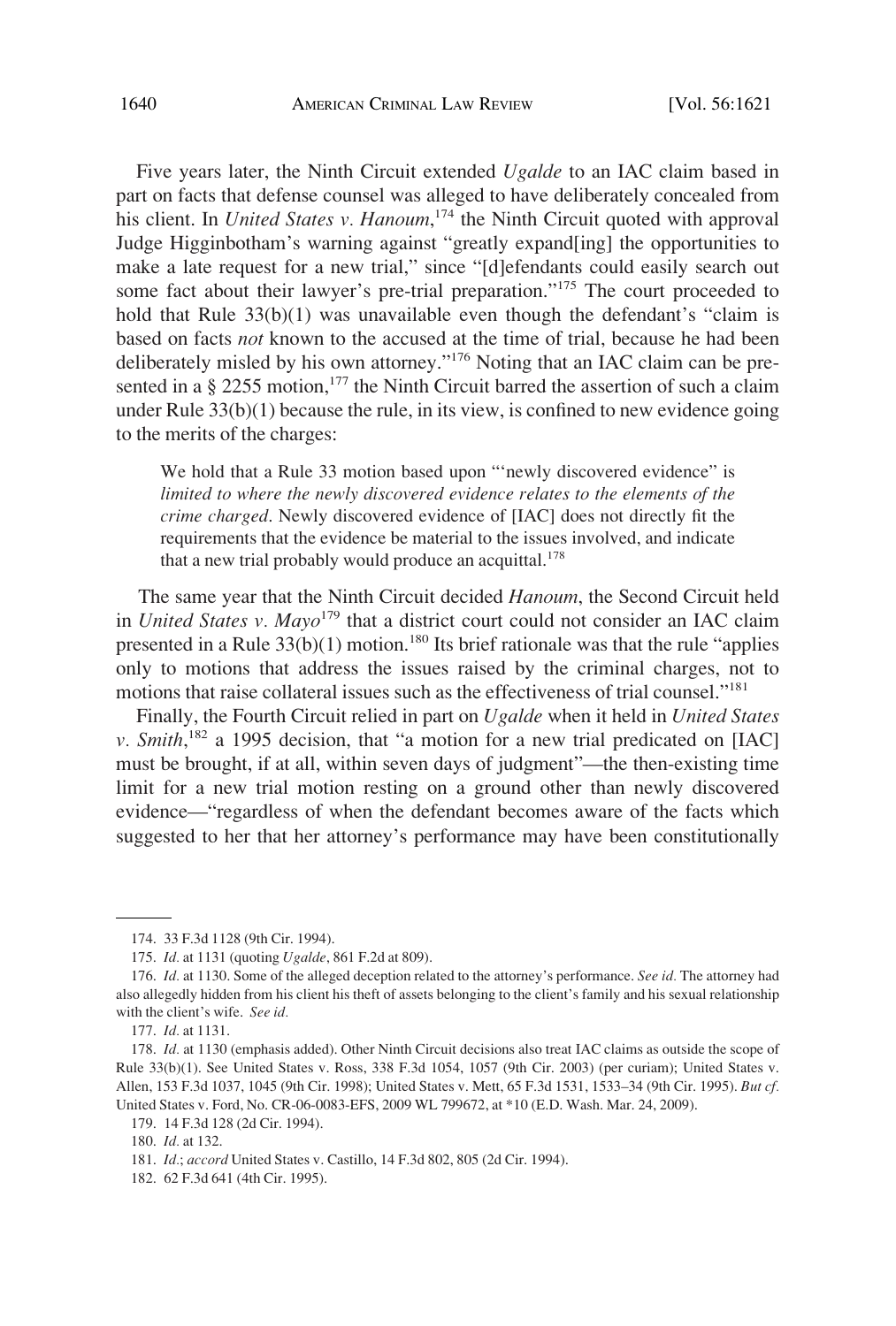Five years later, the Ninth Circuit extended *Ugalde* to an IAC claim based in part on facts that defense counsel was alleged to have deliberately concealed from his client. In *United States v. Hanoum*,[174] the Ninth Circuit quoted with approval Judge Higginbotham's warning against "greatly expand[ing] the opportunities to make a late request for a new trial," since "[d]efendants could easily search out some fact about their lawyer's pre-trial preparation."[175] The court proceeded to hold that Rule 33(b)(1) was unavailable even though the defendant's "claim is based on facts *not* known to the accused at the time of trial, because he had been deliberately misled by his own attorney."[176] Noting that an IAC claim can be presented in a § 2255 motion,[177] the Ninth Circuit barred the assertion of such a claim under Rule 33(b)(1) because the rule, in its view, is confined to new evidence going to the merits of the charges:

> We hold that a Rule 33 motion based upon "'newly discovered evidence" is *limited to where the newly discovered evidence relates to the elements of the crime charged*. Newly discovered evidence of [IAC] does not directly fit the requirements that the evidence be material to the issues involved, and indicate that a new trial probably would produce an acquittal.[178]

The same year that the Ninth Circuit decided *Hanoum*, the Second Circuit held in *United States v. Mayo*[179] that a district court could not consider an IAC claim presented in a Rule 33(b)(1) motion.[180] Its brief rationale was that the rule "applies only to motions that address the issues raised by the criminal charges, not to motions that raise collateral issues such as the effectiveness of trial counsel."[181]

Finally, the Fourth Circuit relied in part on *Ugalde* when it held in *United States v. Smith*,[182] a 1995 decision, that "a motion for a new trial predicated on [IAC] must be brought, if at all, within seven days of judgment"—the then-existing time limit for a new trial motion resting on a ground other than newly discovered evidence—"regardless of when the defendant becomes aware of the facts which suggested to her that her attorney's performance may have been constitutionally

---

174. 33 F.3d 1128 (9th Cir. 1994).

175. *Id.* at 1131 (quoting *Ugalde*, 861 F.2d at 809).

176. *Id.* at 1130. Some of the alleged deception related to the attorney's performance. *See id.* The attorney had also allegedly hidden from his client his theft of assets belonging to the client's family and his sexual relationship with the client's wife. *See id.*

177. *Id.* at 1131.

178. *Id.* at 1130 (emphasis added). Other Ninth Circuit decisions also treat IAC claims as outside the scope of Rule 33(b)(1). See United States v. Ross, 338 F.3d 1054, 1057 (9th Cir. 2003) (per curiam); United States v. Allen, 153 F.3d 1037, 1045 (9th Cir. 1998); United States v. Mett, 65 F.3d 1531, 1533–34 (9th Cir. 1995). *But cf.* United States v. Ford, No. CR-06-0083-EFS, 2009 WL 799672, at *10 (E.D. Wash. Mar. 24, 2009).

179. 14 F.3d 128 (2d Cir. 1994).

180. *Id.* at 132.

181. *Id.*; *accord* United States v. Castillo, 14 F.3d 802, 805 (2d Cir. 1994).

182. 62 F.3d 641 (4th Cir. 1995).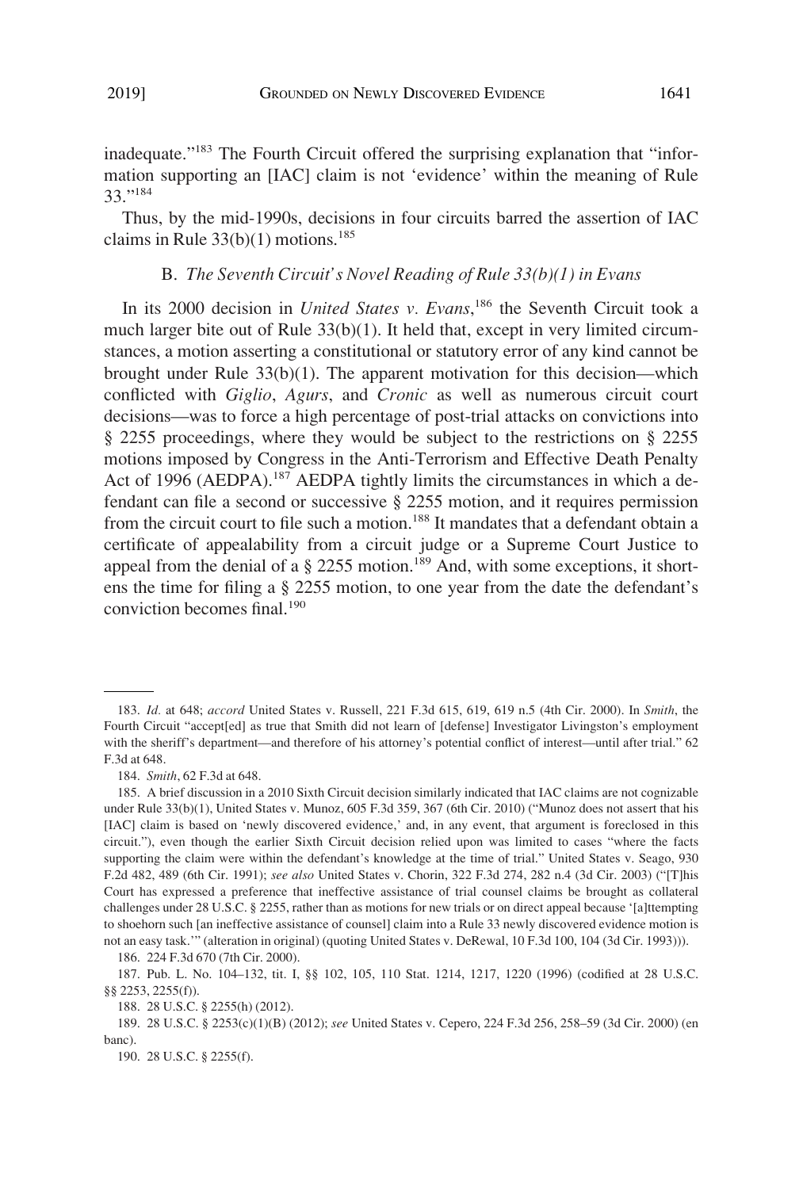inadequate."[183] The Fourth Circuit offered the surprising explanation that "information supporting an [IAC] claim is not 'evidence' within the meaning of Rule 33."[184]

Thus, by the mid-1990s, decisions in four circuits barred the assertion of IAC claims in Rule 33(b)(1) motions.[185]

### B. *The Seventh Circuit's Novel Reading of Rule 33(b)(1) in Evans*

In its 2000 decision in *United States v. Evans*,[186] the Seventh Circuit took a much larger bite out of Rule 33(b)(1). It held that, except in very limited circumstances, a motion asserting a constitutional or statutory error of any kind cannot be brought under Rule 33(b)(1). The apparent motivation for this decision—which conflicted with *Giglio*, *Agurs*, and *Cronic* as well as numerous circuit court decisions—was to force a high percentage of post-trial attacks on convictions into § 2255 proceedings, where they would be subject to the restrictions on § 2255 motions imposed by Congress in the Anti-Terrorism and Effective Death Penalty Act of 1996 (AEDPA).[187] AEDPA tightly limits the circumstances in which a defendant can file a second or successive § 2255 motion, and it requires permission from the circuit court to file such a motion.[188] It mandates that a defendant obtain a certificate of appealability from a circuit judge or a Supreme Court Justice to appeal from the denial of a § 2255 motion.[189] And, with some exceptions, it shortens the time for filing a § 2255 motion, to one year from the date the defendant's conviction becomes final.[190]

---

183. *Id.* at 648; *accord* United States v. Russell, 221 F.3d 615, 619, 619 n.5 (4th Cir. 2000). In *Smith*, the Fourth Circuit "accept[ed] as true that Smith did not learn of [defense] Investigator Livingston's employment with the sheriff's department—and therefore of his attorney's potential conflict of interest—until after trial." 62 F.3d at 648.

184. *Smith*, 62 F.3d at 648.

185. A brief discussion in a 2010 Sixth Circuit decision similarly indicated that IAC claims are not cognizable under Rule 33(b)(1), United States v. Munoz, 605 F.3d 359, 367 (6th Cir. 2010) ("Munoz does not assert that his [IAC] claim is based on 'newly discovered evidence,' and, in any event, that argument is foreclosed in this circuit."), even though the earlier Sixth Circuit decision relied upon was limited to cases "where the facts supporting the claim were within the defendant's knowledge at the time of trial." United States v. Seago, 930 F.2d 482, 489 (6th Cir. 1991); *see also* United States v. Chorin, 322 F.3d 274, 282 n.4 (3d Cir. 2003) ("[T]his Court has expressed a preference that ineffective assistance of trial counsel claims be brought as collateral challenges under 28 U.S.C. § 2255, rather than as motions for new trials or on direct appeal because '[a]ttempting to shoehorn such [an ineffective assistance of counsel] claim into a Rule 33 newly discovered evidence motion is not an easy task.'" (alteration in original) (quoting United States v. DeRewal, 10 F.3d 100, 104 (3d Cir. 1993))).

186. 224 F.3d 670 (7th Cir. 2000).

187. Pub. L. No. 104–132, tit. I, §§ 102, 105, 110 Stat. 1214, 1217, 1220 (1996) (codified at 28 U.S.C. §§ 2253, 2255(f)).

188. 28 U.S.C. § 2255(h) (2012).

189. 28 U.S.C. § 2253(c)(1)(B) (2012); *see* United States v. Cepero, 224 F.3d 256, 258–59 (3d Cir. 2000) (en banc).

190. 28 U.S.C. § 2255(f).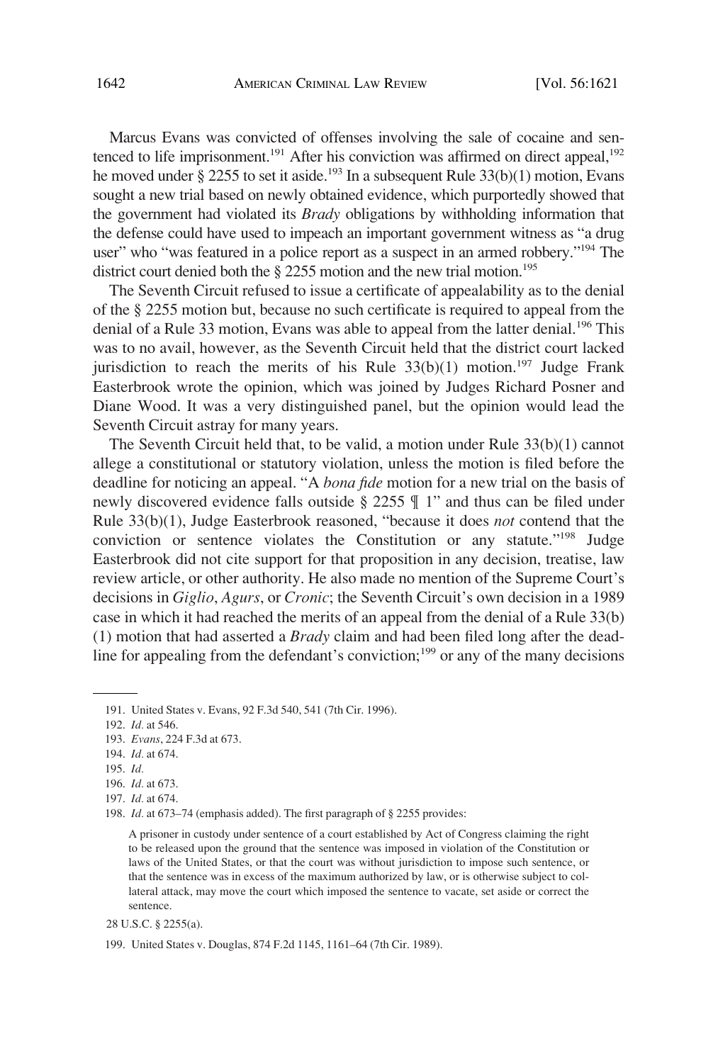Marcus Evans was convicted of offenses involving the sale of cocaine and sentenced to life imprisonment.[191] After his conviction was affirmed on direct appeal,[192] he moved under § 2255 to set it aside.[193] In a subsequent Rule 33(b)(1) motion, Evans sought a new trial based on newly obtained evidence, which purportedly showed that the government had violated its *Brady* obligations by withholding information that the defense could have used to impeach an important government witness as "a drug user" who "was featured in a police report as a suspect in an armed robbery."[194] The district court denied both the § 2255 motion and the new trial motion.[195]

The Seventh Circuit refused to issue a certificate of appealability as to the denial of the § 2255 motion but, because no such certificate is required to appeal from the denial of a Rule 33 motion, Evans was able to appeal from the latter denial.[196] This was to no avail, however, as the Seventh Circuit held that the district court lacked jurisdiction to reach the merits of his Rule 33(b)(1) motion.[197] Judge Frank Easterbrook wrote the opinion, which was joined by Judges Richard Posner and Diane Wood. It was a very distinguished panel, but the opinion would lead the Seventh Circuit astray for many years.

The Seventh Circuit held that, to be valid, a motion under Rule 33(b)(1) cannot allege a constitutional or statutory violation, unless the motion is filed before the deadline for noticing an appeal. "A *bona fide* motion for a new trial on the basis of newly discovered evidence falls outside § 2255 ¶ 1" and thus can be filed under Rule 33(b)(1), Judge Easterbrook reasoned, "because it does *not* contend that the conviction or sentence violates the Constitution or any statute."[198] Judge Easterbrook did not cite support for that proposition in any decision, treatise, law review article, or other authority. He also made no mention of the Supreme Court's decisions in *Giglio*, *Agurs*, or *Cronic*; the Seventh Circuit's own decision in a 1989 case in which it had reached the merits of an appeal from the denial of a Rule 33(b)(1) motion that had asserted a *Brady* claim and had been filed long after the deadline for appealing from the defendant's conviction;[199] or any of the many decisions

---

191. United States v. Evans, 92 F.3d 540, 541 (7th Cir. 1996).

192. *Id.* at 546.

193. *Evans*, 224 F.3d at 673.

194. *Id.* at 674.

195. *Id.*

196. *Id.* at 673.

197. *Id.* at 674.

198. *Id.* at 673–74 (emphasis added). The first paragraph of § 2255 provides:

> A prisoner in custody under sentence of a court established by Act of Congress claiming the right to be released upon the ground that the sentence was imposed in violation of the Constitution or laws of the United States, or that the court was without jurisdiction to impose such sentence, or that the sentence was in excess of the maximum authorized by law, or is otherwise subject to collateral attack, may move the court which imposed the sentence to vacate, set aside or correct the sentence.

28 U.S.C. § 2255(a).

199. United States v. Douglas, 874 F.2d 1145, 1161–64 (7th Cir. 1989).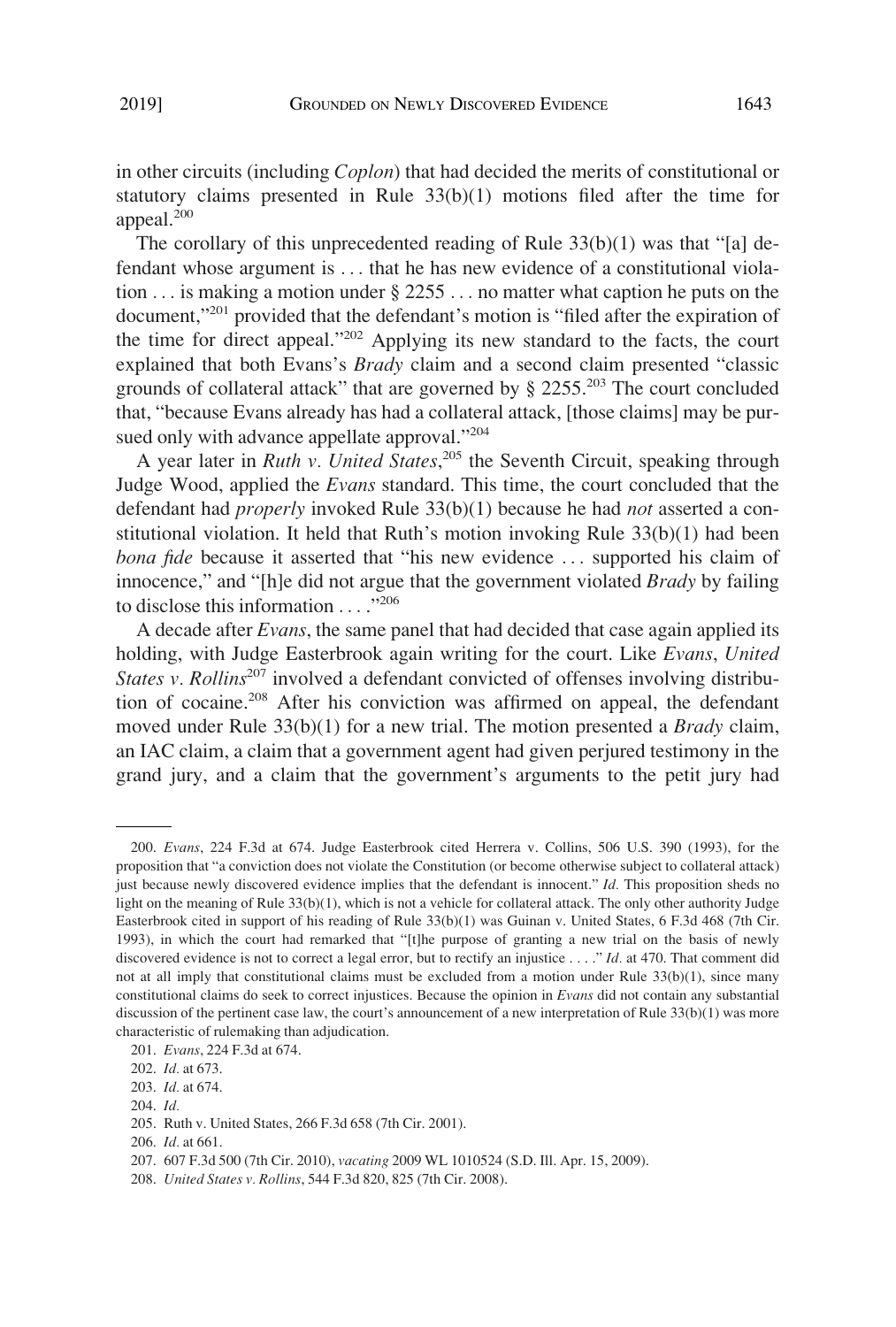in other circuits (including *Coplon*) that had decided the merits of constitutional or statutory claims presented in Rule 33(b)(1) motions filed after the time for appeal.[200]

The corollary of this unprecedented reading of Rule 33(b)(1) was that "[a] defendant whose argument is . . . that he has new evidence of a constitutional violation . . . is making a motion under § 2255 . . . no matter what caption he puts on the document,"[201] provided that the defendant's motion is "filed after the expiration of the time for direct appeal."[202] Applying its new standard to the facts, the court explained that both Evans's *Brady* claim and a second claim presented "classic grounds of collateral attack" that are governed by § 2255.[203] The court concluded that, "because Evans already has had a collateral attack, [those claims] may be pursued only with advance appellate approval."[204]

A year later in *Ruth v. United States*,[205] the Seventh Circuit, speaking through Judge Wood, applied the *Evans* standard. This time, the court concluded that the defendant had *properly* invoked Rule 33(b)(1) because he had *not* asserted a constitutional violation. It held that Ruth's motion invoking Rule 33(b)(1) had been *bona fide* because it asserted that "his new evidence . . . supported his claim of innocence," and "[h]e did not argue that the government violated *Brady* by failing to disclose this information . . . ."[206]

A decade after *Evans*, the same panel that had decided that case again applied its holding, with Judge Easterbrook again writing for the court. Like *Evans*, *United States v. Rollins*[207] involved a defendant convicted of offenses involving distribution of cocaine.[208] After his conviction was affirmed on appeal, the defendant moved under Rule 33(b)(1) for a new trial. The motion presented a *Brady* claim, an IAC claim, a claim that a government agent had given perjured testimony in the grand jury, and a claim that the government's arguments to the petit jury had

---

200. *Evans*, 224 F.3d at 674. Judge Easterbrook cited Herrera v. Collins, 506 U.S. 390 (1993), for the proposition that "a conviction does not violate the Constitution (or become otherwise subject to collateral attack) just because newly discovered evidence implies that the defendant is innocent." *Id.* This proposition sheds no light on the meaning of Rule 33(b)(1), which is not a vehicle for collateral attack. The only other authority Judge Easterbrook cited in support of his reading of Rule 33(b)(1) was Guinan v. United States, 6 F.3d 468 (7th Cir. 1993), in which the court had remarked that "[t]he purpose of granting a new trial on the basis of newly discovered evidence is not to correct a legal error, but to rectify an injustice . . . ." *Id.* at 470. That comment did not at all imply that constitutional claims must be excluded from a motion under Rule 33(b)(1), since many constitutional claims do seek to correct injustices. Because the opinion in *Evans* did not contain any substantial discussion of the pertinent case law, the court's announcement of a new interpretation of Rule 33(b)(1) was more characteristic of rulemaking than adjudication.

201. *Evans*, 224 F.3d at 674.

202. *Id.* at 673.

203. *Id.* at 674.

204. *Id.*

205. Ruth v. United States, 266 F.3d 658 (7th Cir. 2001).

206. *Id.* at 661.

207. 607 F.3d 500 (7th Cir. 2010), *vacating* 2009 WL 1010524 (S.D. Ill. Apr. 15, 2009).

208. *United States v. Rollins*, 544 F.3d 820, 825 (7th Cir. 2008).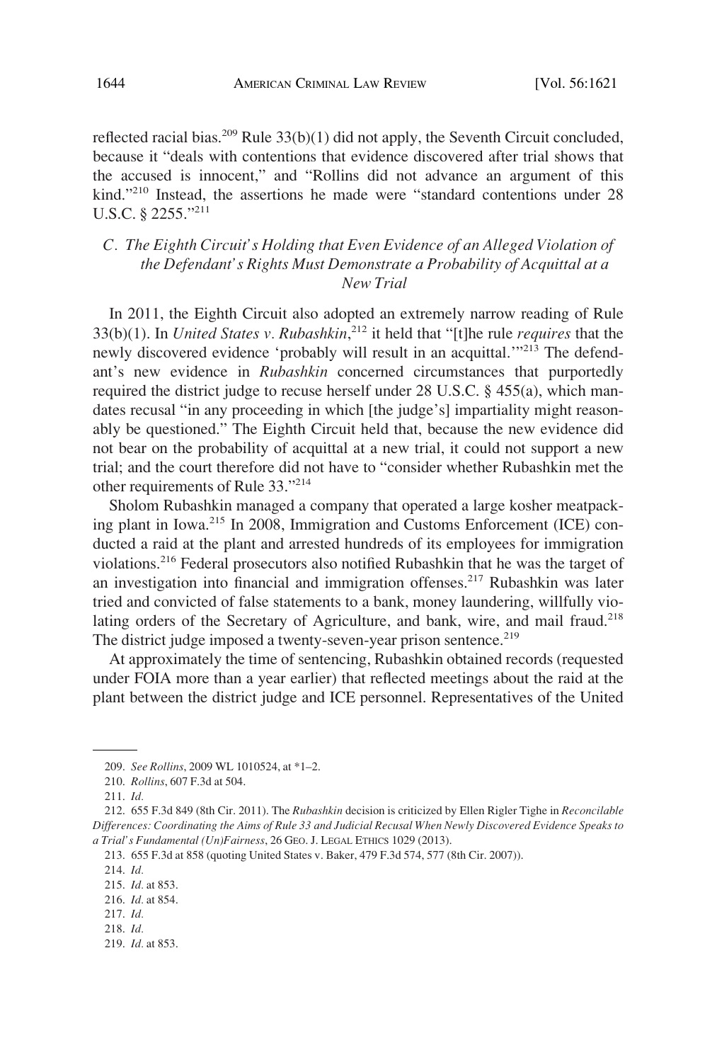reflected racial bias.[209] Rule 33(b)(1) did not apply, the Seventh Circuit concluded, because it "deals with contentions that evidence discovered after trial shows that the accused is innocent," and "Rollins did not advance an argument of this kind."[210] Instead, the assertions he made were "standard contentions under 28 U.S.C. § 2255."[211]

### *C. The Eighth Circuit's Holding that Even Evidence of an Alleged Violation of the Defendant's Rights Must Demonstrate a Probability of Acquittal at a New Trial*

In 2011, the Eighth Circuit also adopted an extremely narrow reading of Rule 33(b)(1). In *United States v. Rubashkin*,[212] it held that "[t]he rule *requires* that the newly discovered evidence 'probably will result in an acquittal.'"[213] The defendant's new evidence in *Rubashkin* concerned circumstances that purportedly required the district judge to recuse herself under 28 U.S.C. § 455(a), which mandates recusal "in any proceeding in which [the judge's] impartiality might reasonably be questioned." The Eighth Circuit held that, because the new evidence did not bear on the probability of acquittal at a new trial, it could not support a new trial; and the court therefore did not have to "consider whether Rubashkin met the other requirements of Rule 33."[214]

Sholom Rubashkin managed a company that operated a large kosher meatpacking plant in Iowa.[215] In 2008, Immigration and Customs Enforcement (ICE) conducted a raid at the plant and arrested hundreds of its employees for immigration violations.[216] Federal prosecutors also notified Rubashkin that he was the target of an investigation into financial and immigration offenses.[217] Rubashkin was later tried and convicted of false statements to a bank, money laundering, willfully violating orders of the Secretary of Agriculture, and bank, wire, and mail fraud.[218] The district judge imposed a twenty-seven-year prison sentence.[219]

At approximately the time of sentencing, Rubashkin obtained records (requested under FOIA more than a year earlier) that reflected meetings about the raid at the plant between the district judge and ICE personnel. Representatives of the United

---

209. *See Rollins*, 2009 WL 1010524, at *1–2.

210. *Rollins*, 607 F.3d at 504.

211. *Id.*

212. 655 F.3d 849 (8th Cir. 2011). The *Rubashkin* decision is criticized by Ellen Rigler Tighe in *Reconcilable Differences: Coordinating the Aims of Rule 33 and Judicial Recusal When Newly Discovered Evidence Speaks to a Trial's Fundamental (Un)Fairness*, 26 GEO. J. LEGAL ETHICS 1029 (2013).

213. 655 F.3d at 858 (quoting United States v. Baker, 479 F.3d 574, 577 (8th Cir. 2007)).

214. *Id.*

215. *Id.* at 853.

216. *Id.* at 854.

217. *Id.*

218. *Id.*

219. *Id.* at 853.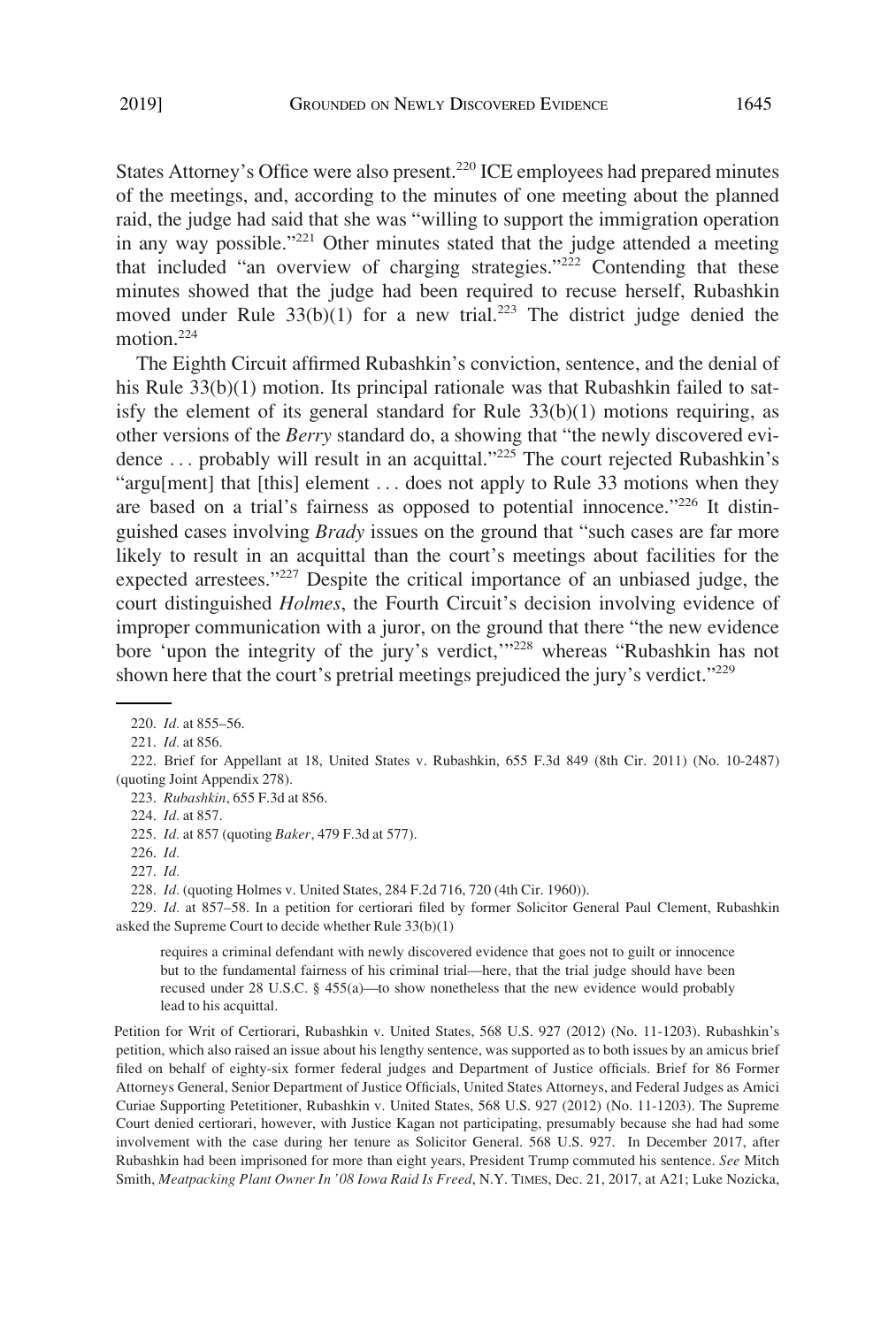States Attorney's Office were also present.[220] ICE employees had prepared minutes of the meetings, and, according to the minutes of one meeting about the planned raid, the judge had said that she was "willing to support the immigration operation in any way possible."[221] Other minutes stated that the judge attended a meeting that included "an overview of charging strategies."[222] Contending that these minutes showed that the judge had been required to recuse herself, Rubashkin moved under Rule 33(b)(1) for a new trial.[223] The district judge denied the motion.[224]

The Eighth Circuit affirmed Rubashkin's conviction, sentence, and the denial of his Rule 33(b)(1) motion. Its principal rationale was that Rubashkin failed to satisfy the element of its general standard for Rule 33(b)(1) motions requiring, as other versions of the *Berry* standard do, a showing that "the newly discovered evidence . . . probably will result in an acquittal."[225] The court rejected Rubashkin's "argu[ment] that [this] element . . . does not apply to Rule 33 motions when they are based on a trial's fairness as opposed to potential innocence."[226] It distinguished cases involving *Brady* issues on the ground that "such cases are far more likely to result in an acquittal than the court's meetings about facilities for the expected arrestees."[227] Despite the critical importance of an unbiased judge, the court distinguished *Holmes*, the Fourth Circuit's decision involving evidence of improper communication with a juror, on the ground that there "the new evidence bore 'upon the integrity of the jury's verdict,'"[228] whereas "Rubashkin has not shown here that the court's pretrial meetings prejudiced the jury's verdict."[229]

---

220. *Id.* at 855–56.

221. *Id.* at 856.

222. Brief for Appellant at 18, United States v. Rubashkin, 655 F.3d 849 (8th Cir. 2011) (No. 10-2487) (quoting Joint Appendix 278).

223. *Rubashkin*, 655 F.3d at 856.

224. *Id.* at 857.

225. *Id.* at 857 (quoting *Baker*, 479 F.3d at 577).

226. *Id.*

227. *Id.*

228. *Id.* (quoting Holmes v. United States, 284 F.2d 716, 720 (4th Cir. 1960)).

229. *Id.* at 857–58. In a petition for certiorari filed by former Solicitor General Paul Clement, Rubashkin asked the Supreme Court to decide whether Rule 33(b)(1)

> requires a criminal defendant with newly discovered evidence that goes not to guilt or innocence but to the fundamental fairness of his criminal trial—here, that the trial judge should have been recused under 28 U.S.C. § 455(a)—to show nonetheless that the new evidence would probably lead to his acquittal.

Petition for Writ of Certiorari, Rubashkin v. United States, 568 U.S. 927 (2012) (No. 11-1203). Rubashkin's petition, which also raised an issue about his lengthy sentence, was supported as to both issues by an amicus brief filed on behalf of eighty-six former federal judges and Department of Justice officials. Brief for 86 Former Attorneys General, Senior Department of Justice Officials, United States Attorneys, and Federal Judges as Amici Curiae Supporting Petetitioner, Rubashkin v. United States, 568 U.S. 927 (2012) (No. 11-1203). The Supreme Court denied certiorari, however, with Justice Kagan not participating, presumably because she had had some involvement with the case during her tenure as Solicitor General. 568 U.S. 927. In December 2017, after Rubashkin had been imprisoned for more than eight years, President Trump commuted his sentence. *See* Mitch Smith, *Meatpacking Plant Owner In '08 Iowa Raid Is Freed*, N.Y. TIMES, Dec. 21, 2017, at A21; Luke Nozicka,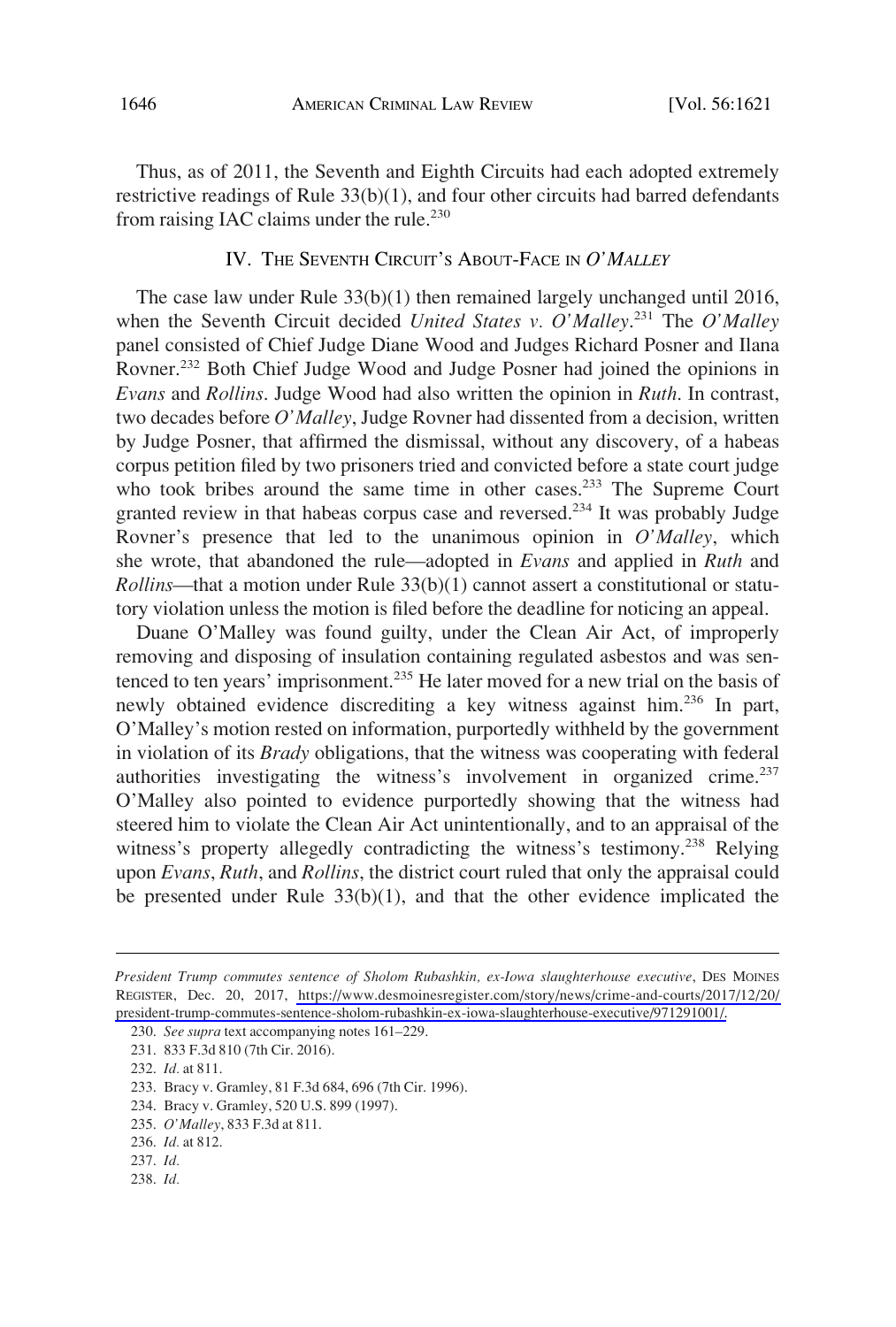Thus, as of 2011, the Seventh and Eighth Circuits had each adopted extremely restrictive readings of Rule 33(b)(1), and four other circuits had barred defendants from raising IAC claims under the rule.[230]

## IV. The Seventh Circuit's About-Face in *O'Malley*

The case law under Rule 33(b)(1) then remained largely unchanged until 2016, when the Seventh Circuit decided *United States v. O'Malley*.[231] The *O'Malley* panel consisted of Chief Judge Diane Wood and Judges Richard Posner and Ilana Rovner.[232] Both Chief Judge Wood and Judge Posner had joined the opinions in *Evans* and *Rollins*. Judge Wood had also written the opinion in *Ruth*. In contrast, two decades before *O'Malley*, Judge Rovner had dissented from a decision, written by Judge Posner, that affirmed the dismissal, without any discovery, of a habeas corpus petition filed by two prisoners tried and convicted before a state court judge who took bribes around the same time in other cases.[233] The Supreme Court granted review in that habeas corpus case and reversed.[234] It was probably Judge Rovner's presence that led to the unanimous opinion in *O'Malley*, which she wrote, that abandoned the rule—adopted in *Evans* and applied in *Ruth* and *Rollins*—that a motion under Rule 33(b)(1) cannot assert a constitutional or statutory violation unless the motion is filed before the deadline for noticing an appeal.

Duane O'Malley was found guilty, under the Clean Air Act, of improperly removing and disposing of insulation containing regulated asbestos and was sentenced to ten years' imprisonment.[235] He later moved for a new trial on the basis of newly obtained evidence discrediting a key witness against him.[236] In part, O'Malley's motion rested on information, purportedly withheld by the government in violation of its *Brady* obligations, that the witness was cooperating with federal authorities investigating the witness's involvement in organized crime.[237] O'Malley also pointed to evidence purportedly showing that the witness had steered him to violate the Clean Air Act unintentionally, and to an appraisal of the witness's property allegedly contradicting the witness's testimony.[238] Relying upon *Evans*, *Ruth*, and *Rollins*, the district court ruled that only the appraisal could be presented under Rule 33(b)(1), and that the other evidence implicated the

---

*President Trump commutes sentence of Sholom Rubashkin, ex-Iowa slaughterhouse executive*, Des Moines Register, Dec. 20, 2017, https://www.desmoinesregister.com/story/news/crime-and-courts/2017/12/20/president-trump-commutes-sentence-sholom-rubashkin-ex-iowa-slaughterhouse-executive/971291001/.

230. *See supra* text accompanying notes 161–229.

231. 833 F.3d 810 (7th Cir. 2016).

232. *Id.* at 811.

233. Bracy v. Gramley, 81 F.3d 684, 696 (7th Cir. 1996).

234. Bracy v. Gramley, 520 U.S. 899 (1997).

235. *O'Malley*, 833 F.3d at 811.

236. *Id.* at 812.

237. *Id.*

238. *Id.*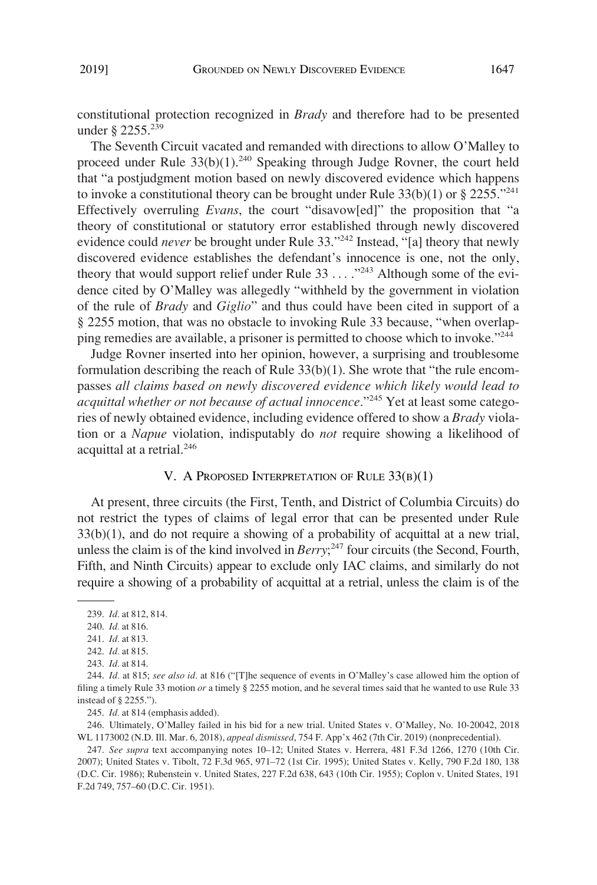constitutional protection recognized in *Brady* and therefore had to be presented under § 2255.[239]

The Seventh Circuit vacated and remanded with directions to allow O'Malley to proceed under Rule 33(b)(1).[240] Speaking through Judge Rovner, the court held that "a postjudgment motion based on newly discovered evidence which happens to invoke a constitutional theory can be brought under Rule 33(b)(1) or § 2255."[241] Effectively overruling *Evans*, the court "disavow[ed]" the proposition that "a theory of constitutional or statutory error established through newly discovered evidence could *never* be brought under Rule 33."[242] Instead, "[a] theory that newly discovered evidence establishes the defendant's innocence is one, not the only, theory that would support relief under Rule 33 . . . ."[243] Although some of the evidence cited by O'Malley was allegedly "withheld by the government in violation of the rule of *Brady* and *Giglio*" and thus could have been cited in support of a § 2255 motion, that was no obstacle to invoking Rule 33 because, "when overlapping remedies are available, a prisoner is permitted to choose which to invoke."[244]

Judge Rovner inserted into her opinion, however, a surprising and troublesome formulation describing the reach of Rule 33(b)(1). She wrote that "the rule encompasses *all claims based on newly discovered evidence which likely would lead to acquittal whether or not because of actual innocence*."[245] Yet at least some categories of newly obtained evidence, including evidence offered to show a *Brady* violation or a *Napue* violation, indisputably do *not* require showing a likelihood of acquittal at a retrial.[246]

## V. A Proposed Interpretation of Rule 33(b)(1)

At present, three circuits (the First, Tenth, and District of Columbia Circuits) do not restrict the types of claims of legal error that can be presented under Rule 33(b)(1), and do not require a showing of a probability of acquittal at a new trial, unless the claim is of the kind involved in *Berry*;[247] four circuits (the Second, Fourth, Fifth, and Ninth Circuits) appear to exclude only IAC claims, and similarly do not require a showing of a probability of acquittal at a retrial, unless the claim is of the

---

239. *Id.* at 812, 814.

240. *Id.* at 816.

241. *Id.* at 813.

242. *Id.* at 815.

243. *Id.* at 814.

244. *Id.* at 815; *see also id.* at 816 ("[T]he sequence of events in O'Malley's case allowed him the option of filing a timely Rule 33 motion *or* a timely § 2255 motion, and he several times said that he wanted to use Rule 33 instead of § 2255.").

245. *Id.* at 814 (emphasis added).

246. Ultimately, O'Malley failed in his bid for a new trial. United States v. O'Malley, No. 10-20042, 2018 WL 1173002 (N.D. Ill. Mar. 6, 2018), *appeal dismissed*, 754 F. App'x 462 (7th Cir. 2019) (nonprecedential).

247. *See supra* text accompanying notes 10–12; United States v. Herrera, 481 F.3d 1266, 1270 (10th Cir. 2007); United States v. Tibolt, 72 F.3d 965, 971–72 (1st Cir. 1995); United States v. Kelly, 790 F.2d 180, 138 (D.C. Cir. 1986); Rubenstein v. United States, 227 F.2d 638, 643 (10th Cir. 1955); Coplon v. United States, 191 F.2d 749, 757–60 (D.C. Cir. 1951).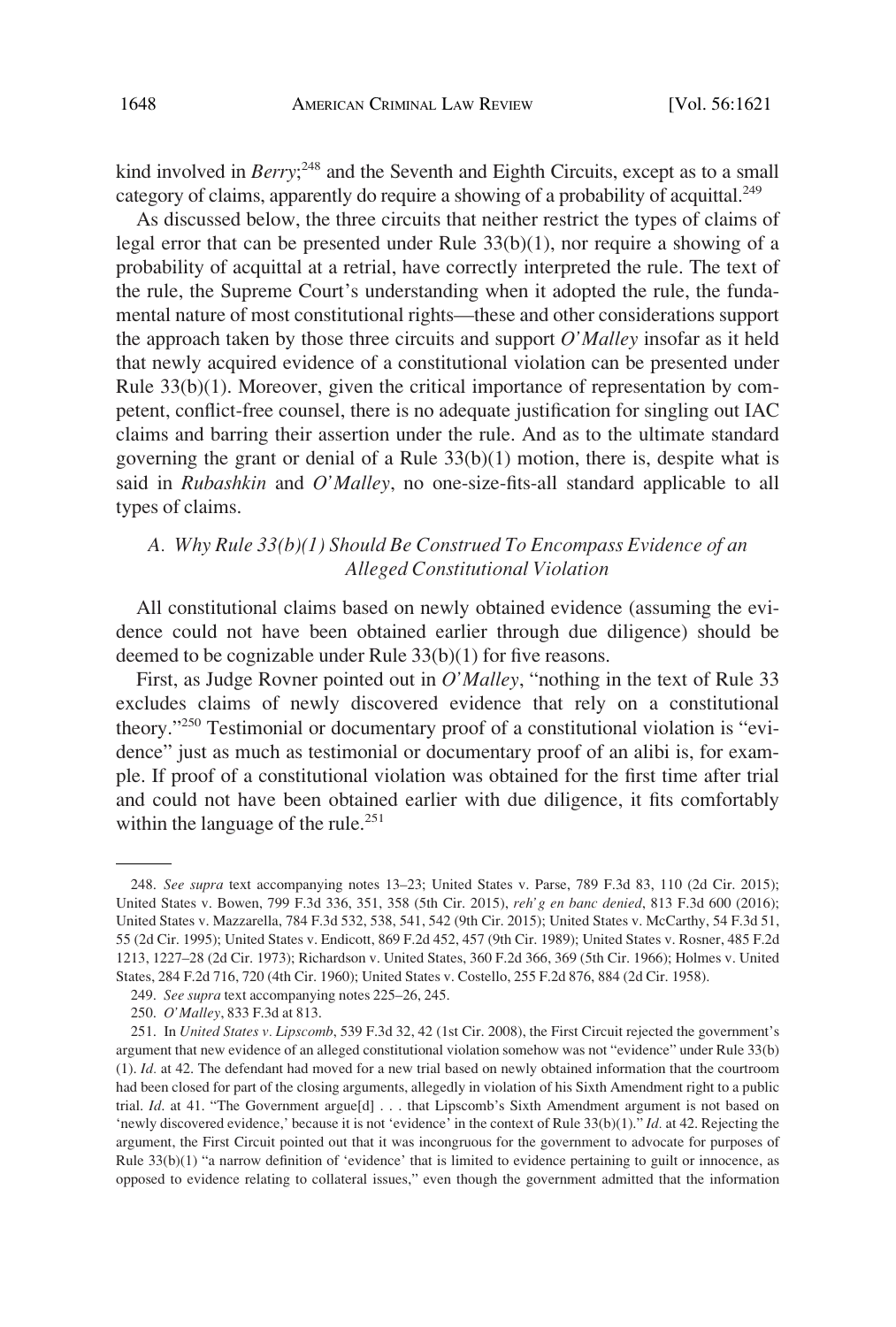kind involved in *Berry*;[248] and the Seventh and Eighth Circuits, except as to a small category of claims, apparently do require a showing of a probability of acquittal.[249]

As discussed below, the three circuits that neither restrict the types of claims of legal error that can be presented under Rule 33(b)(1), nor require a showing of a probability of acquittal at a retrial, have correctly interpreted the rule. The text of the rule, the Supreme Court's understanding when it adopted the rule, the fundamental nature of most constitutional rights—these and other considerations support the approach taken by those three circuits and support *O'Malley* insofar as it held that newly acquired evidence of a constitutional violation can be presented under Rule 33(b)(1). Moreover, given the critical importance of representation by competent, conflict-free counsel, there is no adequate justification for singling out IAC claims and barring their assertion under the rule. And as to the ultimate standard governing the grant or denial of a Rule 33(b)(1) motion, there is, despite what is said in *Rubashkin* and *O'Malley*, no one-size-fits-all standard applicable to all types of claims.

### *A. Why Rule 33(b)(1) Should Be Construed To Encompass Evidence of an Alleged Constitutional Violation*

All constitutional claims based on newly obtained evidence (assuming the evidence could not have been obtained earlier through due diligence) should be deemed to be cognizable under Rule 33(b)(1) for five reasons.

First, as Judge Rovner pointed out in *O'Malley*, "nothing in the text of Rule 33 excludes claims of newly discovered evidence that rely on a constitutional theory."[250] Testimonial or documentary proof of a constitutional violation is "evidence" just as much as testimonial or documentary proof of an alibi is, for example. If proof of a constitutional violation was obtained for the first time after trial and could not have been obtained earlier with due diligence, it fits comfortably within the language of the rule.[251]

---

248. *See supra* text accompanying notes 13–23; United States v. Parse, 789 F.3d 83, 110 (2d Cir. 2015); United States v. Bowen, 799 F.3d 336, 351, 358 (5th Cir. 2015), *reh'g en banc denied*, 813 F.3d 600 (2016); United States v. Mazzarella, 784 F.3d 532, 538, 541, 542 (9th Cir. 2015); United States v. McCarthy, 54 F.3d 51, 55 (2d Cir. 1995); United States v. Endicott, 869 F.2d 452, 457 (9th Cir. 1989); United States v. Rosner, 485 F.2d 1213, 1227–28 (2d Cir. 1973); Richardson v. United States, 360 F.2d 366, 369 (5th Cir. 1966); Holmes v. United States, 284 F.2d 716, 720 (4th Cir. 1960); United States v. Costello, 255 F.2d 876, 884 (2d Cir. 1958).

249. *See supra* text accompanying notes 225–26, 245.

250. *O'Malley*, 833 F.3d at 813.

251. In *United States v. Lipscomb*, 539 F.3d 32, 42 (1st Cir. 2008), the First Circuit rejected the government's argument that new evidence of an alleged constitutional violation somehow was not "evidence" under Rule 33(b)(1). *Id.* at 42. The defendant had moved for a new trial based on newly obtained information that the courtroom had been closed for part of the closing arguments, allegedly in violation of his Sixth Amendment right to a public trial. *Id*. at 41. "The Government argue[d] . . . that Lipscomb's Sixth Amendment argument is not based on 'newly discovered evidence,' because it is not 'evidence' in the context of Rule 33(b)(1)." *Id.* at 42. Rejecting the argument, the First Circuit pointed out that it was incongruous for the government to advocate for purposes of Rule 33(b)(1) "a narrow definition of 'evidence' that is limited to evidence pertaining to guilt or innocence, as opposed to evidence relating to collateral issues," even though the government admitted that the information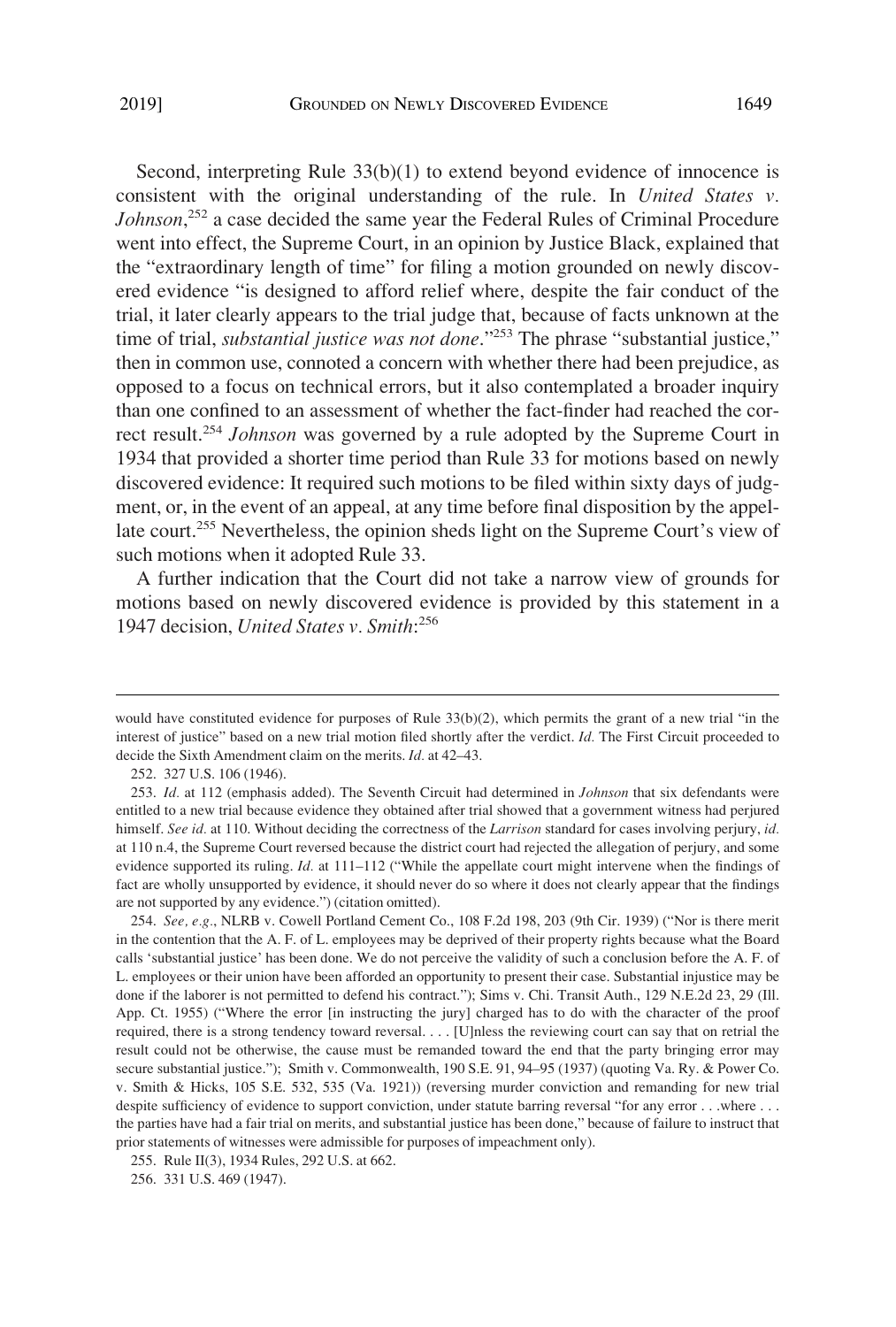Second, interpreting Rule 33(b)(1) to extend beyond evidence of innocence is consistent with the original understanding of the rule. In *United States v. Johnson*,[252] a case decided the same year the Federal Rules of Criminal Procedure went into effect, the Supreme Court, in an opinion by Justice Black, explained that the "extraordinary length of time" for filing a motion grounded on newly discovered evidence "is designed to afford relief where, despite the fair conduct of the trial, it later clearly appears to the trial judge that, because of facts unknown at the time of trial, *substantial justice was not done*."[253] The phrase "substantial justice," then in common use, connoted a concern with whether there had been prejudice, as opposed to a focus on technical errors, but it also contemplated a broader inquiry than one confined to an assessment of whether the fact-finder had reached the correct result.[254] *Johnson* was governed by a rule adopted by the Supreme Court in 1934 that provided a shorter time period than Rule 33 for motions based on newly discovered evidence: It required such motions to be filed within sixty days of judgment, or, in the event of an appeal, at any time before final disposition by the appellate court.[255] Nevertheless, the opinion sheds light on the Supreme Court's view of such motions when it adopted Rule 33.

A further indication that the Court did not take a narrow view of grounds for motions based on newly discovered evidence is provided by this statement in a 1947 decision, *United States v. Smith*:[256]

---

would have constituted evidence for purposes of Rule 33(b)(2), which permits the grant of a new trial "in the interest of justice" based on a new trial motion filed shortly after the verdict. *Id.* The First Circuit proceeded to decide the Sixth Amendment claim on the merits. *Id.* at 42–43.

252. 327 U.S. 106 (1946).

253. *Id.* at 112 (emphasis added). The Seventh Circuit had determined in *Johnson* that six defendants were entitled to a new trial because evidence they obtained after trial showed that a government witness had perjured himself. *See id.* at 110. Without deciding the correctness of the *Larrison* standard for cases involving perjury, *id.* at 110 n.4, the Supreme Court reversed because the district court had rejected the allegation of perjury, and some evidence supported its ruling. *Id.* at 111–112 ("While the appellate court might intervene when the findings of fact are wholly unsupported by evidence, it should never do so where it does not clearly appear that the findings are not supported by any evidence.") (citation omitted).

254. *See, e.g.*, NLRB v. Cowell Portland Cement Co., 108 F.2d 198, 203 (9th Cir. 1939) ("Nor is there merit in the contention that the A. F. of L. employees may be deprived of their property rights because what the Board calls 'substantial justice' has been done. We do not perceive the validity of such a conclusion before the A. F. of L. employees or their union have been afforded an opportunity to present their case. Substantial injustice may be done if the laborer is not permitted to defend his contract."); Sims v. Chi. Transit Auth., 129 N.E.2d 23, 29 (Ill. App. Ct. 1955) ("Where the error [in instructing the jury] charged has to do with the character of the proof required, there is a strong tendency toward reversal. . . . [U]nless the reviewing court can say that on retrial the result could not be otherwise, the cause must be remanded toward the end that the party bringing error may secure substantial justice."); Smith v. Commonwealth, 190 S.E. 91, 94–95 (1937) (quoting Va. Ry. & Power Co. v. Smith & Hicks, 105 S.E. 532, 535 (Va. 1921)) (reversing murder conviction and remanding for new trial despite sufficiency of evidence to support conviction, under statute barring reversal "for any error . . .where . . . the parties have had a fair trial on merits, and substantial justice has been done," because of failure to instruct that prior statements of witnesses were admissible for purposes of impeachment only).

255. Rule II(3), 1934 Rules, 292 U.S. at 662.

256. 331 U.S. 469 (1947).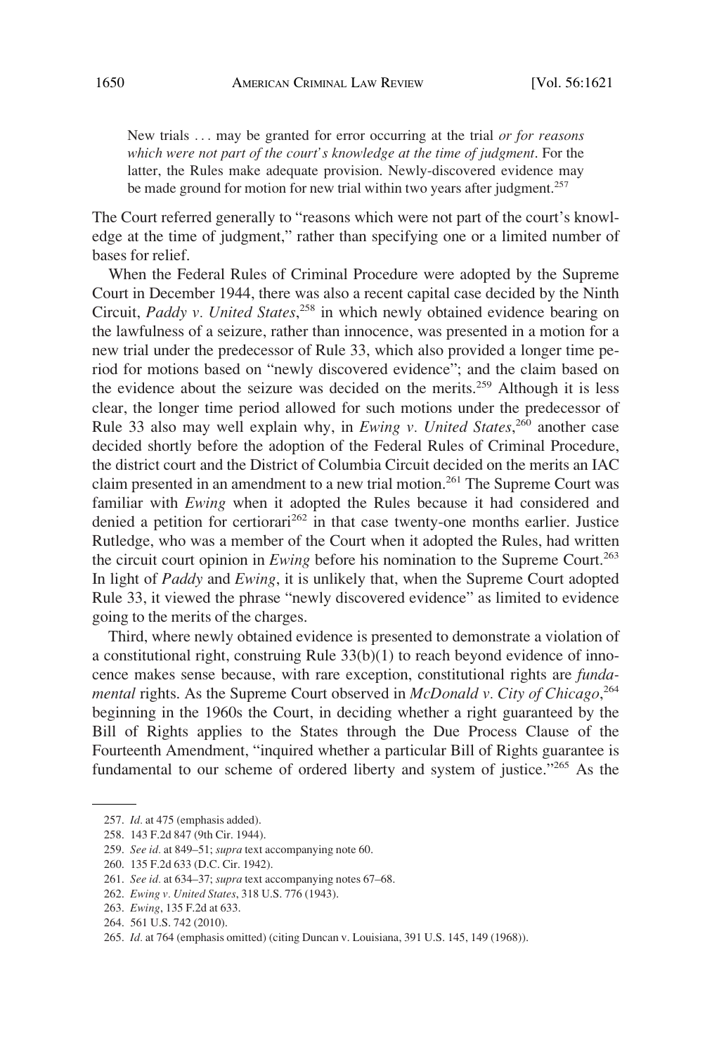New trials . . . may be granted for error occurring at the trial *or for reasons which were not part of the court's knowledge at the time of judgment*. For the latter, the Rules make adequate provision. Newly-discovered evidence may be made ground for motion for new trial within two years after judgment.[257]

The Court referred generally to "reasons which were not part of the court's knowledge at the time of judgment," rather than specifying one or a limited number of bases for relief.

When the Federal Rules of Criminal Procedure were adopted by the Supreme Court in December 1944, there was also a recent capital case decided by the Ninth Circuit, *Paddy v. United States*,[258] in which newly obtained evidence bearing on the lawfulness of a seizure, rather than innocence, was presented in a motion for a new trial under the predecessor of Rule 33, which also provided a longer time period for motions based on "newly discovered evidence"; and the claim based on the evidence about the seizure was decided on the merits.[259] Although it is less clear, the longer time period allowed for such motions under the predecessor of Rule 33 also may well explain why, in *Ewing v. United States*,[260] another case decided shortly before the adoption of the Federal Rules of Criminal Procedure, the district court and the District of Columbia Circuit decided on the merits an IAC claim presented in an amendment to a new trial motion.[261] The Supreme Court was familiar with *Ewing* when it adopted the Rules because it had considered and denied a petition for certiorari[262] in that case twenty-one months earlier. Justice Rutledge, who was a member of the Court when it adopted the Rules, had written the circuit court opinion in *Ewing* before his nomination to the Supreme Court.[263] In light of *Paddy* and *Ewing*, it is unlikely that, when the Supreme Court adopted Rule 33, it viewed the phrase "newly discovered evidence" as limited to evidence going to the merits of the charges.

Third, where newly obtained evidence is presented to demonstrate a violation of a constitutional right, construing Rule 33(b)(1) to reach beyond evidence of innocence makes sense because, with rare exception, constitutional rights are *fundamental* rights. As the Supreme Court observed in *McDonald v. City of Chicago*,[264] beginning in the 1960s the Court, in deciding whether a right guaranteed by the Bill of Rights applies to the States through the Due Process Clause of the Fourteenth Amendment, "inquired whether a particular Bill of Rights guarantee is fundamental to our scheme of ordered liberty and system of justice."[265] As the

---

257. *Id.* at 475 (emphasis added).

258. 143 F.2d 847 (9th Cir. 1944).

259. *See id.* at 849–51; *supra* text accompanying note 60.

260. 135 F.2d 633 (D.C. Cir. 1942).

261. *See id.* at 634–37; *supra* text accompanying notes 67–68.

262. *Ewing v. United States*, 318 U.S. 776 (1943).

263. *Ewing*, 135 F.2d at 633.

264. 561 U.S. 742 (2010).

265. *Id.* at 764 (emphasis omitted) (citing Duncan v. Louisiana, 391 U.S. 145, 149 (1968)).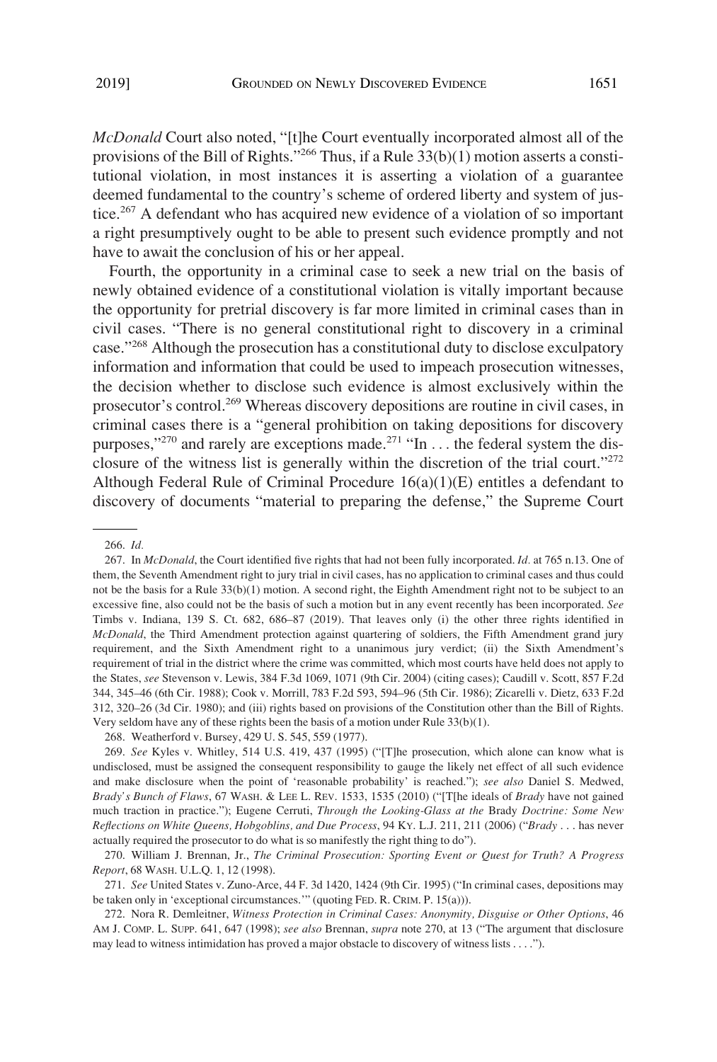*McDonald* Court also noted, "[t]he Court eventually incorporated almost all of the provisions of the Bill of Rights."[266] Thus, if a Rule 33(b)(1) motion asserts a constitutional violation, in most instances it is asserting a violation of a guarantee deemed fundamental to the country's scheme of ordered liberty and system of justice.[267] A defendant who has acquired new evidence of a violation of so important a right presumptively ought to be able to present such evidence promptly and not have to await the conclusion of his or her appeal.

Fourth, the opportunity in a criminal case to seek a new trial on the basis of newly obtained evidence of a constitutional violation is vitally important because the opportunity for pretrial discovery is far more limited in criminal cases than in civil cases. "There is no general constitutional right to discovery in a criminal case."[268] Although the prosecution has a constitutional duty to disclose exculpatory information and information that could be used to impeach prosecution witnesses, the decision whether to disclose such evidence is almost exclusively within the prosecutor's control.[269] Whereas discovery depositions are routine in civil cases, in criminal cases there is a "general prohibition on taking depositions for discovery purposes,"[270] and rarely are exceptions made.[271] "In . . . the federal system the disclosure of the witness list is generally within the discretion of the trial court."[272] Although Federal Rule of Criminal Procedure 16(a)(1)(E) entitles a defendant to discovery of documents "material to preparing the defense," the Supreme Court

---

266. *Id.*

267. In *McDonald*, the Court identified five rights that had not been fully incorporated. *Id.* at 765 n.13. One of them, the Seventh Amendment right to jury trial in civil cases, has no application to criminal cases and thus could not be the basis for a Rule 33(b)(1) motion. A second right, the Eighth Amendment right not to be subject to an excessive fine, also could not be the basis of such a motion but in any event recently has been incorporated. *See* Timbs v. Indiana, 139 S. Ct. 682, 686–87 (2019). That leaves only (i) the other three rights identified in *McDonald*, the Third Amendment protection against quartering of soldiers, the Fifth Amendment grand jury requirement, and the Sixth Amendment right to a unanimous jury verdict; (ii) the Sixth Amendment's requirement of trial in the district where the crime was committed, which most courts have held does not apply to the States, *see* Stevenson v. Lewis, 384 F.3d 1069, 1071 (9th Cir. 2004) (citing cases); Caudill v. Scott, 857 F.2d 344, 345–46 (6th Cir. 1988); Cook v. Morrill, 783 F.2d 593, 594–96 (5th Cir. 1986); Zicarelli v. Dietz, 633 F.2d 312, 320–26 (3d Cir. 1980); and (iii) rights based on provisions of the Constitution other than the Bill of Rights. Very seldom have any of these rights been the basis of a motion under Rule 33(b)(1).

268. Weatherford v. Bursey, 429 U. S. 545, 559 (1977).

269. *See* Kyles v. Whitley, 514 U.S. 419, 437 (1995) ("[T]he prosecution, which alone can know what is undisclosed, must be assigned the consequent responsibility to gauge the likely net effect of all such evidence and make disclosure when the point of 'reasonable probability' is reached."); *see also* Daniel S. Medwed, *Brady's Bunch of Flaws*, 67 WASH. & LEE L. REV. 1533, 1535 (2010) ("[T]he ideals of *Brady* have not gained much traction in practice."); Eugene Cerruti, *Through the Looking-Glass at the* Brady *Doctrine: Some New Reflections on White Queens, Hobgoblins, and Due Process*, 94 KY. L.J. 211, 211 (2006) ("*Brady* . . . has never actually required the prosecutor to do what is so manifestly the right thing to do").

270. William J. Brennan, Jr., *The Criminal Prosecution: Sporting Event or Quest for Truth? A Progress Report*, 68 WASH. U.L.Q. 1, 12 (1998).

271. *See* United States v. Zuno-Arce, 44 F. 3d 1420, 1424 (9th Cir. 1995) ("In criminal cases, depositions may be taken only in 'exceptional circumstances.'" (quoting FED. R. CRIM. P. 15(a))).

272. Nora R. Demleitner, *Witness Protection in Criminal Cases: Anonymity, Disguise or Other Options*, 46 AM J. COMP. L. SUPP. 641, 647 (1998); *see also* Brennan, *supra* note 270, at 13 ("The argument that disclosure may lead to witness intimidation has proved a major obstacle to discovery of witness lists . . . .").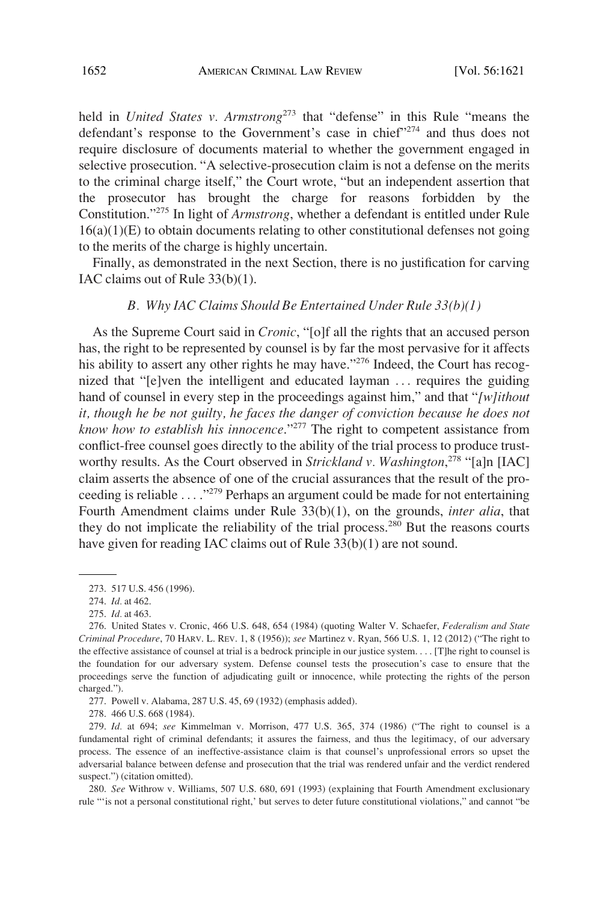held in *United States v. Armstrong*[273] that "defense" in this Rule "means the defendant's response to the Government's case in chief"[274] and thus does not require disclosure of documents material to whether the government engaged in selective prosecution. "A selective-prosecution claim is not a defense on the merits to the criminal charge itself," the Court wrote, "but an independent assertion that the prosecutor has brought the charge for reasons forbidden by the Constitution."[275] In light of *Armstrong*, whether a defendant is entitled under Rule 16(a)(1)(E) to obtain documents relating to other constitutional defenses not going to the merits of the charge is highly uncertain.

Finally, as demonstrated in the next Section, there is no justification for carving IAC claims out of Rule 33(b)(1).

### *B. Why IAC Claims Should Be Entertained Under Rule 33(b)(1)*

As the Supreme Court said in *Cronic*, "[o]f all the rights that an accused person has, the right to be represented by counsel is by far the most pervasive for it affects his ability to assert any other rights he may have."[276] Indeed, the Court has recognized that "[e]ven the intelligent and educated layman . . . requires the guiding hand of counsel in every step in the proceedings against him," and that "*[w]ithout it, though he be not guilty, he faces the danger of conviction because he does not know how to establish his innocence*."[277] The right to competent assistance from conflict-free counsel goes directly to the ability of the trial process to produce trustworthy results. As the Court observed in *Strickland v. Washington*,[278] "[a]n [IAC] claim asserts the absence of one of the crucial assurances that the result of the proceeding is reliable . . . ."[279] Perhaps an argument could be made for not entertaining Fourth Amendment claims under Rule 33(b)(1), on the grounds, *inter alia*, that they do not implicate the reliability of the trial process.[280] But the reasons courts have given for reading IAC claims out of Rule 33(b)(1) are not sound.

---

273. 517 U.S. 456 (1996).

274. *Id.* at 462.

275. *Id.* at 463.

276. United States v. Cronic, 466 U.S. 648, 654 (1984) (quoting Walter V. Schaefer, *Federalism and State Criminal Procedure*, 70 HARV. L. REV. 1, 8 (1956)); *see* Martinez v. Ryan, 566 U.S. 1, 12 (2012) ("The right to the effective assistance of counsel at trial is a bedrock principle in our justice system. . . . [T]he right to counsel is the foundation for our adversary system. Defense counsel tests the prosecution's case to ensure that the proceedings serve the function of adjudicating guilt or innocence, while protecting the rights of the person charged.").

277. Powell v. Alabama, 287 U.S. 45, 69 (1932) (emphasis added).

278. 466 U.S. 668 (1984).

279. *Id.* at 694; *see* Kimmelman v. Morrison, 477 U.S. 365, 374 (1986) ("The right to counsel is a fundamental right of criminal defendants; it assures the fairness, and thus the legitimacy, of our adversary process. The essence of an ineffective-assistance claim is that counsel's unprofessional errors so upset the adversarial balance between defense and prosecution that the trial was rendered unfair and the verdict rendered suspect.") (citation omitted).

280. *See* Withrow v. Williams, 507 U.S. 680, 691 (1993) (explaining that Fourth Amendment exclusionary rule "'is not a personal constitutional right,' but serves to deter future constitutional violations," and cannot "be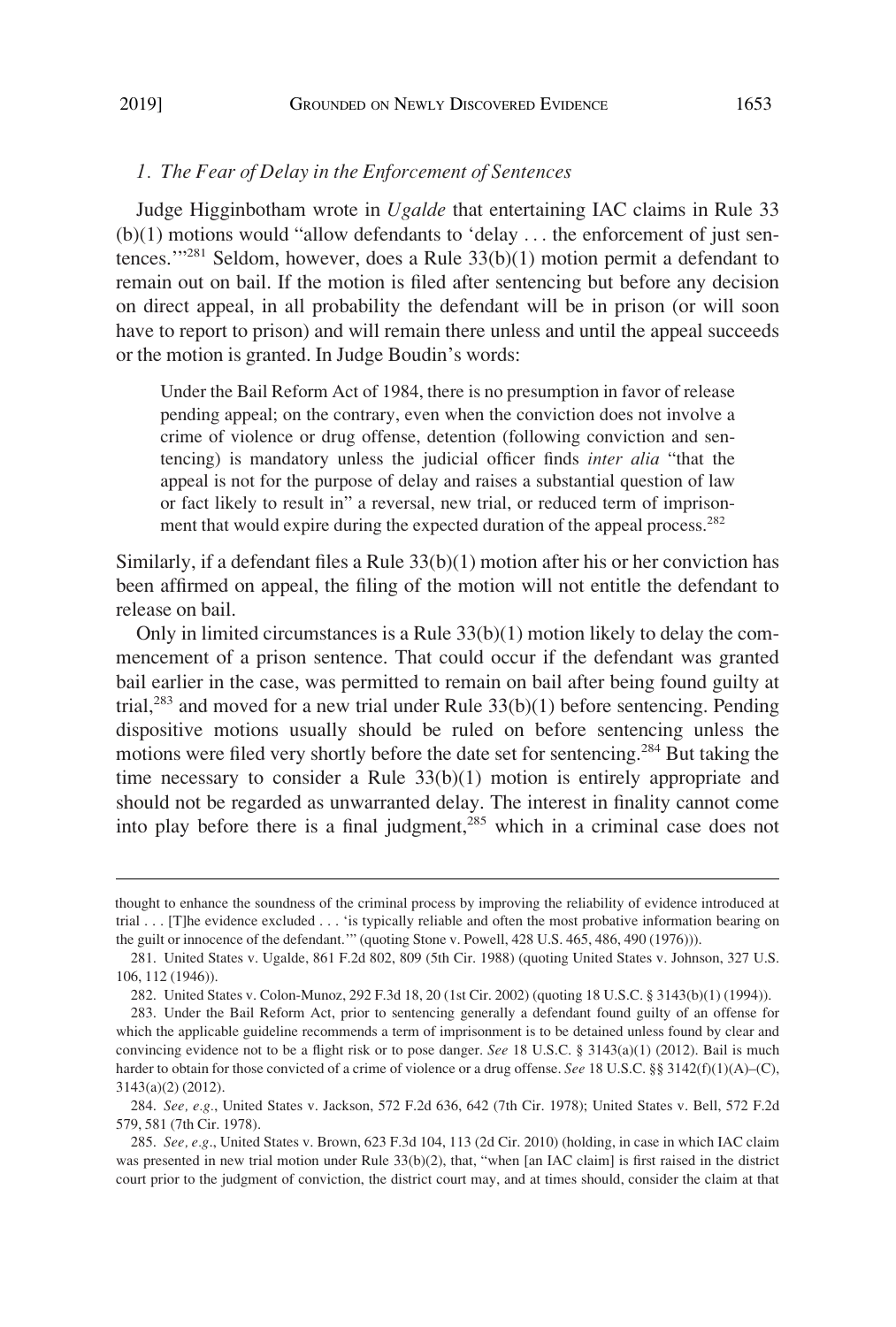### 1. *The Fear of Delay in the Enforcement of Sentences*

Judge Higginbotham wrote in *Ugalde* that entertaining IAC claims in Rule 33 (b)(1) motions would "allow defendants to 'delay . . . the enforcement of just sentences.'"[281] Seldom, however, does a Rule 33(b)(1) motion permit a defendant to remain out on bail. If the motion is filed after sentencing but before any decision on direct appeal, in all probability the defendant will be in prison (or will soon have to report to prison) and will remain there unless and until the appeal succeeds or the motion is granted. In Judge Boudin's words:

> Under the Bail Reform Act of 1984, there is no presumption in favor of release pending appeal; on the contrary, even when the conviction does not involve a crime of violence or drug offense, detention (following conviction and sentencing) is mandatory unless the judicial officer finds *inter alia* "that the appeal is not for the purpose of delay and raises a substantial question of law or fact likely to result in" a reversal, new trial, or reduced term of imprisonment that would expire during the expected duration of the appeal process.[282]

Similarly, if a defendant files a Rule 33(b)(1) motion after his or her conviction has been affirmed on appeal, the filing of the motion will not entitle the defendant to release on bail.

Only in limited circumstances is a Rule 33(b)(1) motion likely to delay the commencement of a prison sentence. That could occur if the defendant was granted bail earlier in the case, was permitted to remain on bail after being found guilty at trial,[283] and moved for a new trial under Rule 33(b)(1) before sentencing. Pending dispositive motions usually should be ruled on before sentencing unless the motions were filed very shortly before the date set for sentencing.[284] But taking the time necessary to consider a Rule 33(b)(1) motion is entirely appropriate and should not be regarded as unwarranted delay. The interest in finality cannot come into play before there is a final judgment,[285] which in a criminal case does not

---

thought to enhance the soundness of the criminal process by improving the reliability of evidence introduced at trial . . . [T]he evidence excluded . . . 'is typically reliable and often the most probative information bearing on the guilt or innocence of the defendant.'" (quoting Stone v. Powell, 428 U.S. 465, 486, 490 (1976))).

281. United States v. Ugalde, 861 F.2d 802, 809 (5th Cir. 1988) (quoting United States v. Johnson, 327 U.S. 106, 112 (1946)).

282. United States v. Colon-Munoz, 292 F.3d 18, 20 (1st Cir. 2002) (quoting 18 U.S.C. § 3143(b)(1) (1994)).

283. Under the Bail Reform Act, prior to sentencing generally a defendant found guilty of an offense for which the applicable guideline recommends a term of imprisonment is to be detained unless found by clear and convincing evidence not to be a flight risk or to pose danger. *See* 18 U.S.C. § 3143(a)(1) (2012). Bail is much harder to obtain for those convicted of a crime of violence or a drug offense. *See* 18 U.S.C. §§ 3142(f)(1)(A)–(C), 3143(a)(2) (2012).

284. *See, e.g.*, United States v. Jackson, 572 F.2d 636, 642 (7th Cir. 1978); United States v. Bell, 572 F.2d 579, 581 (7th Cir. 1978).

285. *See, e.g.*, United States v. Brown, 623 F.3d 104, 113 (2d Cir. 2010) (holding, in case in which IAC claim was presented in new trial motion under Rule 33(b)(2), that, "when [an IAC claim] is first raised in the district court prior to the judgment of conviction, the district court may, and at times should, consider the claim at that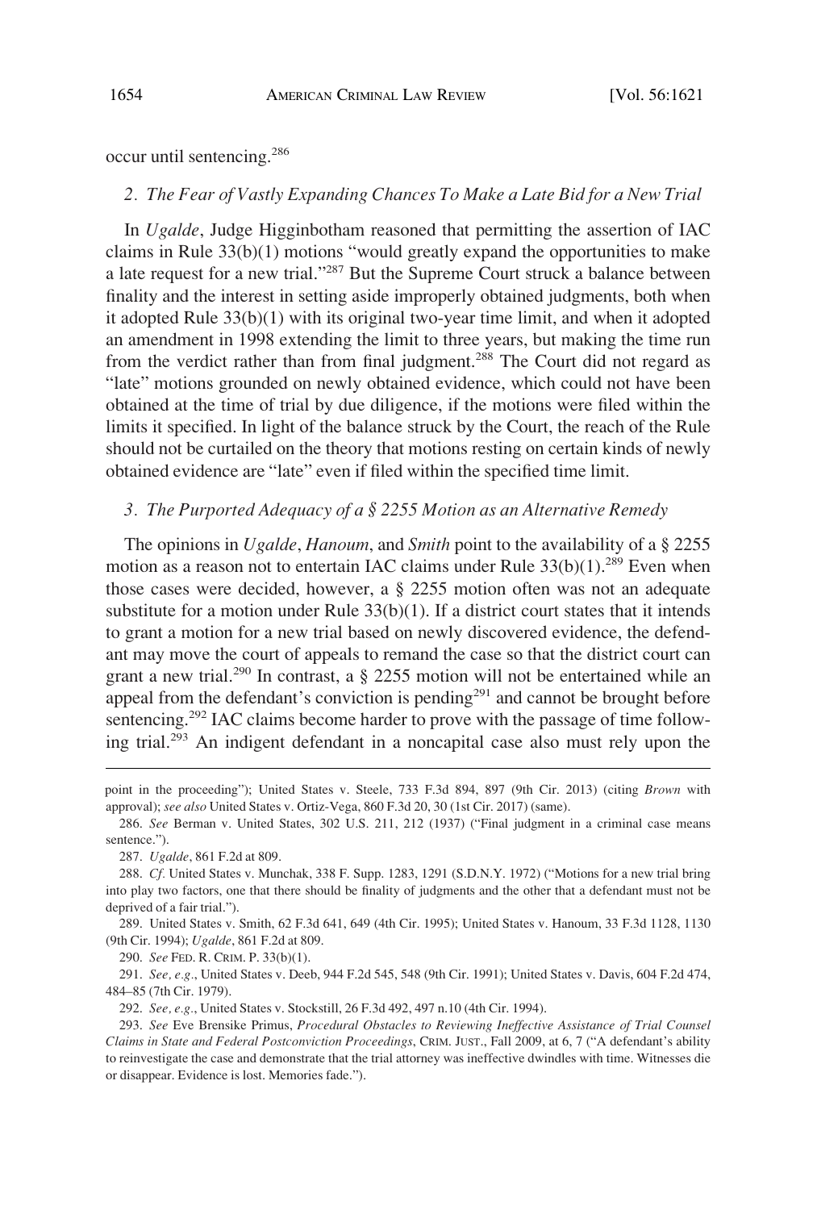occur until sentencing.[286]

### 2. *The Fear of Vastly Expanding Chances To Make a Late Bid for a New Trial*

In *Ugalde*, Judge Higginbotham reasoned that permitting the assertion of IAC claims in Rule 33(b)(1) motions "would greatly expand the opportunities to make a late request for a new trial."[287] But the Supreme Court struck a balance between finality and the interest in setting aside improperly obtained judgments, both when it adopted Rule 33(b)(1) with its original two-year time limit, and when it adopted an amendment in 1998 extending the limit to three years, but making the time run from the verdict rather than from final judgment.[288] The Court did not regard as "late" motions grounded on newly obtained evidence, which could not have been obtained at the time of trial by due diligence, if the motions were filed within the limits it specified. In light of the balance struck by the Court, the reach of the Rule should not be curtailed on the theory that motions resting on certain kinds of newly obtained evidence are "late" even if filed within the specified time limit.

### 3. *The Purported Adequacy of a § 2255 Motion as an Alternative Remedy*

The opinions in *Ugalde*, *Hanoum*, and *Smith* point to the availability of a § 2255 motion as a reason not to entertain IAC claims under Rule 33(b)(1).[289] Even when those cases were decided, however, a § 2255 motion often was not an adequate substitute for a motion under Rule 33(b)(1). If a district court states that it intends to grant a motion for a new trial based on newly discovered evidence, the defendant may move the court of appeals to remand the case so that the district court can grant a new trial.[290] In contrast, a § 2255 motion will not be entertained while an appeal from the defendant's conviction is pending[291] and cannot be brought before sentencing.[292] IAC claims become harder to prove with the passage of time following trial.[293] An indigent defendant in a noncapital case also must rely upon the

---

point in the proceeding"); United States v. Steele, 733 F.3d 894, 897 (9th Cir. 2013) (citing *Brown* with approval); *see also* United States v. Ortiz-Vega, 860 F.3d 20, 30 (1st Cir. 2017) (same).

286. *See* Berman v. United States, 302 U.S. 211, 212 (1937) ("Final judgment in a criminal case means sentence.").

287. *Ugalde*, 861 F.2d at 809.

288. *Cf.* United States v. Munchak, 338 F. Supp. 1283, 1291 (S.D.N.Y. 1972) ("Motions for a new trial bring into play two factors, one that there should be finality of judgments and the other that a defendant must not be deprived of a fair trial.").

289. United States v. Smith, 62 F.3d 641, 649 (4th Cir. 1995); United States v. Hanoum, 33 F.3d 1128, 1130 (9th Cir. 1994); *Ugalde*, 861 F.2d at 809.

290. *See* FED. R. CRIM. P. 33(b)(1).

291. *See, e.g.*, United States v. Deeb, 944 F.2d 545, 548 (9th Cir. 1991); United States v. Davis, 604 F.2d 474, 484–85 (7th Cir. 1979).

292. *See, e.g.*, United States v. Stockstill, 26 F.3d 492, 497 n.10 (4th Cir. 1994).

293. *See* Eve Brensike Primus, *Procedural Obstacles to Reviewing Ineffective Assistance of Trial Counsel Claims in State and Federal Postconviction Proceedings*, CRIM. JUST., Fall 2009, at 6, 7 ("A defendant's ability to reinvestigate the case and demonstrate that the trial attorney was ineffective dwindles with time. Witnesses die or disappear. Evidence is lost. Memories fade.").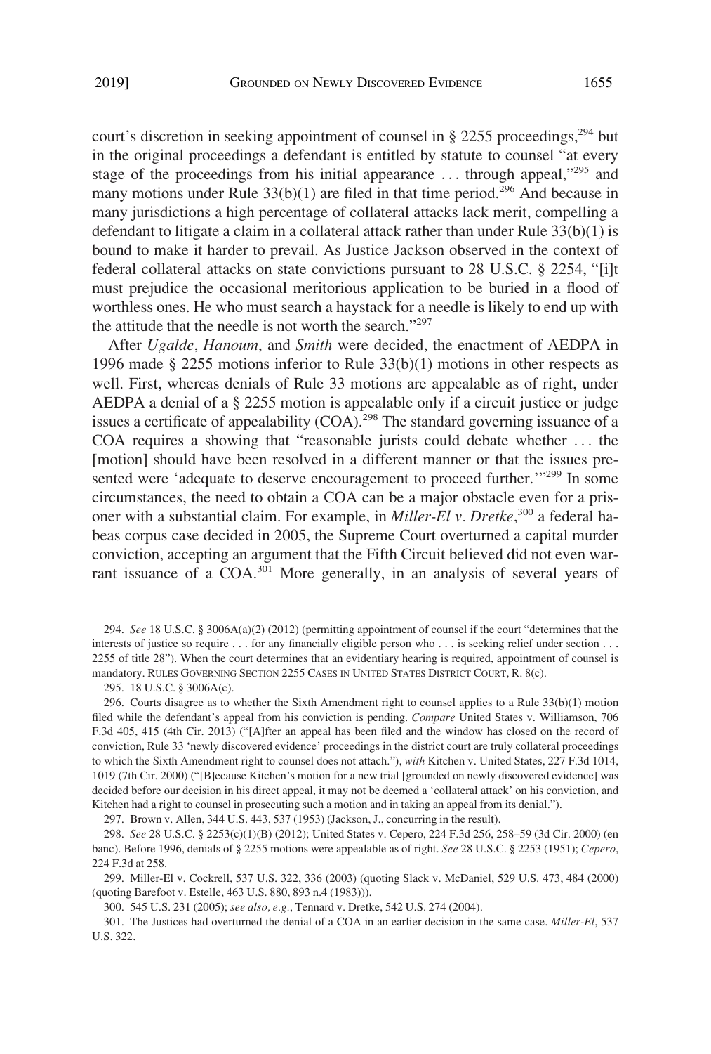court's discretion in seeking appointment of counsel in § 2255 proceedings,[294] but in the original proceedings a defendant is entitled by statute to counsel "at every stage of the proceedings from his initial appearance . . . through appeal,"[295] and many motions under Rule 33(b)(1) are filed in that time period.[296] And because in many jurisdictions a high percentage of collateral attacks lack merit, compelling a defendant to litigate a claim in a collateral attack rather than under Rule 33(b)(1) is bound to make it harder to prevail. As Justice Jackson observed in the context of federal collateral attacks on state convictions pursuant to 28 U.S.C. § 2254, "[i]t must prejudice the occasional meritorious application to be buried in a flood of worthless ones. He who must search a haystack for a needle is likely to end up with the attitude that the needle is not worth the search."[297]

After *Ugalde*, *Hanoum*, and *Smith* were decided, the enactment of AEDPA in 1996 made § 2255 motions inferior to Rule 33(b)(1) motions in other respects as well. First, whereas denials of Rule 33 motions are appealable as of right, under AEDPA a denial of a § 2255 motion is appealable only if a circuit justice or judge issues a certificate of appealability (COA).[298] The standard governing issuance of a COA requires a showing that "reasonable jurists could debate whether . . . the [motion] should have been resolved in a different manner or that the issues presented were 'adequate to deserve encouragement to proceed further.'"[299] In some circumstances, the need to obtain a COA can be a major obstacle even for a prisoner with a substantial claim. For example, in *Miller-El v. Dretke*,[300] a federal habeas corpus case decided in 2005, the Supreme Court overturned a capital murder conviction, accepting an argument that the Fifth Circuit believed did not even warrant issuance of a COA.[301] More generally, in an analysis of several years of

---

294. *See* 18 U.S.C. § 3006A(a)(2) (2012) (permitting appointment of counsel if the court "determines that the interests of justice so require . . . for any financially eligible person who . . . is seeking relief under section . . . 2255 of title 28"). When the court determines that an evidentiary hearing is required, appointment of counsel is mandatory. RULES GOVERNING SECTION 2255 CASES IN UNITED STATES DISTRICT COURT, R. 8(c).

295. 18 U.S.C. § 3006A(c).

296. Courts disagree as to whether the Sixth Amendment right to counsel applies to a Rule 33(b)(1) motion filed while the defendant's appeal from his conviction is pending. *Compare* United States v. Williamson, 706 F.3d 405, 415 (4th Cir. 2013) ("[A]fter an appeal has been filed and the window has closed on the record of conviction, Rule 33 'newly discovered evidence' proceedings in the district court are truly collateral proceedings to which the Sixth Amendment right to counsel does not attach."), *with* Kitchen v. United States, 227 F.3d 1014, 1019 (7th Cir. 2000) ("[B]ecause Kitchen's motion for a new trial [grounded on newly discovered evidence] was decided before our decision in his direct appeal, it may not be deemed a 'collateral attack' on his conviction, and Kitchen had a right to counsel in prosecuting such a motion and in taking an appeal from its denial.").

297. Brown v. Allen, 344 U.S. 443, 537 (1953) (Jackson, J., concurring in the result).

298. *See* 28 U.S.C. § 2253(c)(1)(B) (2012); United States v. Cepero, 224 F.3d 256, 258–59 (3d Cir. 2000) (en banc). Before 1996, denials of § 2255 motions were appealable as of right. *See* 28 U.S.C. § 2253 (1951); *Cepero*, 224 F.3d at 258.

299. Miller-El v. Cockrell, 537 U.S. 322, 336 (2003) (quoting Slack v. McDaniel, 529 U.S. 473, 484 (2000) (quoting Barefoot v. Estelle, 463 U.S. 880, 893 n.4 (1983))).

300. 545 U.S. 231 (2005); *see also, e.g.*, Tennard v. Dretke, 542 U.S. 274 (2004).

301. The Justices had overturned the denial of a COA in an earlier decision in the same case. *Miller-El*, 537 U.S. 322.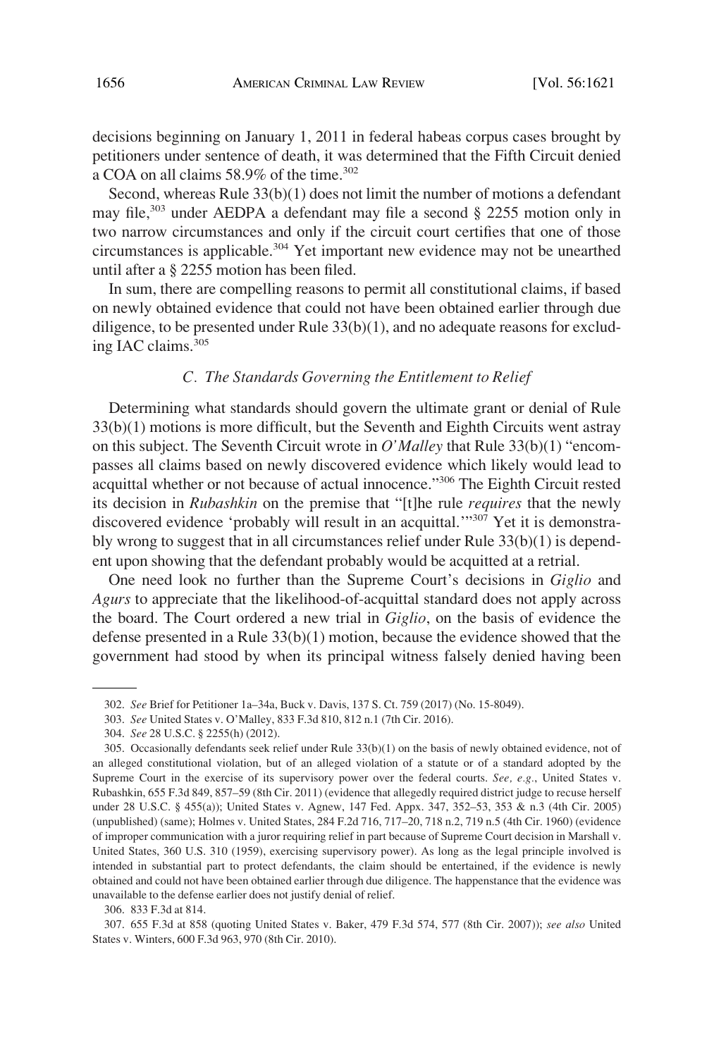decisions beginning on January 1, 2011 in federal habeas corpus cases brought by petitioners under sentence of death, it was determined that the Fifth Circuit denied a COA on all claims 58.9% of the time.[302]

Second, whereas Rule 33(b)(1) does not limit the number of motions a defendant may file,[303] under AEDPA a defendant may file a second § 2255 motion only in two narrow circumstances and only if the circuit court certifies that one of those circumstances is applicable.[304] Yet important new evidence may not be unearthed until after a § 2255 motion has been filed.

In sum, there are compelling reasons to permit all constitutional claims, if based on newly obtained evidence that could not have been obtained earlier through due diligence, to be presented under Rule 33(b)(1), and no adequate reasons for excluding IAC claims.[305]

### *C. The Standards Governing the Entitlement to Relief*

Determining what standards should govern the ultimate grant or denial of Rule 33(b)(1) motions is more difficult, but the Seventh and Eighth Circuits went astray on this subject. The Seventh Circuit wrote in *O'Malley* that Rule 33(b)(1) "encompasses all claims based on newly discovered evidence which likely would lead to acquittal whether or not because of actual innocence."[306] The Eighth Circuit rested its decision in *Rubashkin* on the premise that "[t]he rule *requires* that the newly discovered evidence 'probably will result in an acquittal.'"[307] Yet it is demonstrably wrong to suggest that in all circumstances relief under Rule 33(b)(1) is dependent upon showing that the defendant probably would be acquitted at a retrial.

One need look no further than the Supreme Court's decisions in *Giglio* and *Agurs* to appreciate that the likelihood-of-acquittal standard does not apply across the board. The Court ordered a new trial in *Giglio*, on the basis of evidence the defense presented in a Rule 33(b)(1) motion, because the evidence showed that the government had stood by when its principal witness falsely denied having been

---

302. *See* Brief for Petitioner 1a–34a, Buck v. Davis, 137 S. Ct. 759 (2017) (No. 15-8049).

303. *See* United States v. O'Malley, 833 F.3d 810, 812 n.1 (7th Cir. 2016).

304. *See* 28 U.S.C. § 2255(h) (2012).

305. Occasionally defendants seek relief under Rule 33(b)(1) on the basis of newly obtained evidence, not of an alleged constitutional violation, but of an alleged violation of a statute or of a standard adopted by the Supreme Court in the exercise of its supervisory power over the federal courts. *See, e.g.*, United States v. Rubashkin, 655 F.3d 849, 857–59 (8th Cir. 2011) (evidence that allegedly required district judge to recuse herself under 28 U.S.C. § 455(a)); United States v. Agnew, 147 Fed. Appx. 347, 352–53, 353 & n.3 (4th Cir. 2005) (unpublished) (same); Holmes v. United States, 284 F.2d 716, 717–20, 718 n.2, 719 n.5 (4th Cir. 1960) (evidence of improper communication with a juror requiring relief in part because of Supreme Court decision in Marshall v. United States, 360 U.S. 310 (1959), exercising supervisory power). As long as the legal principle involved is intended in substantial part to protect defendants, the claim should be entertained, if the evidence is newly obtained and could not have been obtained earlier through due diligence. The happenstance that the evidence was unavailable to the defense earlier does not justify denial of relief.

306. 833 F.3d at 814.

307. 655 F.3d at 858 (quoting United States v. Baker, 479 F.3d 574, 577 (8th Cir. 2007)); *see also* United States v. Winters, 600 F.3d 963, 970 (8th Cir. 2010).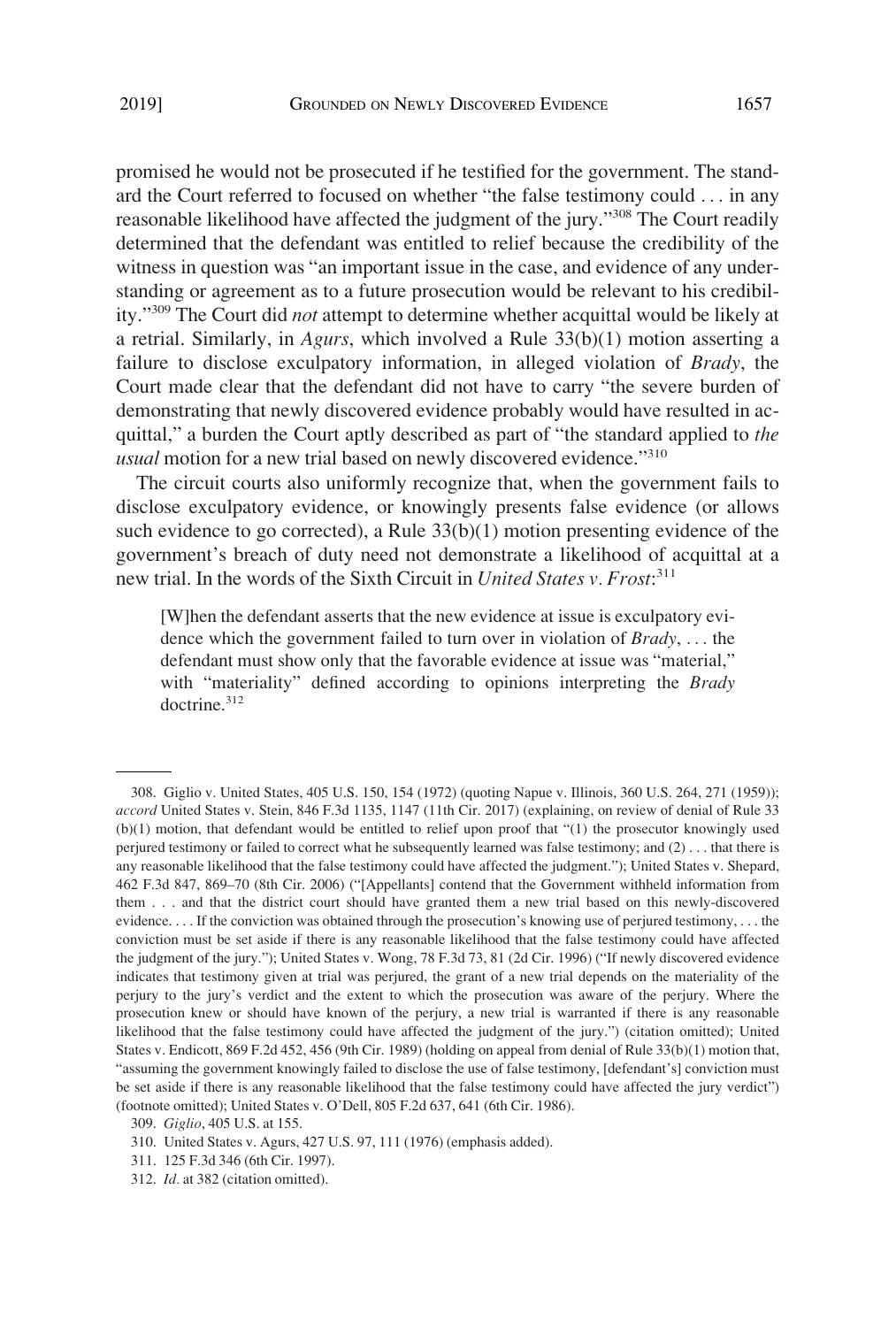promised he would not be prosecuted if he testified for the government. The standard the Court referred to focused on whether "the false testimony could . . . in any reasonable likelihood have affected the judgment of the jury."[308] The Court readily determined that the defendant was entitled to relief because the credibility of the witness in question was "an important issue in the case, and evidence of any understanding or agreement as to a future prosecution would be relevant to his credibility."[309] The Court did *not* attempt to determine whether acquittal would be likely at a retrial. Similarly, in *Agurs*, which involved a Rule 33(b)(1) motion asserting a failure to disclose exculpatory information, in alleged violation of *Brady*, the Court made clear that the defendant did not have to carry "the severe burden of demonstrating that newly discovered evidence probably would have resulted in acquittal," a burden the Court aptly described as part of "the standard applied to *the usual* motion for a new trial based on newly discovered evidence."[310]

The circuit courts also uniformly recognize that, when the government fails to disclose exculpatory evidence, or knowingly presents false evidence (or allows such evidence to go corrected), a Rule 33(b)(1) motion presenting evidence of the government's breach of duty need not demonstrate a likelihood of acquittal at a new trial. In the words of the Sixth Circuit in *United States v. Frost*:[311]

> [W]hen the defendant asserts that the new evidence at issue is exculpatory evidence which the government failed to turn over in violation of *Brady*, . . . the defendant must show only that the favorable evidence at issue was "material," with "materiality" defined according to opinions interpreting the *Brady* doctrine.[312]

---

308. Giglio v. United States, 405 U.S. 150, 154 (1972) (quoting Napue v. Illinois, 360 U.S. 264, 271 (1959)); *accord* United States v. Stein, 846 F.3d 1135, 1147 (11th Cir. 2017) (explaining, on review of denial of Rule 33 (b)(1) motion, that defendant would be entitled to relief upon proof that "(1) the prosecutor knowingly used perjured testimony or failed to correct what he subsequently learned was false testimony; and (2) . . . that there is any reasonable likelihood that the false testimony could have affected the judgment."); United States v. Shepard, 462 F.3d 847, 869–70 (8th Cir. 2006) ("[Appellants] contend that the Government withheld information from them . . . and that the district court should have granted them a new trial based on this newly-discovered evidence. . . . If the conviction was obtained through the prosecution's knowing use of perjured testimony, . . . the conviction must be set aside if there is any reasonable likelihood that the false testimony could have affected the judgment of the jury."); United States v. Wong, 78 F.3d 73, 81 (2d Cir. 1996) ("If newly discovered evidence indicates that testimony given at trial was perjured, the grant of a new trial depends on the materiality of the perjury to the jury's verdict and the extent to which the prosecution was aware of the perjury. Where the prosecution knew or should have known of the perjury, a new trial is warranted if there is any reasonable likelihood that the false testimony could have affected the judgment of the jury.") (citation omitted); United States v. Endicott, 869 F.2d 452, 456 (9th Cir. 1989) (holding on appeal from denial of Rule 33(b)(1) motion that, "assuming the government knowingly failed to disclose the use of false testimony, [defendant's] conviction must be set aside if there is any reasonable likelihood that the false testimony could have affected the jury verdict") (footnote omitted); United States v. O'Dell, 805 F.2d 637, 641 (6th Cir. 1986).

309. *Giglio*, 405 U.S. at 155.

310. United States v. Agurs, 427 U.S. 97, 111 (1976) (emphasis added).

311. 125 F.3d 346 (6th Cir. 1997).

312. *Id.* at 382 (citation omitted).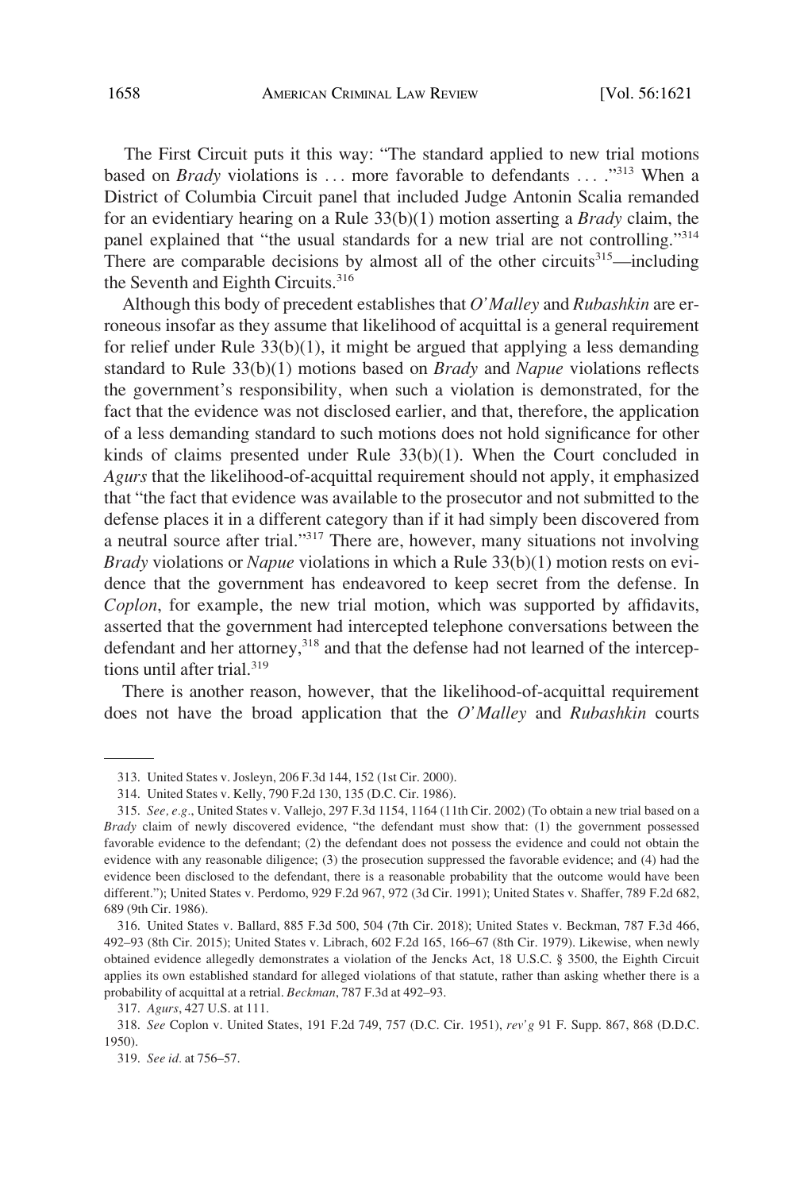The First Circuit puts it this way: "The standard applied to new trial motions based on *Brady* violations is . . . more favorable to defendants . . . ."[313] When a District of Columbia Circuit panel that included Judge Antonin Scalia remanded for an evidentiary hearing on a Rule 33(b)(1) motion asserting a *Brady* claim, the panel explained that "the usual standards for a new trial are not controlling."[314] There are comparable decisions by almost all of the other circuits[315]—including the Seventh and Eighth Circuits.[316]

Although this body of precedent establishes that *O'Malley* and *Rubashkin* are erroneous insofar as they assume that likelihood of acquittal is a general requirement for relief under Rule 33(b)(1), it might be argued that applying a less demanding standard to Rule 33(b)(1) motions based on *Brady* and *Napue* violations reflects the government's responsibility, when such a violation is demonstrated, for the fact that the evidence was not disclosed earlier, and that, therefore, the application of a less demanding standard to such motions does not hold significance for other kinds of claims presented under Rule 33(b)(1). When the Court concluded in *Agurs* that the likelihood-of-acquittal requirement should not apply, it emphasized that "the fact that evidence was available to the prosecutor and not submitted to the defense places it in a different category than if it had simply been discovered from a neutral source after trial."[317] There are, however, many situations not involving *Brady* violations or *Napue* violations in which a Rule 33(b)(1) motion rests on evidence that the government has endeavored to keep secret from the defense. In *Coplon*, for example, the new trial motion, which was supported by affidavits, asserted that the government had intercepted telephone conversations between the defendant and her attorney,[318] and that the defense had not learned of the interceptions until after trial.[319]

There is another reason, however, that the likelihood-of-acquittal requirement does not have the broad application that the *O'Malley* and *Rubashkin* courts

---

313. United States v. Josleyn, 206 F.3d 144, 152 (1st Cir. 2000).

314. United States v. Kelly, 790 F.2d 130, 135 (D.C. Cir. 1986).

315. *See, e.g.*, United States v. Vallejo, 297 F.3d 1154, 1164 (11th Cir. 2002) (To obtain a new trial based on a *Brady* claim of newly discovered evidence, "the defendant must show that: (1) the government possessed favorable evidence to the defendant; (2) the defendant does not possess the evidence and could not obtain the evidence with any reasonable diligence; (3) the prosecution suppressed the favorable evidence; and (4) had the evidence been disclosed to the defendant, there is a reasonable probability that the outcome would have been different."); United States v. Perdomo, 929 F.2d 967, 972 (3d Cir. 1991); United States v. Shaffer, 789 F.2d 682, 689 (9th Cir. 1986).

316. United States v. Ballard, 885 F.3d 500, 504 (7th Cir. 2018); United States v. Beckman, 787 F.3d 466, 492–93 (8th Cir. 2015); United States v. Librach, 602 F.2d 165, 166–67 (8th Cir. 1979). Likewise, when newly obtained evidence allegedly demonstrates a violation of the Jencks Act, 18 U.S.C. § 3500, the Eighth Circuit applies its own established standard for alleged violations of that statute, rather than asking whether there is a probability of acquittal at a retrial. *Beckman*, 787 F.3d at 492–93.

317. *Agurs*, 427 U.S. at 111.

318. *See* Coplon v. United States, 191 F.2d 749, 757 (D.C. Cir. 1951), *rev'g* 91 F. Supp. 867, 868 (D.D.C. 1950).

319. *See id.* at 756–57.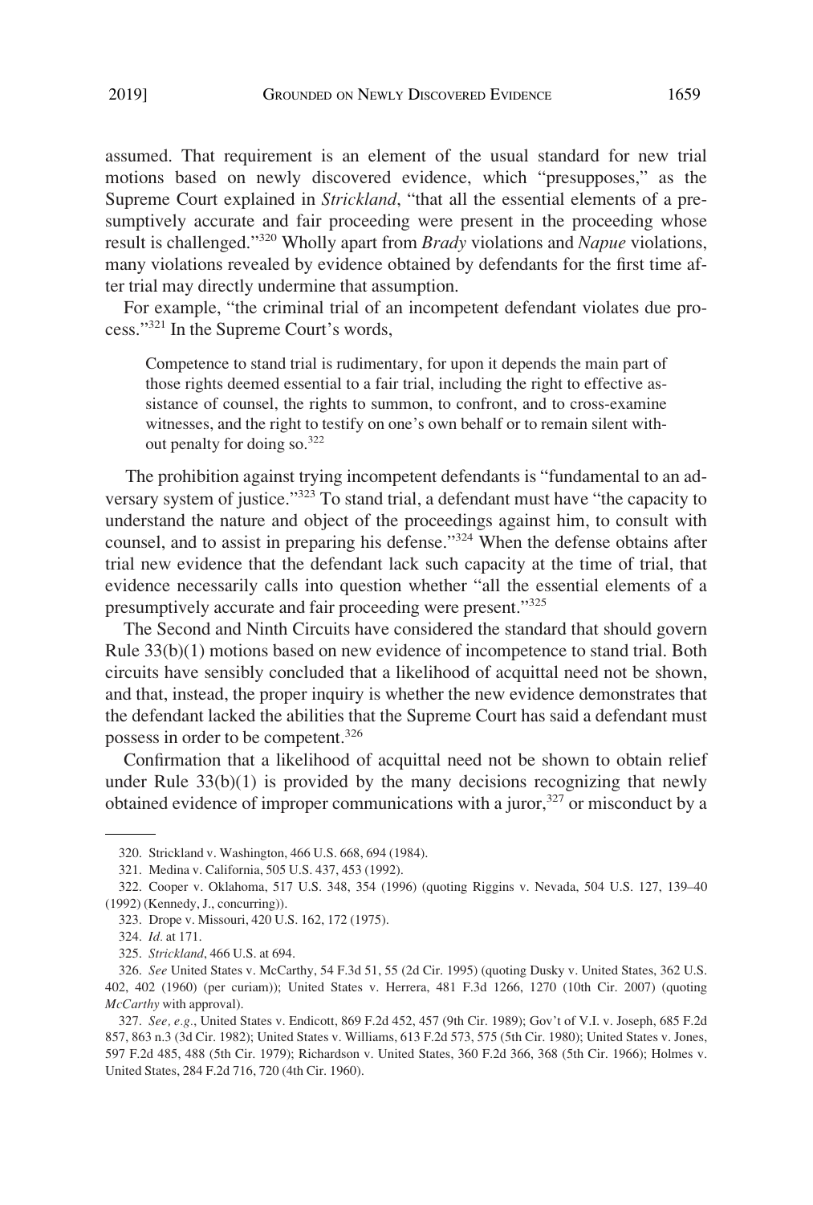assumed. That requirement is an element of the usual standard for new trial motions based on newly discovered evidence, which "presupposes," as the Supreme Court explained in *Strickland*, "that all the essential elements of a presumptively accurate and fair proceeding were present in the proceeding whose result is challenged."[320] Wholly apart from *Brady* violations and *Napue* violations, many violations revealed by evidence obtained by defendants for the first time after trial may directly undermine that assumption.

For example, "the criminal trial of an incompetent defendant violates due process."[321] In the Supreme Court's words,

> Competence to stand trial is rudimentary, for upon it depends the main part of those rights deemed essential to a fair trial, including the right to effective assistance of counsel, the rights to summon, to confront, and to cross-examine witnesses, and the right to testify on one's own behalf or to remain silent without penalty for doing so.[322]

The prohibition against trying incompetent defendants is "fundamental to an adversary system of justice."[323] To stand trial, a defendant must have "the capacity to understand the nature and object of the proceedings against him, to consult with counsel, and to assist in preparing his defense."[324] When the defense obtains after trial new evidence that the defendant lack such capacity at the time of trial, that evidence necessarily calls into question whether "all the essential elements of a presumptively accurate and fair proceeding were present."[325]

The Second and Ninth Circuits have considered the standard that should govern Rule 33(b)(1) motions based on new evidence of incompetence to stand trial. Both circuits have sensibly concluded that a likelihood of acquittal need not be shown, and that, instead, the proper inquiry is whether the new evidence demonstrates that the defendant lacked the abilities that the Supreme Court has said a defendant must possess in order to be competent.[326]

Confirmation that a likelihood of acquittal need not be shown to obtain relief under Rule 33(b)(1) is provided by the many decisions recognizing that newly obtained evidence of improper communications with a juror,[327] or misconduct by a

---

320. Strickland v. Washington, 466 U.S. 668, 694 (1984).

321. Medina v. California, 505 U.S. 437, 453 (1992).

322. Cooper v. Oklahoma, 517 U.S. 348, 354 (1996) (quoting Riggins v. Nevada, 504 U.S. 127, 139–40 (1992) (Kennedy, J., concurring)).

323. Drope v. Missouri, 420 U.S. 162, 172 (1975).

324. *Id.* at 171.

325. *Strickland*, 466 U.S. at 694.

326. *See* United States v. McCarthy, 54 F.3d 51, 55 (2d Cir. 1995) (quoting Dusky v. United States, 362 U.S. 402, 402 (1960) (per curiam)); United States v. Herrera, 481 F.3d 1266, 1270 (10th Cir. 2007) (quoting *McCarthy* with approval).

327. *See, e.g.*, United States v. Endicott, 869 F.2d 452, 457 (9th Cir. 1989); Gov't of V.I. v. Joseph, 685 F.2d 857, 863 n.3 (3d Cir. 1982); United States v. Williams, 613 F.2d 573, 575 (5th Cir. 1980); United States v. Jones, 597 F.2d 485, 488 (5th Cir. 1979); Richardson v. United States, 360 F.2d 366, 368 (5th Cir. 1966); Holmes v. United States, 284 F.2d 716, 720 (4th Cir. 1960).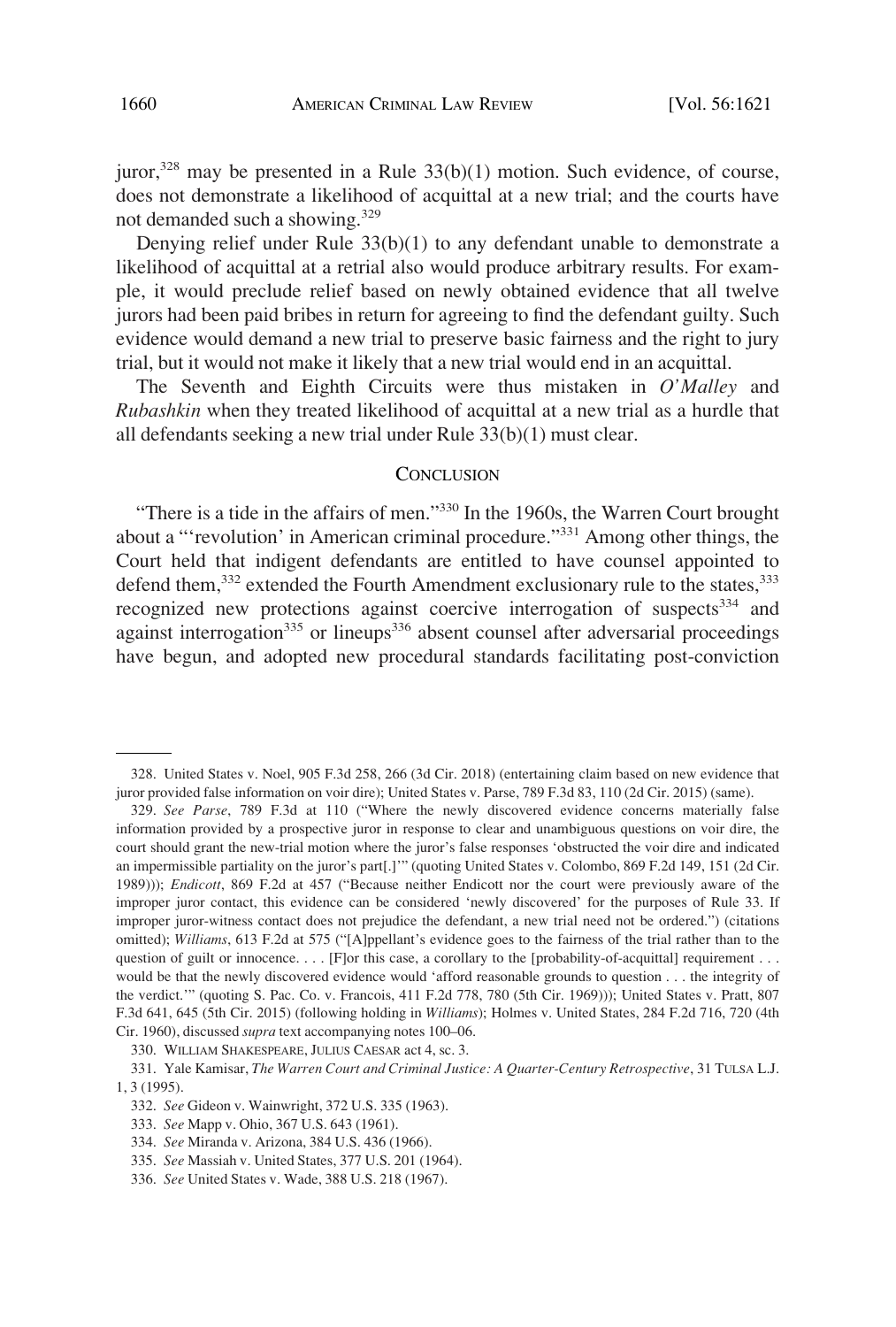juror,[328] may be presented in a Rule 33(b)(1) motion. Such evidence, of course, does not demonstrate a likelihood of acquittal at a new trial; and the courts have not demanded such a showing.[329]

Denying relief under Rule 33(b)(1) to any defendant unable to demonstrate a likelihood of acquittal at a retrial also would produce arbitrary results. For example, it would preclude relief based on newly obtained evidence that all twelve jurors had been paid bribes in return for agreeing to find the defendant guilty. Such evidence would demand a new trial to preserve basic fairness and the right to jury trial, but it would not make it likely that a new trial would end in an acquittal.

The Seventh and Eighth Circuits were thus mistaken in *O'Malley* and *Rubashkin* when they treated likelihood of acquittal at a new trial as a hurdle that all defendants seeking a new trial under Rule 33(b)(1) must clear.

## CONCLUSION

"There is a tide in the affairs of men."[330] In the 1960s, the Warren Court brought about a "'revolution' in American criminal procedure."[331] Among other things, the Court held that indigent defendants are entitled to have counsel appointed to defend them,[332] extended the Fourth Amendment exclusionary rule to the states,[333] recognized new protections against coercive interrogation of suspects[334] and against interrogation[335] or lineups[336] absent counsel after adversarial proceedings have begun, and adopted new procedural standards facilitating post-conviction

---

328. United States v. Noel, 905 F.3d 258, 266 (3d Cir. 2018) (entertaining claim based on new evidence that juror provided false information on voir dire); United States v. Parse, 789 F.3d 83, 110 (2d Cir. 2015) (same).

329. *See Parse*, 789 F.3d at 110 ("Where the newly discovered evidence concerns materially false information provided by a prospective juror in response to clear and unambiguous questions on voir dire, the court should grant the new-trial motion where the juror's false responses 'obstructed the voir dire and indicated an impermissible partiality on the juror's part[.]'" (quoting United States v. Colombo, 869 F.2d 149, 151 (2d Cir. 1989))); *Endicott*, 869 F.2d at 457 ("Because neither Endicott nor the court were previously aware of the improper juror contact, this evidence can be considered 'newly discovered' for the purposes of Rule 33. If improper juror-witness contact does not prejudice the defendant, a new trial need not be ordered.") (citations omitted); *Williams*, 613 F.2d at 575 ("[A]ppellant's evidence goes to the fairness of the trial rather than to the question of guilt or innocence. . . . [F]or this case, a corollary to the [probability-of-acquittal] requirement . . . would be that the newly discovered evidence would 'afford reasonable grounds to question . . . the integrity of the verdict.'" (quoting S. Pac. Co. v. Francois, 411 F.2d 778, 780 (5th Cir. 1969))); United States v. Pratt, 807 F.3d 641, 645 (5th Cir. 2015) (following holding in *Williams*); Holmes v. United States, 284 F.2d 716, 720 (4th Cir. 1960), discussed *supra* text accompanying notes 100–06.

330. WILLIAM SHAKESPEARE, JULIUS CAESAR act 4, sc. 3.

331. Yale Kamisar, *The Warren Court and Criminal Justice: A Quarter-Century Retrospective*, 31 TULSA L.J. 1, 3 (1995).

332. *See* Gideon v. Wainwright, 372 U.S. 335 (1963).

333. *See* Mapp v. Ohio, 367 U.S. 643 (1961).

334. *See* Miranda v. Arizona, 384 U.S. 436 (1966).

335. *See* Massiah v. United States, 377 U.S. 201 (1964).

336. *See* United States v. Wade, 388 U.S. 218 (1967).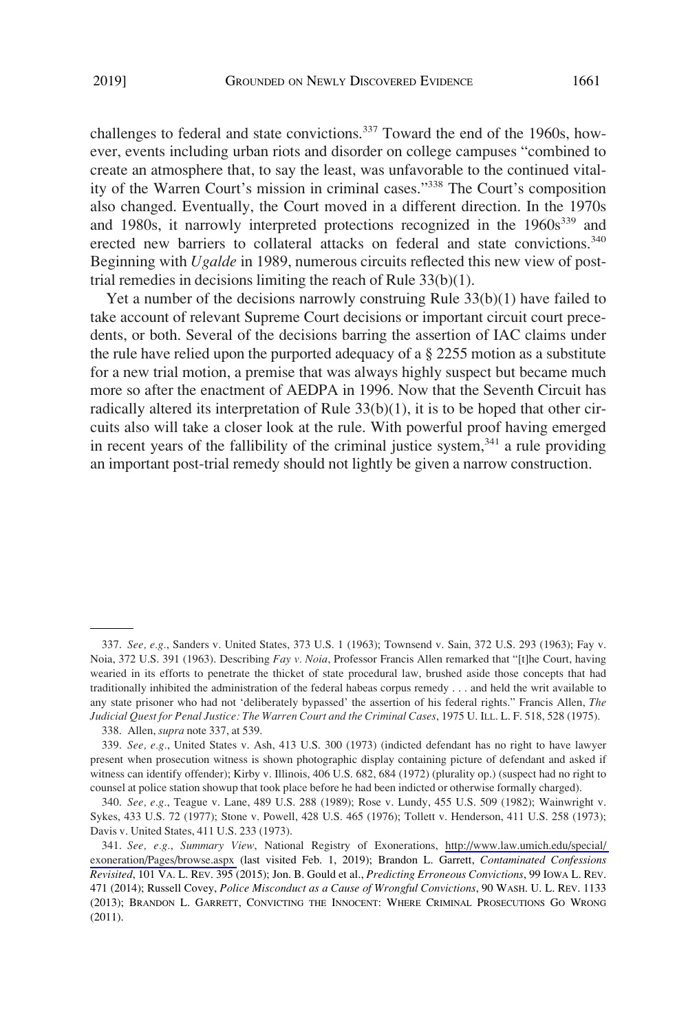challenges to federal and state convictions.[337] Toward the end of the 1960s, however, events including urban riots and disorder on college campuses "combined to create an atmosphere that, to say the least, was unfavorable to the continued vitality of the Warren Court's mission in criminal cases."[338] The Court's composition also changed. Eventually, the Court moved in a different direction. In the 1970s and 1980s, it narrowly interpreted protections recognized in the 1960s[339] and erected new barriers to collateral attacks on federal and state convictions.[340] Beginning with *Ugalde* in 1989, numerous circuits reflected this new view of post-trial remedies in decisions limiting the reach of Rule 33(b)(1).

Yet a number of the decisions narrowly construing Rule 33(b)(1) have failed to take account of relevant Supreme Court decisions or important circuit court precedents, or both. Several of the decisions barring the assertion of IAC claims under the rule have relied upon the purported adequacy of a § 2255 motion as a substitute for a new trial motion, a premise that was always highly suspect but became much more so after the enactment of AEDPA in 1996. Now that the Seventh Circuit has radically altered its interpretation of Rule 33(b)(1), it is to be hoped that other circuits also will take a closer look at the rule. With powerful proof having emerged in recent years of the fallibility of the criminal justice system,[341] a rule providing an important post-trial remedy should not lightly be given a narrow construction.

---

337. *See, e.g.*, Sanders v. United States, 373 U.S. 1 (1963); Townsend v. Sain, 372 U.S. 293 (1963); Fay v. Noia, 372 U.S. 391 (1963). Describing *Fay v. Noia*, Professor Francis Allen remarked that "[t]he Court, having wearied in its efforts to penetrate the thicket of state procedural law, brushed aside those concepts that had traditionally inhibited the administration of the federal habeas corpus remedy . . . and held the writ available to any state prisoner who had not 'deliberately bypassed' the assertion of his federal rights." Francis Allen, *The Judicial Quest for Penal Justice: The Warren Court and the Criminal Cases*, 1975 U. ILL. L. F. 518, 528 (1975).

338. Allen, *supra* note 337, at 539.

339. *See, e.g.*, United States v. Ash, 413 U.S. 300 (1973) (indicted defendant has no right to have lawyer present when prosecution witness is shown photographic display containing picture of defendant and asked if witness can identify offender); Kirby v. Illinois, 406 U.S. 682, 684 (1972) (plurality op.) (suspect had no right to counsel at police station showup that took place before he had been indicted or otherwise formally charged).

340. *See, e.g.*, Teague v. Lane, 489 U.S. 288 (1989); Rose v. Lundy, 455 U.S. 509 (1982); Wainwright v. Sykes, 433 U.S. 72 (1977); Stone v. Powell, 428 U.S. 465 (1976); Tollett v. Henderson, 411 U.S. 258 (1973); Davis v. United States, 411 U.S. 233 (1973).

341. *See, e.g.*, *Summary View*, National Registry of Exonerations, http://www.law.umich.edu/special/exoneration/Pages/browse.aspx (last visited Feb. 1, 2019); Brandon L. Garrett, *Contaminated Confessions Revisited*, 101 VA. L. REV. 395 (2015); Jon. B. Gould et al., *Predicting Erroneous Convictions*, 99 IOWA L. REV. 471 (2014); Russell Covey, *Police Misconduct as a Cause of Wrongful Convictions*, 90 WASH. U. L. REV. 1133 (2013); BRANDON L. GARRETT, CONVICTING THE INNOCENT: WHERE CRIMINAL PROSECUTIONS GO WRONG (2011).